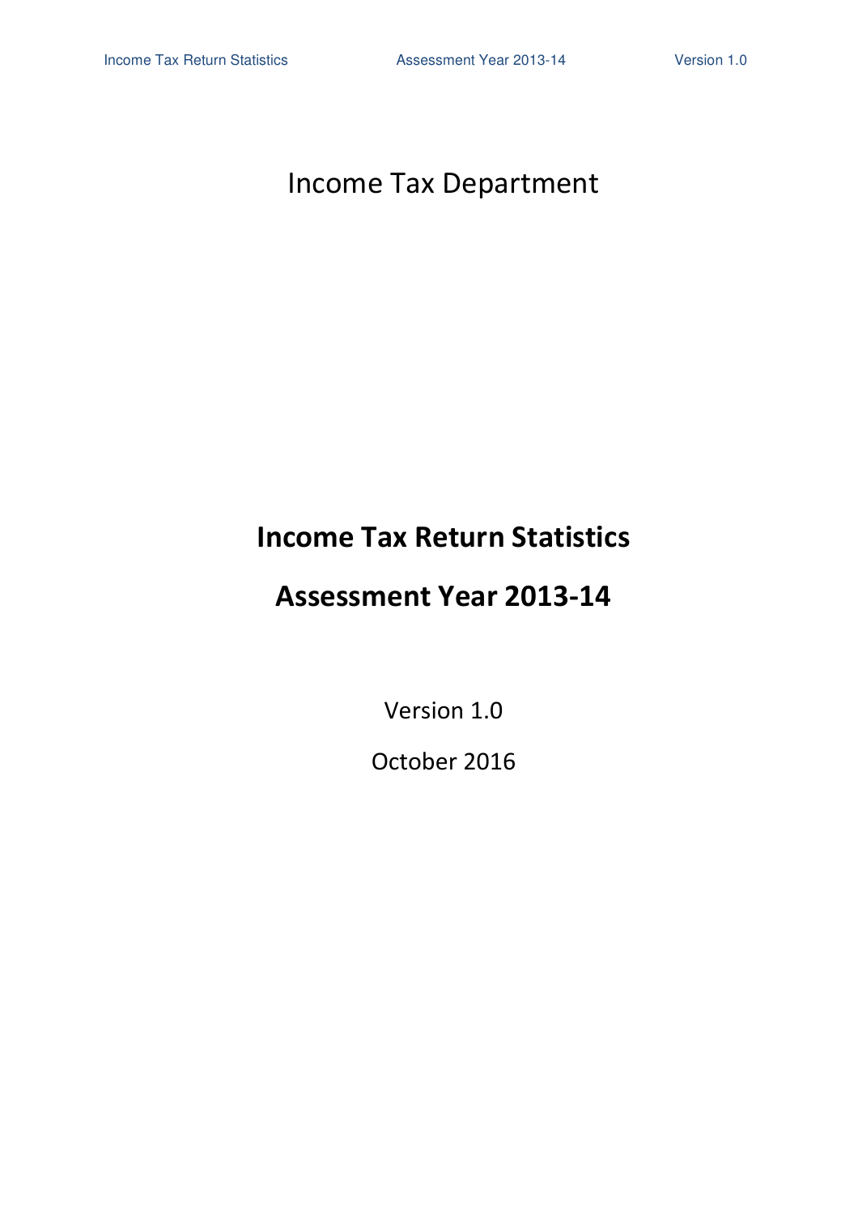Income Tax Department

# Income Tax Return Statistics

# Assessment Year 2013-14

Version 1.0

October 2016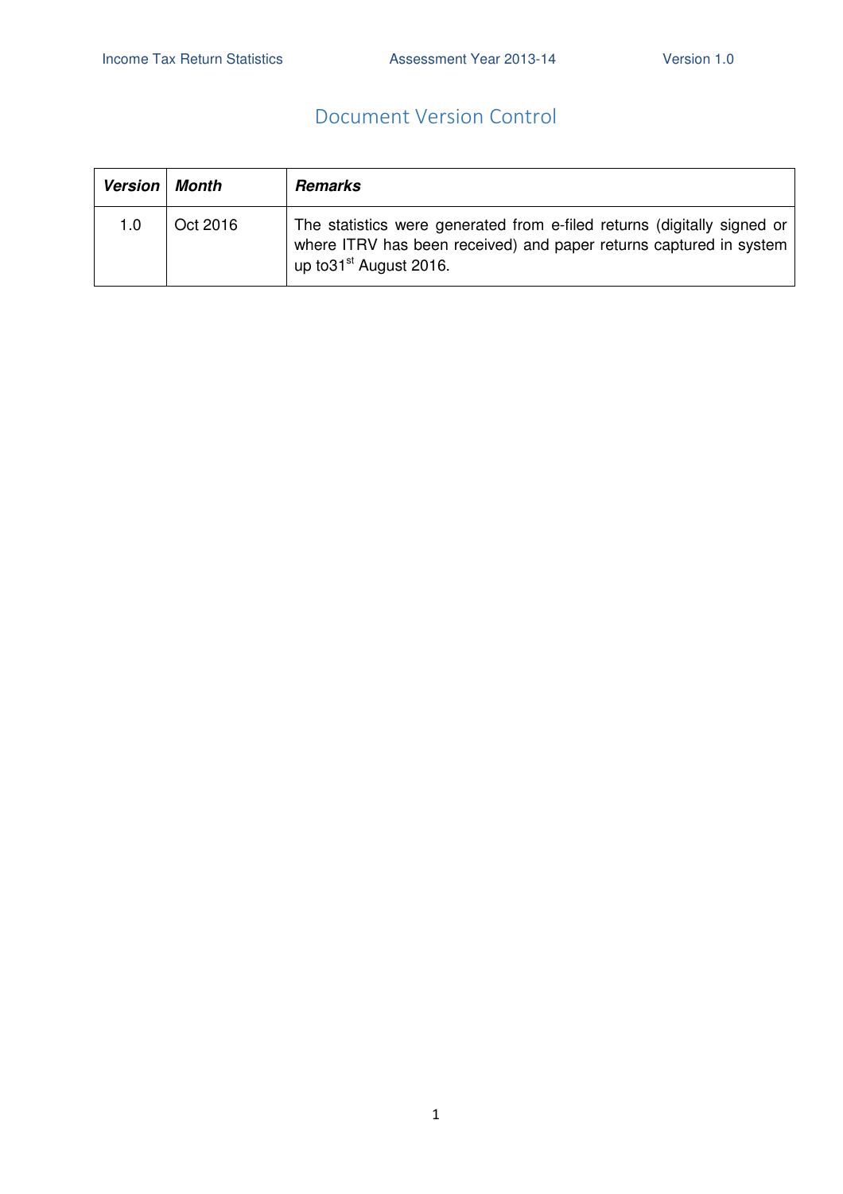# Document Version Control

| ***Version*** | ***Month*** | ***Remarks*** |
| --- | --- | --- |
| 1.0 | Oct 2016 | The statistics were generated from e-filed returns (digitally signed or where ITRV has been received) and paper returns captured in system up to31st August 2016. |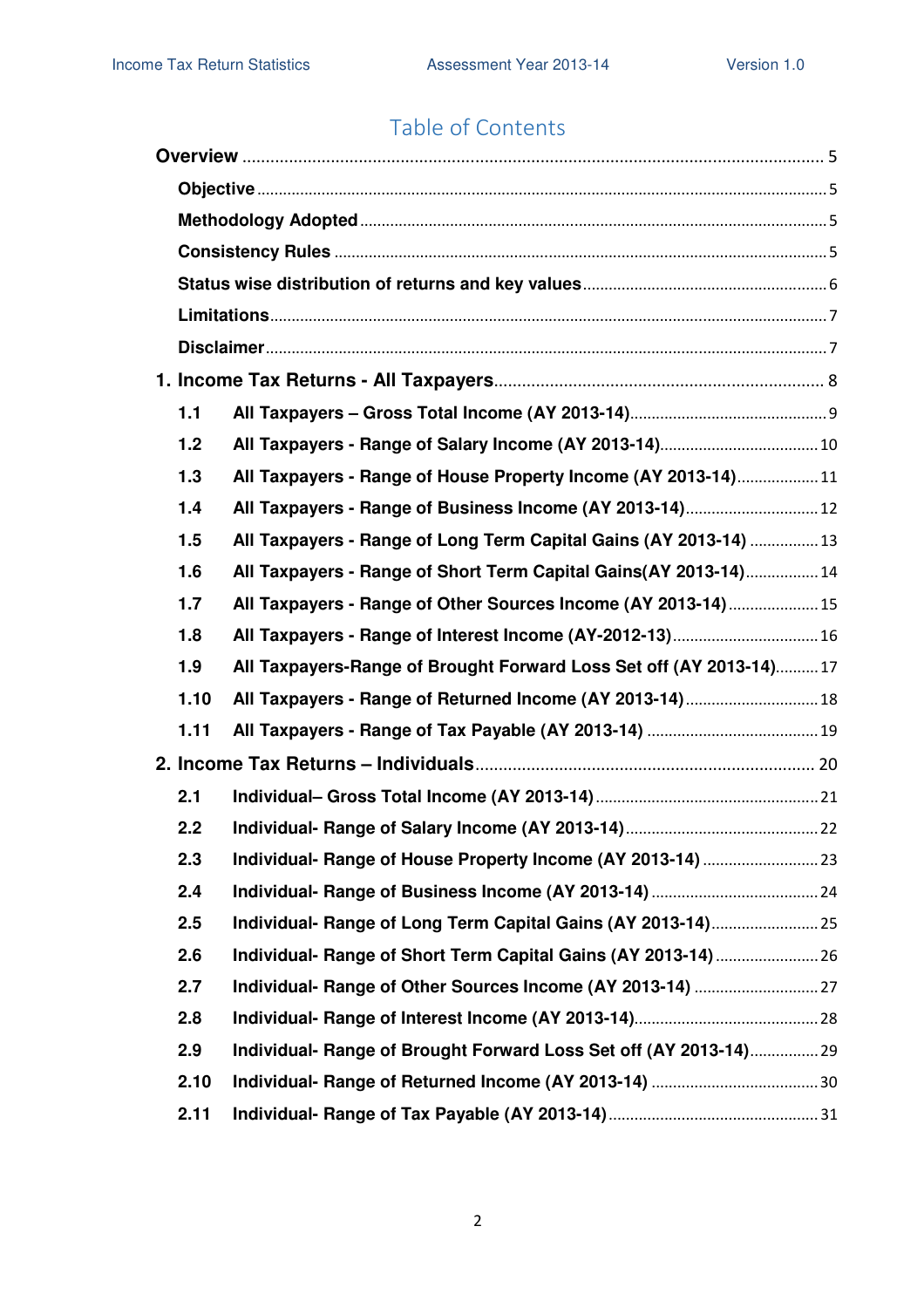# Table of Contents

**Overview** ..... 5

- **Objective** ..... 5
- **Methodology Adopted** ..... 5
- **Consistency Rules** ..... 5
- **Status wise distribution of returns and key values** ..... 6
- **Limitations** ..... 7
- **Disclaimer** ..... 7

**1. Income Tax Returns - All Taxpayers** ..... 8

- **1.1 All Taxpayers – Gross Total Income (AY 2013-14)** ..... 9
- **1.2 All Taxpayers - Range of Salary Income (AY 2013-14)** ..... 10
- **1.3 All Taxpayers - Range of House Property Income (AY 2013-14)** ..... 11
- **1.4 All Taxpayers - Range of Business Income (AY 2013-14)** ..... 12
- **1.5 All Taxpayers - Range of Long Term Capital Gains (AY 2013-14)** ..... 13
- **1.6 All Taxpayers - Range of Short Term Capital Gains(AY 2013-14)** ..... 14
- **1.7 All Taxpayers - Range of Other Sources Income (AY 2013-14)** ..... 15
- **1.8 All Taxpayers - Range of Interest Income (AY-2012-13)** ..... 16
- **1.9 All Taxpayers-Range of Brought Forward Loss Set off (AY 2013-14)** ..... 17
- **1.10 All Taxpayers - Range of Returned Income (AY 2013-14)** ..... 18
- **1.11 All Taxpayers - Range of Tax Payable (AY 2013-14)** ..... 19

**2. Income Tax Returns – Individuals** ..... 20

- **2.1 Individual– Gross Total Income (AY 2013-14)** ..... 21
- **2.2 Individual- Range of Salary Income (AY 2013-14)** ..... 22
- **2.3 Individual- Range of House Property Income (AY 2013-14)** ..... 23
- **2.4 Individual- Range of Business Income (AY 2013-14)** ..... 24
- **2.5 Individual- Range of Long Term Capital Gains (AY 2013-14)** ..... 25
- **2.6 Individual- Range of Short Term Capital Gains (AY 2013-14)** ..... 26
- **2.7 Individual- Range of Other Sources Income (AY 2013-14)** ..... 27
- **2.8 Individual- Range of Interest Income (AY 2013-14)** ..... 28
- **2.9 Individual- Range of Brought Forward Loss Set off (AY 2013-14)** ..... 29
- **2.10 Individual- Range of Returned Income (AY 2013-14)** ..... 30
- **2.11 Individual- Range of Tax Payable (AY 2013-14)** ..... 31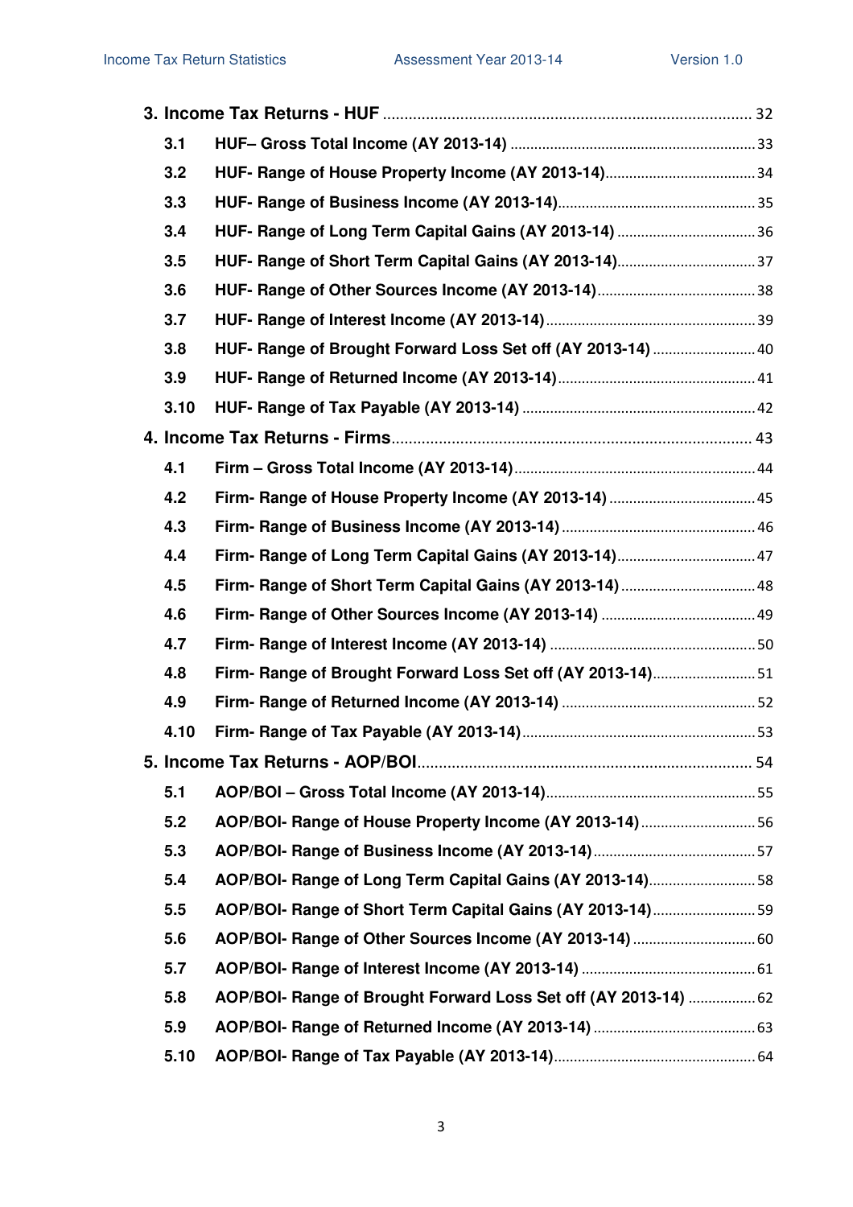**3. Income Tax Returns - HUF** ..... 32

| | | |
|---|---|---|
| 3.1 | HUF– Gross Total Income (AY 2013-14) | 33 |
| 3.2 | HUF- Range of House Property Income (AY 2013-14) | 34 |
| 3.3 | HUF- Range of Business Income (AY 2013-14) | 35 |
| 3.4 | HUF- Range of Long Term Capital Gains (AY 2013-14) | 36 |
| 3.5 | HUF- Range of Short Term Capital Gains (AY 2013-14) | 37 |
| 3.6 | HUF- Range of Other Sources Income (AY 2013-14) | 38 |
| 3.7 | HUF- Range of Interest Income (AY 2013-14) | 39 |
| 3.8 | HUF- Range of Brought Forward Loss Set off (AY 2013-14) | 40 |
| 3.9 | HUF- Range of Returned Income (AY 2013-14) | 41 |
| 3.10 | HUF- Range of Tax Payable (AY 2013-14) | 42 |

**4. Income Tax Returns - Firms** ..... 43

| | | |
|---|---|---|
| 4.1 | Firm – Gross Total Income (AY 2013-14) | 44 |
| 4.2 | Firm- Range of House Property Income (AY 2013-14) | 45 |
| 4.3 | Firm- Range of Business Income (AY 2013-14) | 46 |
| 4.4 | Firm- Range of Long Term Capital Gains (AY 2013-14) | 47 |
| 4.5 | Firm- Range of Short Term Capital Gains (AY 2013-14) | 48 |
| 4.6 | Firm- Range of Other Sources Income (AY 2013-14) | 49 |
| 4.7 | Firm- Range of Interest Income (AY 2013-14) | 50 |
| 4.8 | Firm- Range of Brought Forward Loss Set off (AY 2013-14) | 51 |
| 4.9 | Firm- Range of Returned Income (AY 2013-14) | 52 |
| 4.10 | Firm- Range of Tax Payable (AY 2013-14) | 53 |

**5. Income Tax Returns - AOP/BOI** ..... 54

| | | |
|---|---|---|
| 5.1 | AOP/BOI – Gross Total Income (AY 2013-14) | 55 |
| 5.2 | AOP/BOI- Range of House Property Income (AY 2013-14) | 56 |
| 5.3 | AOP/BOI- Range of Business Income (AY 2013-14) | 57 |
| 5.4 | AOP/BOI- Range of Long Term Capital Gains (AY 2013-14) | 58 |
| 5.5 | AOP/BOI- Range of Short Term Capital Gains (AY 2013-14) | 59 |
| 5.6 | AOP/BOI- Range of Other Sources Income (AY 2013-14) | 60 |
| 5.7 | AOP/BOI- Range of Interest Income (AY 2013-14) | 61 |
| 5.8 | AOP/BOI- Range of Brought Forward Loss Set off (AY 2013-14) | 62 |
| 5.9 | AOP/BOI- Range of Returned Income (AY 2013-14) | 63 |
| 5.10 | AOP/BOI- Range of Tax Payable (AY 2013-14) | 64 |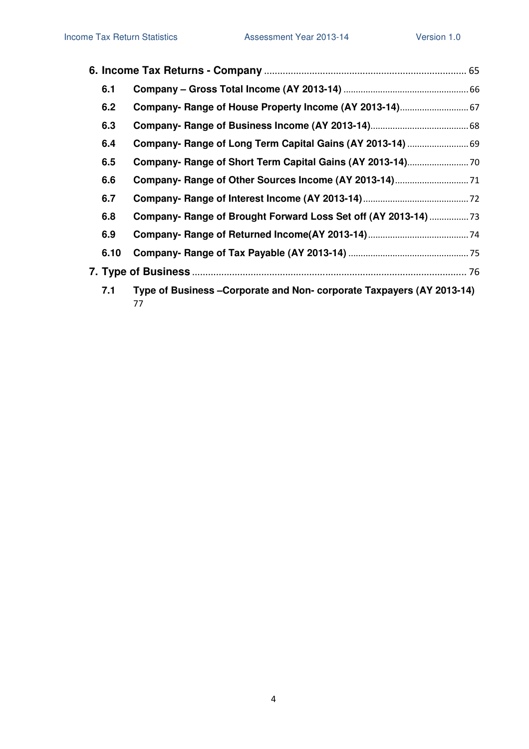**6. Income Tax Returns - Company** ........................................................................... 65

- **6.1 Company – Gross Total Income (AY 2013-14)** ................................................... 66
- **6.2 Company- Range of House Property Income (AY 2013-14)** ............................ 67
- **6.3 Company- Range of Business Income (AY 2013-14)** ........................................ 68
- **6.4 Company- Range of Long Term Capital Gains (AY 2013-14)** ......................... 69
- **6.5 Company- Range of Short Term Capital Gains (AY 2013-14)** ......................... 70
- **6.6 Company- Range of Other Sources Income (AY 2013-14)** .............................. 71
- **6.7 Company- Range of Interest Income (AY 2013-14)** ........................................... 72
- **6.8 Company- Range of Brought Forward Loss Set off (AY 2013-14)** ................ 73
- **6.9 Company- Range of Returned Income(AY 2013-14)** ......................................... 74
- **6.10 Company- Range of Tax Payable (AY 2013-14)** ................................................ 75

**7. Type of Business** ..................................................................................................... 76

- **7.1 Type of Business –Corporate and Non- corporate Taxpayers (AY 2013-14)** 77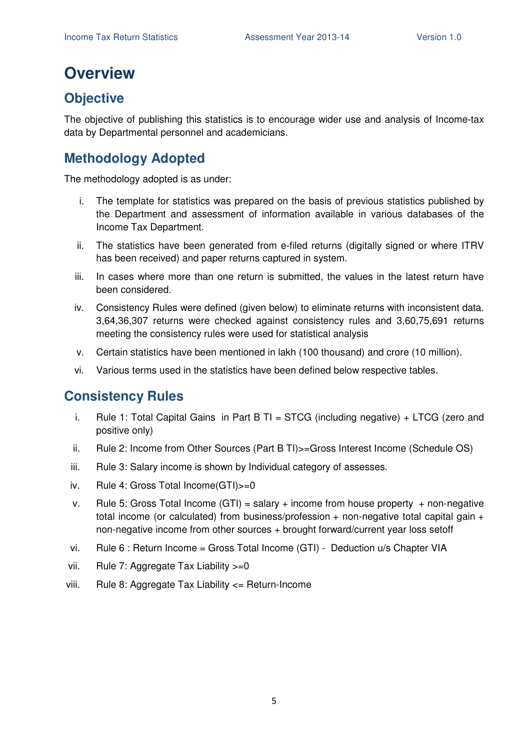# Overview

## Objective

The objective of publishing this statistics is to encourage wider use and analysis of Income-tax data by Departmental personnel and academicians.

## Methodology Adopted

The methodology adopted is as under:

i. The template for statistics was prepared on the basis of previous statistics published by the Department and assessment of information available in various databases of the Income Tax Department.

ii. The statistics have been generated from e-filed returns (digitally signed or where ITRV has been received) and paper returns captured in system.

iii. In cases where more than one return is submitted, the values in the latest return have been considered.

iv. Consistency Rules were defined (given below) to eliminate returns with inconsistent data. 3,64,36,307 returns were checked against consistency rules and 3,60,75,691 returns meeting the consistency rules were used for statistical analysis

v. Certain statistics have been mentioned in lakh (100 thousand) and crore (10 million).

vi. Various terms used in the statistics have been defined below respective tables.

## Consistency Rules

i. Rule 1: Total Capital Gains in Part B TI = STCG (including negative) + LTCG (zero and positive only)

ii. Rule 2: Income from Other Sources (Part B TI)>=Gross Interest Income (Schedule OS)

iii. Rule 3: Salary income is shown by Individual category of assesses.

iv. Rule 4: Gross Total Income(GTI)>=0

v. Rule 5: Gross Total Income (GTI) = salary + income from house property + non-negative total income (or calculated) from business/profession + non-negative total capital gain + non-negative income from other sources + brought forward/current year loss setoff

vi. Rule 6 : Return Income = Gross Total Income (GTI) - Deduction u/s Chapter VIA

vii. Rule 7: Aggregate Tax Liability >=0

viii. Rule 8: Aggregate Tax Liability <= Return-Income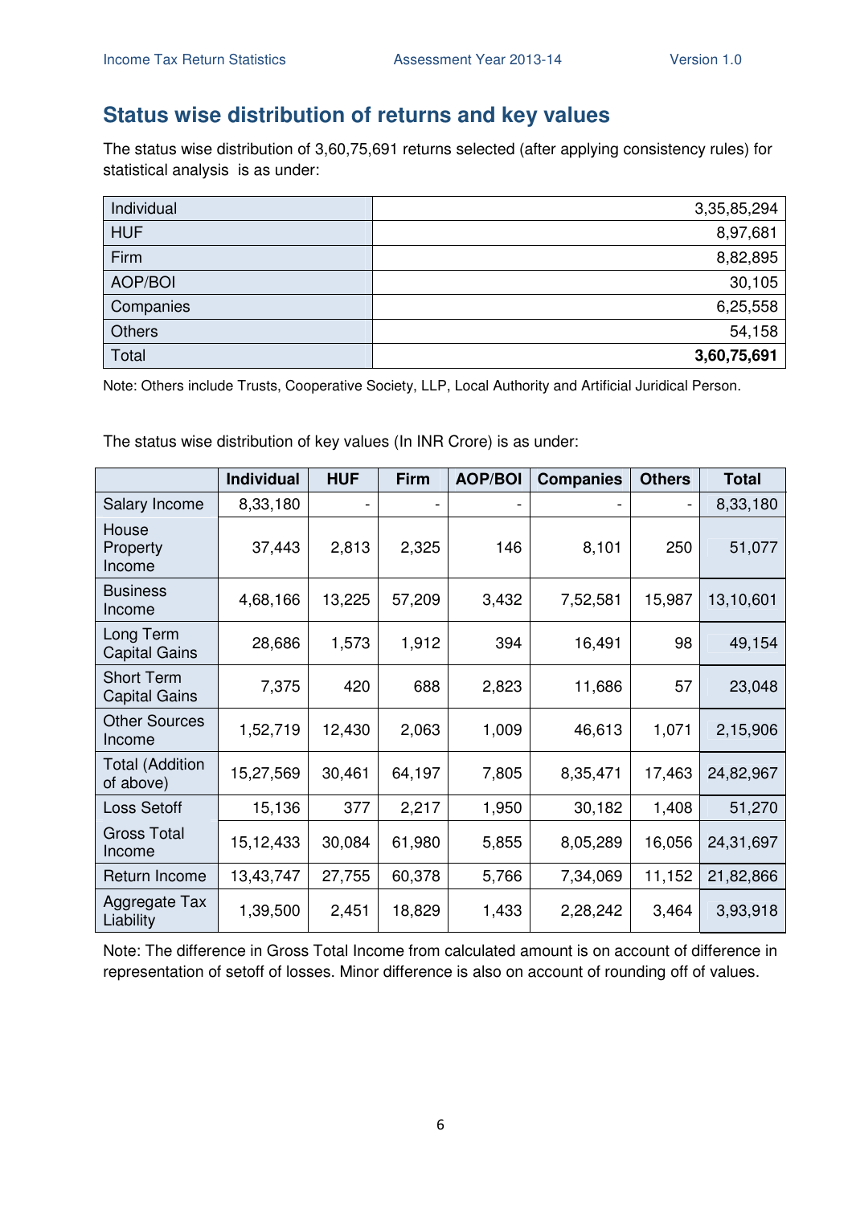## Status wise distribution of returns and key values

The status wise distribution of 3,60,75,691 returns selected (after applying consistency rules) for statistical analysis is as under:

| | |
|---|---:|
| Individual | 3,35,85,294 |
| HUF | 8,97,681 |
| Firm | 8,82,895 |
| AOP/BOI | 30,105 |
| Companies | 6,25,558 |
| Others | 54,158 |
| Total | **3,60,75,691** |

Note: Others include Trusts, Cooperative Society, LLP, Local Authority and Artificial Juridical Person.

The status wise distribution of key values (In INR Crore) is as under:

| | Individual | HUF | Firm | AOP/BOI | Companies | Others | Total |
|---|---:|---:|---:|---:|---:|---:|---:|
| Salary Income | 8,33,180 | - | - | - | - | - | 8,33,180 |
| House Property Income | 37,443 | 2,813 | 2,325 | 146 | 8,101 | 250 | 51,077 |
| Business Income | 4,68,166 | 13,225 | 57,209 | 3,432 | 7,52,581 | 15,987 | 13,10,601 |
| Long Term Capital Gains | 28,686 | 1,573 | 1,912 | 394 | 16,491 | 98 | 49,154 |
| Short Term Capital Gains | 7,375 | 420 | 688 | 2,823 | 11,686 | 57 | 23,048 |
| Other Sources Income | 1,52,719 | 12,430 | 2,063 | 1,009 | 46,613 | 1,071 | 2,15,906 |
| Total (Addition of above) | 15,27,569 | 30,461 | 64,197 | 7,805 | 8,35,471 | 17,463 | 24,82,967 |
| Loss Setoff | 15,136 | 377 | 2,217 | 1,950 | 30,182 | 1,408 | 51,270 |
| Gross Total Income | 15,12,433 | 30,084 | 61,980 | 5,855 | 8,05,289 | 16,056 | 24,31,697 |
| Return Income | 13,43,747 | 27,755 | 60,378 | 5,766 | 7,34,069 | 11,152 | 21,82,866 |
| Aggregate Tax Liability | 1,39,500 | 2,451 | 18,829 | 1,433 | 2,28,242 | 3,464 | 3,93,918 |

Note: The difference in Gross Total Income from calculated amount is on account of difference in representation of setoff of losses. Minor difference is also on account of rounding off of values.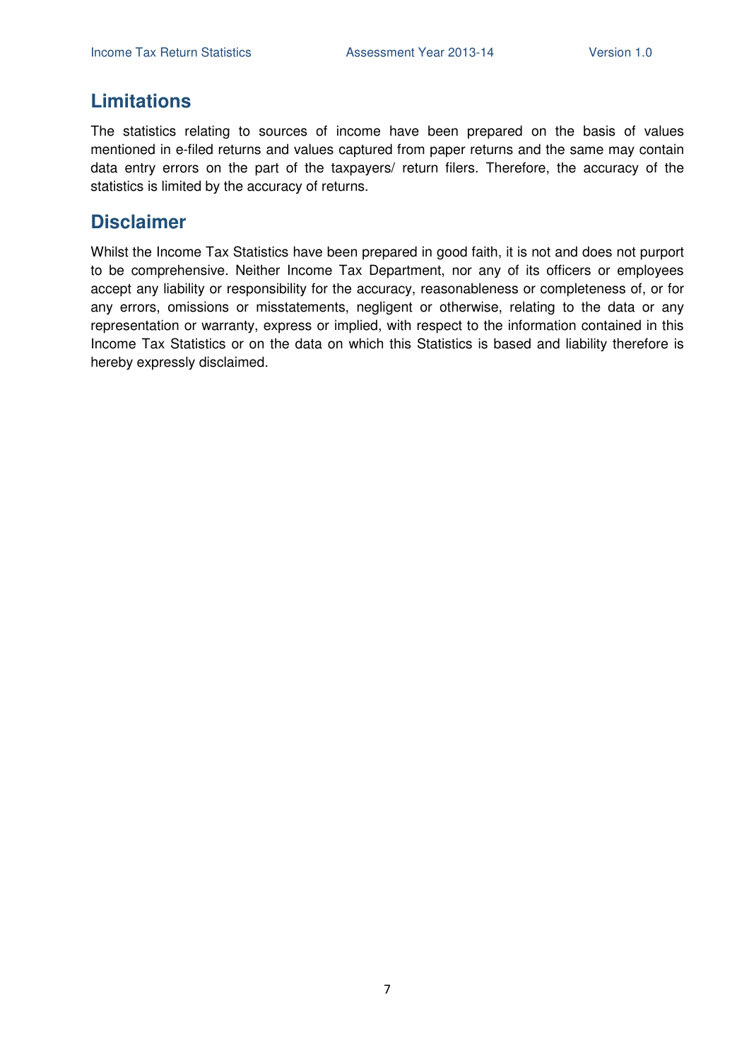## Limitations

The statistics relating to sources of income have been prepared on the basis of values mentioned in e-filed returns and values captured from paper returns and the same may contain data entry errors on the part of the taxpayers/ return filers. Therefore, the accuracy of the statistics is limited by the accuracy of returns.

## Disclaimer

Whilst the Income Tax Statistics have been prepared in good faith, it is not and does not purport to be comprehensive. Neither Income Tax Department, nor any of its officers or employees accept any liability or responsibility for the accuracy, reasonableness or completeness of, or for any errors, omissions or misstatements, negligent or otherwise, relating to the data or any representation or warranty, express or implied, with respect to the information contained in this Income Tax Statistics or on the data on which this Statistics is based and liability therefore is hereby expressly disclaimed.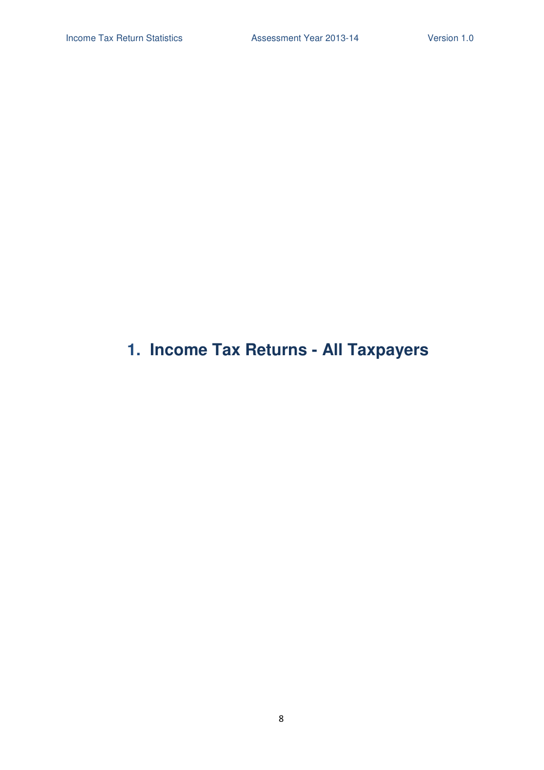# 1. Income Tax Returns - All Taxpayers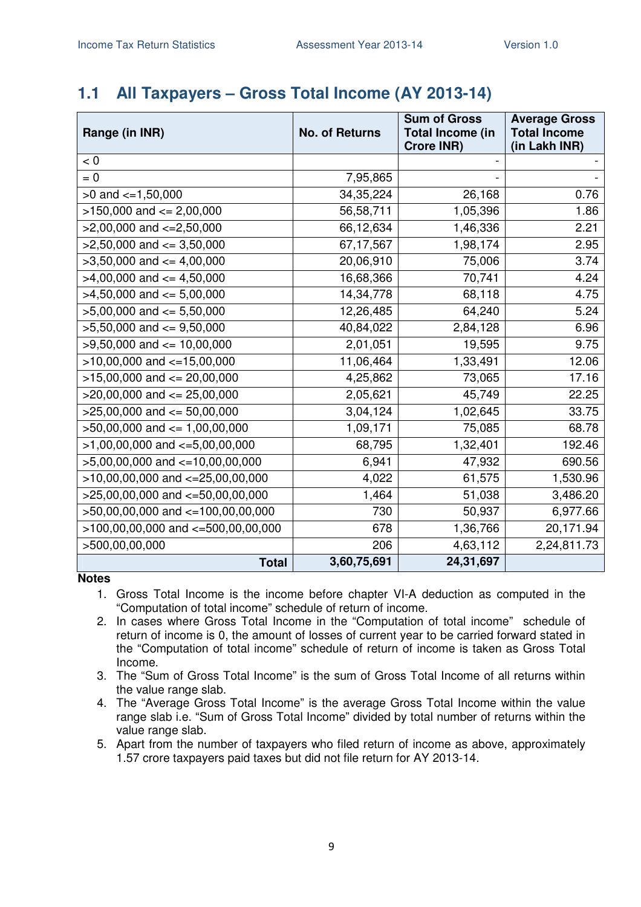## 1.1 All Taxpayers – Gross Total Income (AY 2013-14)

| Range (in INR) | No. of Returns | Sum of Gross Total Income (in Crore INR) | Average Gross Total Income (in Lakh INR) |
|---|---|---|---|
| < 0 | | - | - |
| = 0 | 7,95,865 | - | - |
| >0 and <=1,50,000 | 34,35,224 | 26,168 | 0.76 |
| >150,000 and <= 2,00,000 | 56,58,711 | 1,05,396 | 1.86 |
| >2,00,000 and <=2,50,000 | 66,12,634 | 1,46,336 | 2.21 |
| >2,50,000 and <= 3,50,000 | 67,17,567 | 1,98,174 | 2.95 |
| >3,50,000 and <= 4,00,000 | 20,06,910 | 75,006 | 3.74 |
| >4,00,000 and <= 4,50,000 | 16,68,366 | 70,741 | 4.24 |
| >4,50,000 and <= 5,00,000 | 14,34,778 | 68,118 | 4.75 |
| >5,00,000 and <= 5,50,000 | 12,26,485 | 64,240 | 5.24 |
| >5,50,000 and <= 9,50,000 | 40,84,022 | 2,84,128 | 6.96 |
| >9,50,000 and <= 10,00,000 | 2,01,051 | 19,595 | 9.75 |
| >10,00,000 and <=15,00,000 | 11,06,464 | 1,33,491 | 12.06 |
| >15,00,000 and <= 20,00,000 | 4,25,862 | 73,065 | 17.16 |
| >20,00,000 and <= 25,00,000 | 2,05,621 | 45,749 | 22.25 |
| >25,00,000 and <= 50,00,000 | 3,04,124 | 1,02,645 | 33.75 |
| >50,00,000 and <= 1,00,00,000 | 1,09,171 | 75,085 | 68.78 |
| >1,00,00,000 and <=5,00,00,000 | 68,795 | 1,32,401 | 192.46 |
| >5,00,00,000 and <=10,00,00,000 | 6,941 | 47,932 | 690.56 |
| >10,00,00,000 and <=25,00,00,000 | 4,022 | 61,575 | 1,530.96 |
| >25,00,00,000 and <=50,00,00,000 | 1,464 | 51,038 | 3,486.20 |
| >50,00,00,000 and <=100,00,00,000 | 730 | 50,937 | 6,977.66 |
| >100,00,00,000 and <=500,00,00,000 | 678 | 1,36,766 | 20,171.94 |
| >500,00,00,000 | 206 | 4,63,112 | 2,24,811.73 |
| **Total** | **3,60,75,691** | **24,31,697** | |

**Notes**

1. Gross Total Income is the income before chapter VI-A deduction as computed in the "Computation of total income" schedule of return of income.
2. In cases where Gross Total Income in the "Computation of total income" schedule of return of income is 0, the amount of losses of current year to be carried forward stated in the "Computation of total income" schedule of return of income is taken as Gross Total Income.
3. The "Sum of Gross Total Income" is the sum of Gross Total Income of all returns within the value range slab.
4. The "Average Gross Total Income" is the average Gross Total Income within the value range slab i.e. "Sum of Gross Total Income" divided by total number of returns within the value range slab.
5. Apart from the number of taxpayers who filed return of income as above, approximately 1.57 crore taxpayers paid taxes but did not file return for AY 2013-14.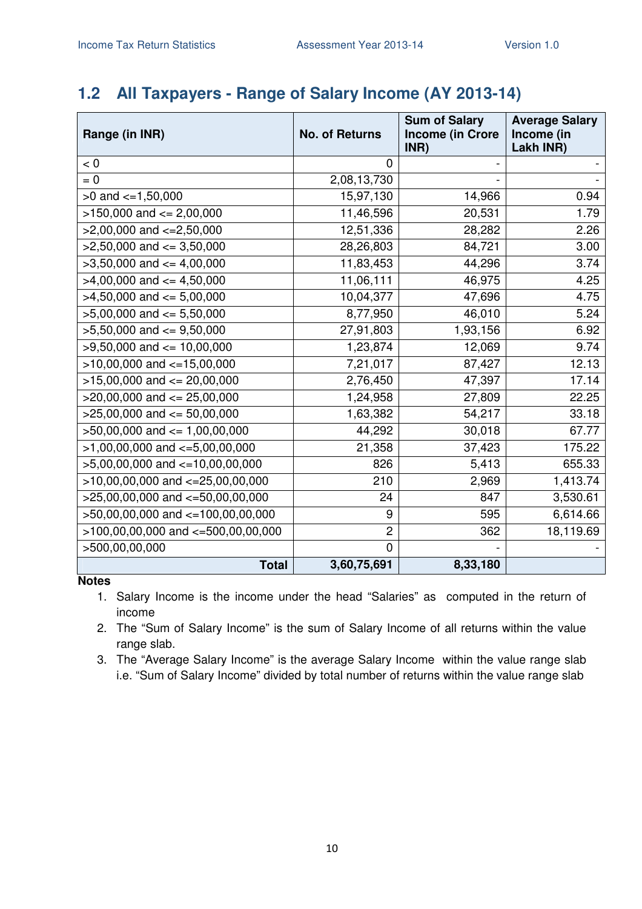## 1.2 All Taxpayers - Range of Salary Income (AY 2013-14)

| Range (in INR) | No. of Returns | Sum of Salary Income (in Crore INR) | Average Salary Income (in Lakh INR) |
|---|---|---|---|
| < 0 | 0 | - | - |
| = 0 | 2,08,13,730 | - | - |
| >0 and <=1,50,000 | 15,97,130 | 14,966 | 0.94 |
| >150,000 and <= 2,00,000 | 11,46,596 | 20,531 | 1.79 |
| >2,00,000 and <=2,50,000 | 12,51,336 | 28,282 | 2.26 |
| >2,50,000 and <= 3,50,000 | 28,26,803 | 84,721 | 3.00 |
| >3,50,000 and <= 4,00,000 | 11,83,453 | 44,296 | 3.74 |
| >4,00,000 and <= 4,50,000 | 11,06,111 | 46,975 | 4.25 |
| >4,50,000 and <= 5,00,000 | 10,04,377 | 47,696 | 4.75 |
| >5,00,000 and <= 5,50,000 | 8,77,950 | 46,010 | 5.24 |
| >5,50,000 and <= 9,50,000 | 27,91,803 | 1,93,156 | 6.92 |
| >9,50,000 and <= 10,00,000 | 1,23,874 | 12,069 | 9.74 |
| >10,00,000 and <=15,00,000 | 7,21,017 | 87,427 | 12.13 |
| >15,00,000 and <= 20,00,000 | 2,76,450 | 47,397 | 17.14 |
| >20,00,000 and <= 25,00,000 | 1,24,958 | 27,809 | 22.25 |
| >25,00,000 and <= 50,00,000 | 1,63,382 | 54,217 | 33.18 |
| >50,00,000 and <= 1,00,00,000 | 44,292 | 30,018 | 67.77 |
| >1,00,00,000 and <=5,00,00,000 | 21,358 | 37,423 | 175.22 |
| >5,00,00,000 and <=10,00,00,000 | 826 | 5,413 | 655.33 |
| >10,00,00,000 and <=25,00,00,000 | 210 | 2,969 | 1,413.74 |
| >25,00,00,000 and <=50,00,00,000 | 24 | 847 | 3,530.61 |
| >50,00,00,000 and <=100,00,00,000 | 9 | 595 | 6,614.66 |
| >100,00,00,000 and <=500,00,00,000 | 2 | 362 | 18,119.69 |
| >500,00,00,000 | 0 | - | - |
| **Total** | **3,60,75,691** | **8,33,180** | |

**Notes**

1. Salary Income is the income under the head "Salaries" as computed in the return of income
2. The "Sum of Salary Income" is the sum of Salary Income of all returns within the value range slab.
3. The "Average Salary Income" is the average Salary Income within the value range slab i.e. "Sum of Salary Income" divided by total number of returns within the value range slab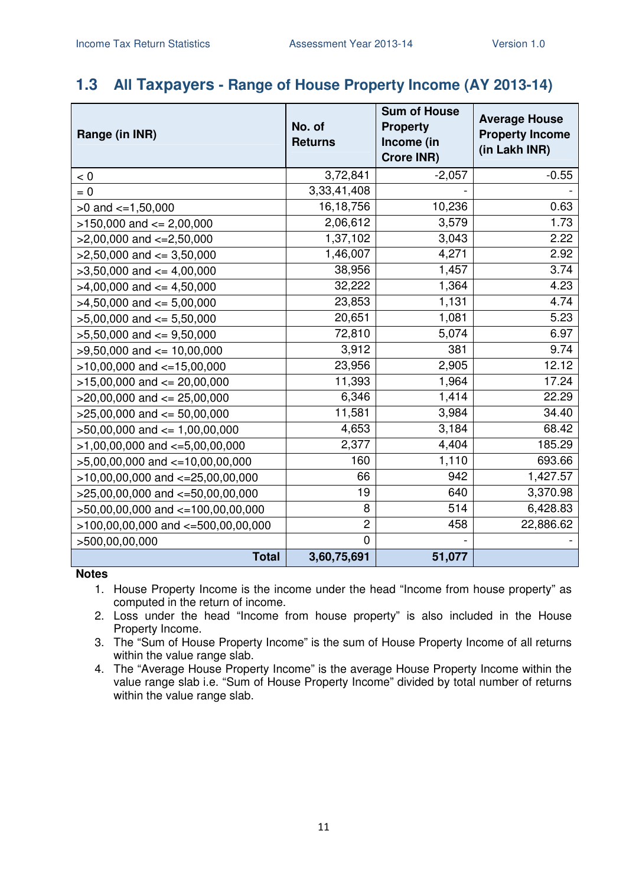## 1.3 All Taxpayers - Range of House Property Income (AY 2013-14)

| Range (in INR) | No. of Returns | Sum of House Property Income (in Crore INR) | Average House Property Income (in Lakh INR) |
|---|---|---|---|
| < 0 | 3,72,841 | -2,057 | -0.55 |
| = 0 | 3,33,41,408 | - | - |
| >0 and <=1,50,000 | 16,18,756 | 10,236 | 0.63 |
| >150,000 and <= 2,00,000 | 2,06,612 | 3,579 | 1.73 |
| >2,00,000 and <=2,50,000 | 1,37,102 | 3,043 | 2.22 |
| >2,50,000 and <= 3,50,000 | 1,46,007 | 4,271 | 2.92 |
| >3,50,000 and <= 4,00,000 | 38,956 | 1,457 | 3.74 |
| >4,00,000 and <= 4,50,000 | 32,222 | 1,364 | 4.23 |
| >4,50,000 and <= 5,00,000 | 23,853 | 1,131 | 4.74 |
| >5,00,000 and <= 5,50,000 | 20,651 | 1,081 | 5.23 |
| >5,50,000 and <= 9,50,000 | 72,810 | 5,074 | 6.97 |
| >9,50,000 and <= 10,00,000 | 3,912 | 381 | 9.74 |
| >10,00,000 and <=15,00,000 | 23,956 | 2,905 | 12.12 |
| >15,00,000 and <= 20,00,000 | 11,393 | 1,964 | 17.24 |
| >20,00,000 and <= 25,00,000 | 6,346 | 1,414 | 22.29 |
| >25,00,000 and <= 50,00,000 | 11,581 | 3,984 | 34.40 |
| >50,00,000 and <= 1,00,00,000 | 4,653 | 3,184 | 68.42 |
| >1,00,00,000 and <=5,00,00,000 | 2,377 | 4,404 | 185.29 |
| >5,00,00,000 and <=10,00,00,000 | 160 | 1,110 | 693.66 |
| >10,00,00,000 and <=25,00,00,000 | 66 | 942 | 1,427.57 |
| >25,00,00,000 and <=50,00,00,000 | 19 | 640 | 3,370.98 |
| >50,00,00,000 and <=100,00,00,000 | 8 | 514 | 6,428.83 |
| >100,00,00,000 and <=500,00,00,000 | 2 | 458 | 22,886.62 |
| >500,00,00,000 | 0 | - | - |
| **Total** | **3,60,75,691** | **51,077** | |

**Notes**

1. House Property Income is the income under the head "Income from house property" as computed in the return of income.
2. Loss under the head "Income from house property" is also included in the House Property Income.
3. The "Sum of House Property Income" is the sum of House Property Income of all returns within the value range slab.
4. The "Average House Property Income" is the average House Property Income within the value range slab i.e. "Sum of House Property Income" divided by total number of returns within the value range slab.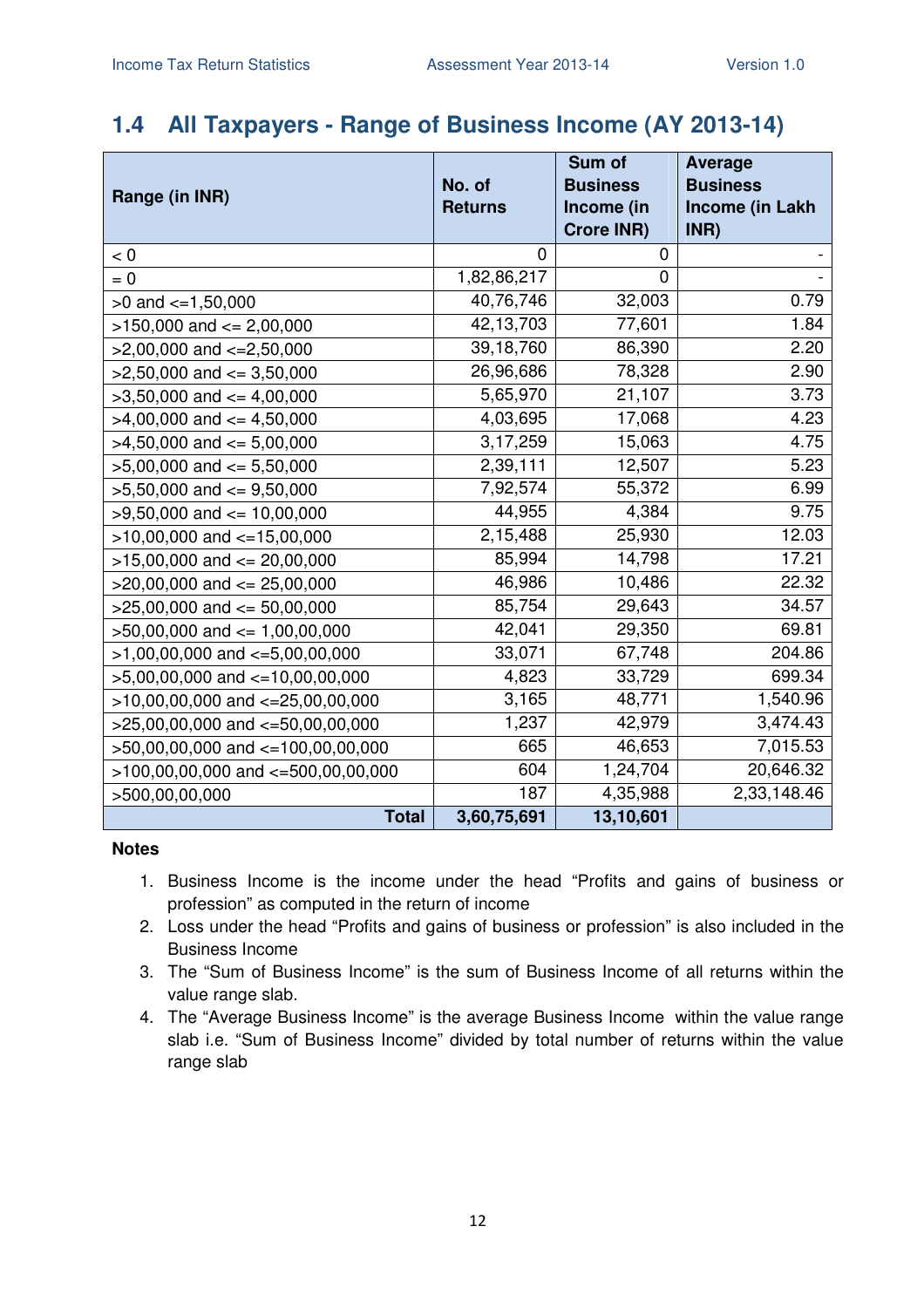## 1.4 All Taxpayers - Range of Business Income (AY 2013-14)

| Range (in INR) | No. of Returns | Sum of Business Income (in Crore INR) | Average Business Income (in Lakh INR) |
|---|---|---|---|
| < 0 | 0 | 0 | - |
| = 0 | 1,82,86,217 | 0 | - |
| >0 and <=1,50,000 | 40,76,746 | 32,003 | 0.79 |
| >150,000 and <= 2,00,000 | 42,13,703 | 77,601 | 1.84 |
| >2,00,000 and <=2,50,000 | 39,18,760 | 86,390 | 2.20 |
| >2,50,000 and <= 3,50,000 | 26,96,686 | 78,328 | 2.90 |
| >3,50,000 and <= 4,00,000 | 5,65,970 | 21,107 | 3.73 |
| >4,00,000 and <= 4,50,000 | 4,03,695 | 17,068 | 4.23 |
| >4,50,000 and <= 5,00,000 | 3,17,259 | 15,063 | 4.75 |
| >5,00,000 and <= 5,50,000 | 2,39,111 | 12,507 | 5.23 |
| >5,50,000 and <= 9,50,000 | 7,92,574 | 55,372 | 6.99 |
| >9,50,000 and <= 10,00,000 | 44,955 | 4,384 | 9.75 |
| >10,00,000 and <=15,00,000 | 2,15,488 | 25,930 | 12.03 |
| >15,00,000 and <= 20,00,000 | 85,994 | 14,798 | 17.21 |
| >20,00,000 and <= 25,00,000 | 46,986 | 10,486 | 22.32 |
| >25,00,000 and <= 50,00,000 | 85,754 | 29,643 | 34.57 |
| >50,00,000 and <= 1,00,00,000 | 42,041 | 29,350 | 69.81 |
| >1,00,00,000 and <=5,00,00,000 | 33,071 | 67,748 | 204.86 |
| >5,00,00,000 and <=10,00,00,000 | 4,823 | 33,729 | 699.34 |
| >10,00,00,000 and <=25,00,00,000 | 3,165 | 48,771 | 1,540.96 |
| >25,00,00,000 and <=50,00,00,000 | 1,237 | 42,979 | 3,474.43 |
| >50,00,00,000 and <=100,00,00,000 | 665 | 46,653 | 7,015.53 |
| >100,00,00,000 and <=500,00,00,000 | 604 | 1,24,704 | 20,646.32 |
| >500,00,00,000 | 187 | 4,35,988 | 2,33,148.46 |
| **Total** | **3,60,75,691** | **13,10,601** | |

**Notes**

1. Business Income is the income under the head "Profits and gains of business or profession" as computed in the return of income
2. Loss under the head "Profits and gains of business or profession" is also included in the Business Income
3. The "Sum of Business Income" is the sum of Business Income of all returns within the value range slab.
4. The "Average Business Income" is the average Business Income within the value range slab i.e. "Sum of Business Income" divided by total number of returns within the value range slab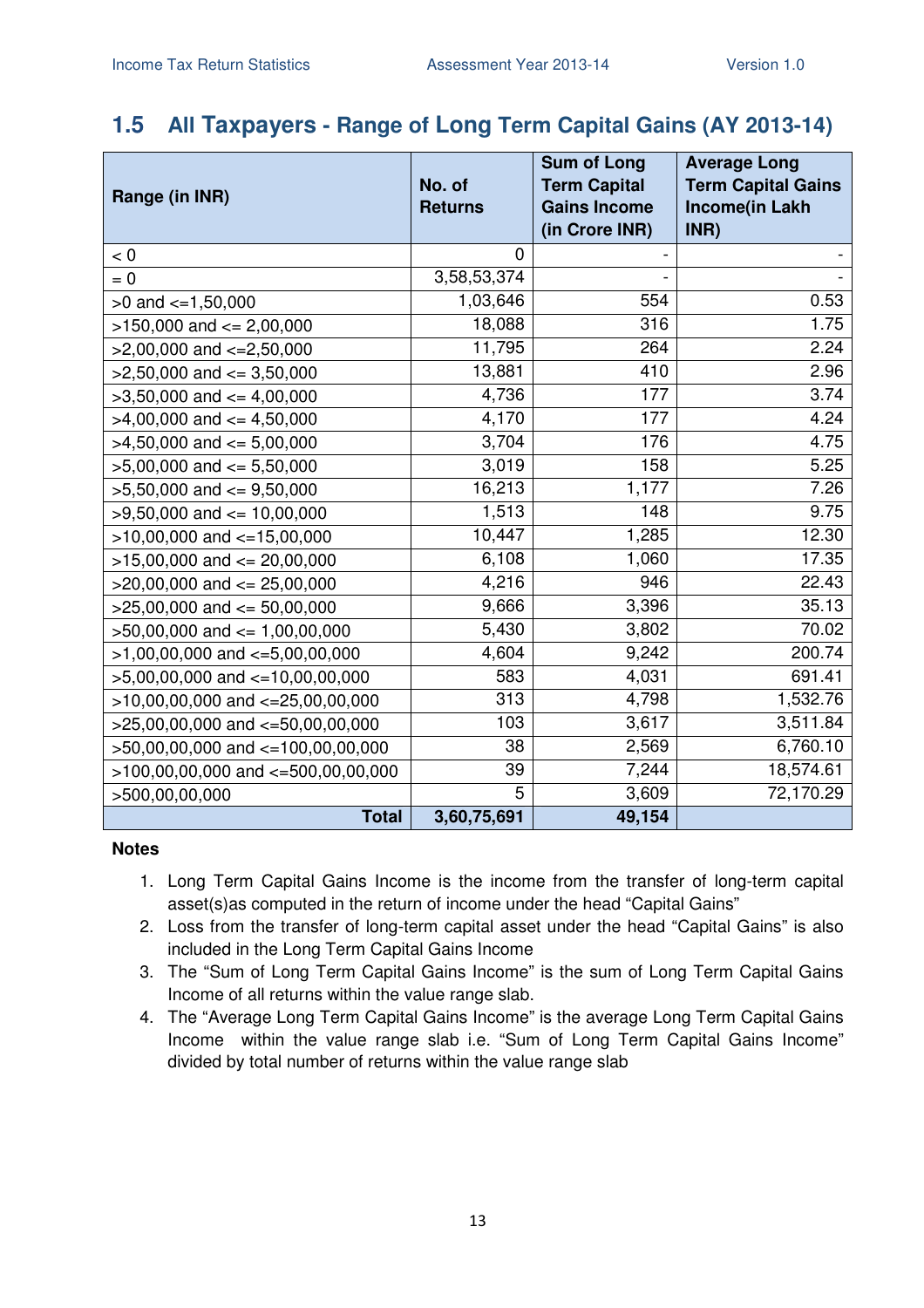## 1.5 All Taxpayers - Range of Long Term Capital Gains (AY 2013-14)

| Range (in INR) | No. of Returns | Sum of Long Term Capital Gains Income (in Crore INR) | Average Long Term Capital Gains Income(in Lakh INR) |
|---|---|---|---|
| < 0 | 0 | - | - |
| = 0 | 3,58,53,374 | - | - |
| >0 and <=1,50,000 | 1,03,646 | 554 | 0.53 |
| >150,000 and <= 2,00,000 | 18,088 | 316 | 1.75 |
| >2,00,000 and <=2,50,000 | 11,795 | 264 | 2.24 |
| >2,50,000 and <= 3,50,000 | 13,881 | 410 | 2.96 |
| >3,50,000 and <= 4,00,000 | 4,736 | 177 | 3.74 |
| >4,00,000 and <= 4,50,000 | 4,170 | 177 | 4.24 |
| >4,50,000 and <= 5,00,000 | 3,704 | 176 | 4.75 |
| >5,00,000 and <= 5,50,000 | 3,019 | 158 | 5.25 |
| >5,50,000 and <= 9,50,000 | 16,213 | 1,177 | 7.26 |
| >9,50,000 and <= 10,00,000 | 1,513 | 148 | 9.75 |
| >10,00,000 and <=15,00,000 | 10,447 | 1,285 | 12.30 |
| >15,00,000 and <= 20,00,000 | 6,108 | 1,060 | 17.35 |
| >20,00,000 and <= 25,00,000 | 4,216 | 946 | 22.43 |
| >25,00,000 and <= 50,00,000 | 9,666 | 3,396 | 35.13 |
| >50,00,000 and <= 1,00,00,000 | 5,430 | 3,802 | 70.02 |
| >1,00,00,000 and <=5,00,00,000 | 4,604 | 9,242 | 200.74 |
| >5,00,00,000 and <=10,00,00,000 | 583 | 4,031 | 691.41 |
| >10,00,00,000 and <=25,00,00,000 | 313 | 4,798 | 1,532.76 |
| >25,00,00,000 and <=50,00,00,000 | 103 | 3,617 | 3,511.84 |
| >50,00,00,000 and <=100,00,00,000 | 38 | 2,569 | 6,760.10 |
| >100,00,00,000 and <=500,00,00,000 | 39 | 7,244 | 18,574.61 |
| >500,00,00,000 | 5 | 3,609 | 72,170.29 |
| **Total** | **3,60,75,691** | **49,154** | |

**Notes**

1. Long Term Capital Gains Income is the income from the transfer of long-term capital asset(s)as computed in the return of income under the head "Capital Gains"
2. Loss from the transfer of long-term capital asset under the head "Capital Gains" is also included in the Long Term Capital Gains Income
3. The "Sum of Long Term Capital Gains Income" is the sum of Long Term Capital Gains Income of all returns within the value range slab.
4. The "Average Long Term Capital Gains Income" is the average Long Term Capital Gains Income within the value range slab i.e. "Sum of Long Term Capital Gains Income" divided by total number of returns within the value range slab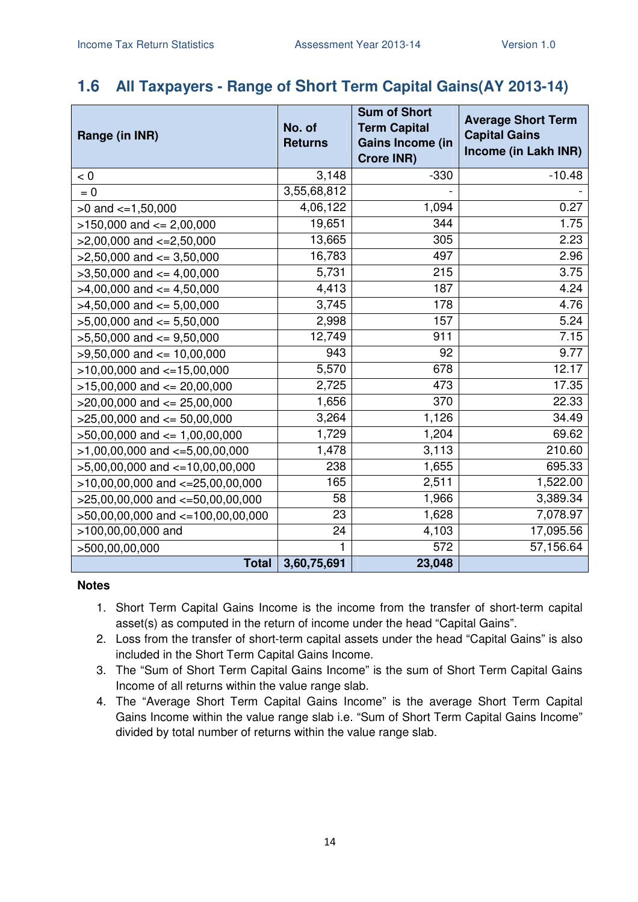## 1.6 All Taxpayers - Range of Short Term Capital Gains(AY 2013-14)

| Range (in INR) | No. of Returns | Sum of Short Term Capital Gains Income (in Crore INR) | Average Short Term Capital Gains Income (in Lakh INR) |
|---|---|---|---|
| < 0 | 3,148 | -330 | -10.48 |
| = 0 | 3,55,68,812 | - | - |
| >0 and <=1,50,000 | 4,06,122 | 1,094 | 0.27 |
| >150,000 and <= 2,00,000 | 19,651 | 344 | 1.75 |
| >2,00,000 and <=2,50,000 | 13,665 | 305 | 2.23 |
| >2,50,000 and <= 3,50,000 | 16,783 | 497 | 2.96 |
| >3,50,000 and <= 4,00,000 | 5,731 | 215 | 3.75 |
| >4,00,000 and <= 4,50,000 | 4,413 | 187 | 4.24 |
| >4,50,000 and <= 5,00,000 | 3,745 | 178 | 4.76 |
| >5,00,000 and <= 5,50,000 | 2,998 | 157 | 5.24 |
| >5,50,000 and <= 9,50,000 | 12,749 | 911 | 7.15 |
| >9,50,000 and <= 10,00,000 | 943 | 92 | 9.77 |
| >10,00,000 and <=15,00,000 | 5,570 | 678 | 12.17 |
| >15,00,000 and <= 20,00,000 | 2,725 | 473 | 17.35 |
| >20,00,000 and <= 25,00,000 | 1,656 | 370 | 22.33 |
| >25,00,000 and <= 50,00,000 | 3,264 | 1,126 | 34.49 |
| >50,00,000 and <= 1,00,00,000 | 1,729 | 1,204 | 69.62 |
| >1,00,00,000 and <=5,00,00,000 | 1,478 | 3,113 | 210.60 |
| >5,00,00,000 and <=10,00,00,000 | 238 | 1,655 | 695.33 |
| >10,00,00,000 and <=25,00,00,000 | 165 | 2,511 | 1,522.00 |
| >25,00,00,000 and <=50,00,00,000 | 58 | 1,966 | 3,389.34 |
| >50,00,00,000 and <=100,00,00,000 | 23 | 1,628 | 7,078.97 |
| >100,00,00,000 and | 24 | 4,103 | 17,095.56 |
| >500,00,00,000 | 1 | 572 | 57,156.64 |
| **Total** | **3,60,75,691** | **23,048** | |

**Notes**

1. Short Term Capital Gains Income is the income from the transfer of short-term capital asset(s) as computed in the return of income under the head "Capital Gains".
2. Loss from the transfer of short-term capital assets under the head "Capital Gains" is also included in the Short Term Capital Gains Income.
3. The "Sum of Short Term Capital Gains Income" is the sum of Short Term Capital Gains Income of all returns within the value range slab.
4. The "Average Short Term Capital Gains Income" is the average Short Term Capital Gains Income within the value range slab i.e. "Sum of Short Term Capital Gains Income" divided by total number of returns within the value range slab.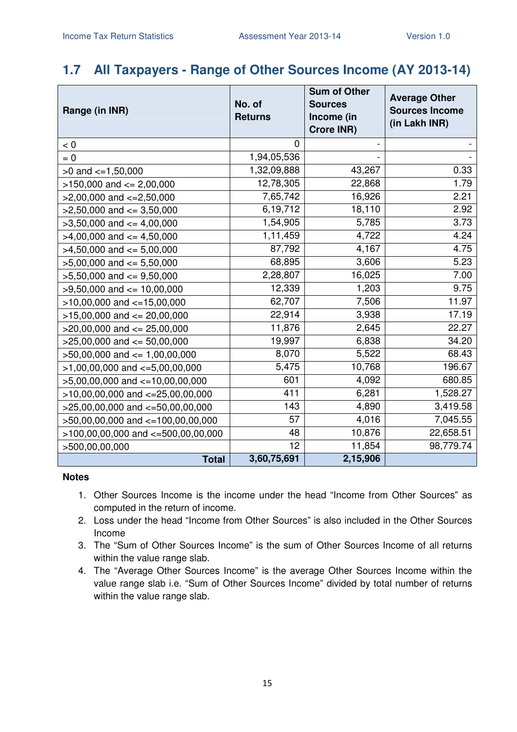## 1.7 All Taxpayers - Range of Other Sources Income (AY 2013-14)

| Range (in INR) | No. of Returns | Sum of Other Sources Income (in Crore INR) | Average Other Sources Income (in Lakh INR) |
|---|---|---|---|
| < 0 | 0 | - | - |
| = 0 | 1,94,05,536 | - | - |
| >0 and <=1,50,000 | 1,32,09,888 | 43,267 | 0.33 |
| >150,000 and <= 2,00,000 | 12,78,305 | 22,868 | 1.79 |
| >2,00,000 and <=2,50,000 | 7,65,742 | 16,926 | 2.21 |
| >2,50,000 and <= 3,50,000 | 6,19,712 | 18,110 | 2.92 |
| >3,50,000 and <= 4,00,000 | 1,54,905 | 5,785 | 3.73 |
| >4,00,000 and <= 4,50,000 | 1,11,459 | 4,722 | 4.24 |
| >4,50,000 and <= 5,00,000 | 87,792 | 4,167 | 4.75 |
| >5,00,000 and <= 5,50,000 | 68,895 | 3,606 | 5.23 |
| >5,50,000 and <= 9,50,000 | 2,28,807 | 16,025 | 7.00 |
| >9,50,000 and <= 10,00,000 | 12,339 | 1,203 | 9.75 |
| >10,00,000 and <=15,00,000 | 62,707 | 7,506 | 11.97 |
| >15,00,000 and <= 20,00,000 | 22,914 | 3,938 | 17.19 |
| >20,00,000 and <= 25,00,000 | 11,876 | 2,645 | 22.27 |
| >25,00,000 and <= 50,00,000 | 19,997 | 6,838 | 34.20 |
| >50,00,000 and <= 1,00,00,000 | 8,070 | 5,522 | 68.43 |
| >1,00,00,000 and <=5,00,00,000 | 5,475 | 10,768 | 196.67 |
| >5,00,00,000 and <=10,00,00,000 | 601 | 4,092 | 680.85 |
| >10,00,00,000 and <=25,00,00,000 | 411 | 6,281 | 1,528.27 |
| >25,00,00,000 and <=50,00,00,000 | 143 | 4,890 | 3,419.58 |
| >50,00,00,000 and <=100,00,00,000 | 57 | 4,016 | 7,045.55 |
| >100,00,00,000 and <=500,00,00,000 | 48 | 10,876 | 22,658.51 |
| >500,00,00,000 | 12 | 11,854 | 98,779.74 |
| **Total** | **3,60,75,691** | **2,15,906** | |

**Notes**

1. Other Sources Income is the income under the head “Income from Other Sources” as computed in the return of income.
2. Loss under the head “Income from Other Sources” is also included in the Other Sources Income
3. The “Sum of Other Sources Income” is the sum of Other Sources Income of all returns within the value range slab.
4. The “Average Other Sources Income” is the average Other Sources Income within the value range slab i.e. “Sum of Other Sources Income” divided by total number of returns within the value range slab.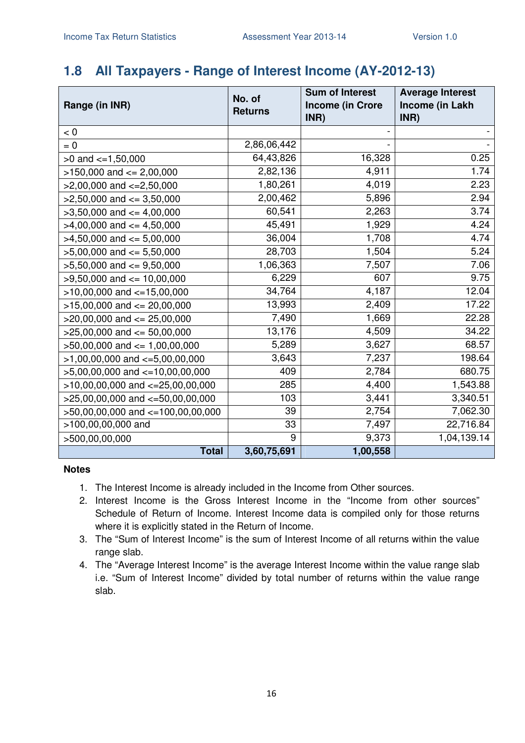## 1.8 All Taxpayers - Range of Interest Income (AY-2012-13)

| Range (in INR) | No. of Returns | Sum of Interest Income (in Crore INR) | Average Interest Income (in Lakh INR) |
|---|---|---|---|
| < 0 | | - | - |
| = 0 | 2,86,06,442 | - | - |
| >0 and <=1,50,000 | 64,43,826 | 16,328 | 0.25 |
| >150,000 and <= 2,00,000 | 2,82,136 | 4,911 | 1.74 |
| >2,00,000 and <=2,50,000 | 1,80,261 | 4,019 | 2.23 |
| >2,50,000 and <= 3,50,000 | 2,00,462 | 5,896 | 2.94 |
| >3,50,000 and <= 4,00,000 | 60,541 | 2,263 | 3.74 |
| >4,00,000 and <= 4,50,000 | 45,491 | 1,929 | 4.24 |
| >4,50,000 and <= 5,00,000 | 36,004 | 1,708 | 4.74 |
| >5,00,000 and <= 5,50,000 | 28,703 | 1,504 | 5.24 |
| >5,50,000 and <= 9,50,000 | 1,06,363 | 7,507 | 7.06 |
| >9,50,000 and <= 10,00,000 | 6,229 | 607 | 9.75 |
| >10,00,000 and <=15,00,000 | 34,764 | 4,187 | 12.04 |
| >15,00,000 and <= 20,00,000 | 13,993 | 2,409 | 17.22 |
| >20,00,000 and <= 25,00,000 | 7,490 | 1,669 | 22.28 |
| >25,00,000 and <= 50,00,000 | 13,176 | 4,509 | 34.22 |
| >50,00,000 and <= 1,00,00,000 | 5,289 | 3,627 | 68.57 |
| >1,00,00,000 and <=5,00,00,000 | 3,643 | 7,237 | 198.64 |
| >5,00,00,000 and <=10,00,00,000 | 409 | 2,784 | 680.75 |
| >10,00,00,000 and <=25,00,00,000 | 285 | 4,400 | 1,543.88 |
| >25,00,00,000 and <=50,00,00,000 | 103 | 3,441 | 3,340.51 |
| >50,00,00,000 and <=100,00,00,000 | 39 | 2,754 | 7,062.30 |
| >100,00,00,000 and | 33 | 7,497 | 22,716.84 |
| >500,00,00,000 | 9 | 9,373 | 1,04,139.14 |
| **Total** | **3,60,75,691** | **1,00,558** | |

**Notes**

1. The Interest Income is already included in the Income from Other sources.
2. Interest Income is the Gross Interest Income in the "Income from other sources" Schedule of Return of Income. Interest Income data is compiled only for those returns where it is explicitly stated in the Return of Income.
3. The "Sum of Interest Income" is the sum of Interest Income of all returns within the value range slab.
4. The "Average Interest Income" is the average Interest Income within the value range slab i.e. "Sum of Interest Income" divided by total number of returns within the value range slab.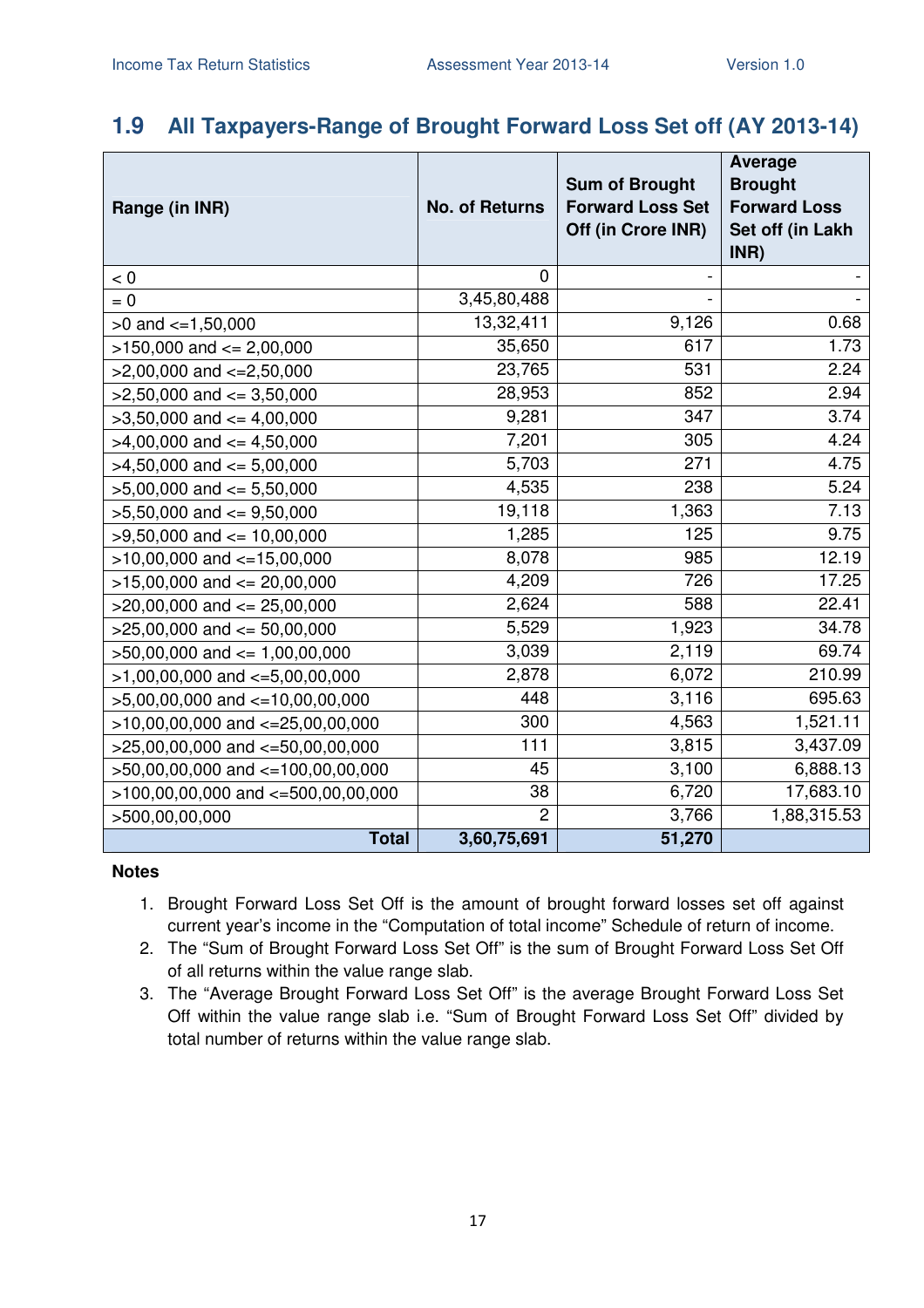## 1.9 All Taxpayers-Range of Brought Forward Loss Set off (AY 2013-14)

| Range (in INR) | No. of Returns | Sum of Brought Forward Loss Set Off (in Crore INR) | Average Brought Forward Loss Set off (in Lakh INR) |
|---|---|---|---|
| < 0 | 0 | - | - |
| = 0 | 3,45,80,488 | - | - |
| >0 and <=1,50,000 | 13,32,411 | 9,126 | 0.68 |
| >150,000 and <= 2,00,000 | 35,650 | 617 | 1.73 |
| >2,00,000 and <=2,50,000 | 23,765 | 531 | 2.24 |
| >2,50,000 and <= 3,50,000 | 28,953 | 852 | 2.94 |
| >3,50,000 and <= 4,00,000 | 9,281 | 347 | 3.74 |
| >4,00,000 and <= 4,50,000 | 7,201 | 305 | 4.24 |
| >4,50,000 and <= 5,00,000 | 5,703 | 271 | 4.75 |
| >5,00,000 and <= 5,50,000 | 4,535 | 238 | 5.24 |
| >5,50,000 and <= 9,50,000 | 19,118 | 1,363 | 7.13 |
| >9,50,000 and <= 10,00,000 | 1,285 | 125 | 9.75 |
| >10,00,000 and <=15,00,000 | 8,078 | 985 | 12.19 |
| >15,00,000 and <= 20,00,000 | 4,209 | 726 | 17.25 |
| >20,00,000 and <= 25,00,000 | 2,624 | 588 | 22.41 |
| >25,00,000 and <= 50,00,000 | 5,529 | 1,923 | 34.78 |
| >50,00,000 and <= 1,00,00,000 | 3,039 | 2,119 | 69.74 |
| >1,00,00,000 and <=5,00,00,000 | 2,878 | 6,072 | 210.99 |
| >5,00,00,000 and <=10,00,00,000 | 448 | 3,116 | 695.63 |
| >10,00,00,000 and <=25,00,00,000 | 300 | 4,563 | 1,521.11 |
| >25,00,00,000 and <=50,00,00,000 | 111 | 3,815 | 3,437.09 |
| >50,00,00,000 and <=100,00,00,000 | 45 | 3,100 | 6,888.13 |
| >100,00,00,000 and <=500,00,00,000 | 38 | 6,720 | 17,683.10 |
| >500,00,00,000 | 2 | 3,766 | 1,88,315.53 |
| **Total** | **3,60,75,691** | **51,270** | |

**Notes**

1. Brought Forward Loss Set Off is the amount of brought forward losses set off against current year's income in the "Computation of total income" Schedule of return of income.
2. The "Sum of Brought Forward Loss Set Off" is the sum of Brought Forward Loss Set Off of all returns within the value range slab.
3. The "Average Brought Forward Loss Set Off" is the average Brought Forward Loss Set Off within the value range slab i.e. "Sum of Brought Forward Loss Set Off" divided by total number of returns within the value range slab.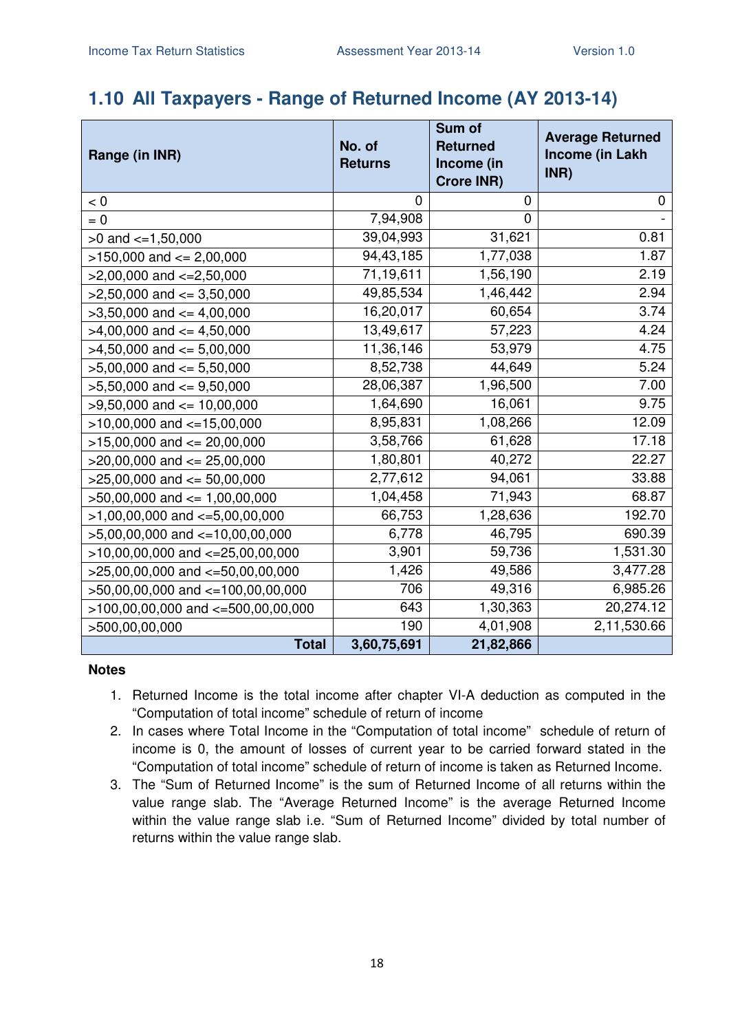## 1.10 All Taxpayers - Range of Returned Income (AY 2013-14)

| Range (in INR) | No. of Returns | Sum of Returned Income (in Crore INR) | Average Returned Income (in Lakh INR) |
|---|---|---|---|
| < 0 | 0 | 0 | 0 |
| = 0 | 7,94,908 | 0 | - |
| >0 and <=1,50,000 | 39,04,993 | 31,621 | 0.81 |
| >150,000 and <= 2,00,000 | 94,43,185 | 1,77,038 | 1.87 |
| >2,00,000 and <=2,50,000 | 71,19,611 | 1,56,190 | 2.19 |
| >2,50,000 and <= 3,50,000 | 49,85,534 | 1,46,442 | 2.94 |
| >3,50,000 and <= 4,00,000 | 16,20,017 | 60,654 | 3.74 |
| >4,00,000 and <= 4,50,000 | 13,49,617 | 57,223 | 4.24 |
| >4,50,000 and <= 5,00,000 | 11,36,146 | 53,979 | 4.75 |
| >5,00,000 and <= 5,50,000 | 8,52,738 | 44,649 | 5.24 |
| >5,50,000 and <= 9,50,000 | 28,06,387 | 1,96,500 | 7.00 |
| >9,50,000 and <= 10,00,000 | 1,64,690 | 16,061 | 9.75 |
| >10,00,000 and <=15,00,000 | 8,95,831 | 1,08,266 | 12.09 |
| >15,00,000 and <= 20,00,000 | 3,58,766 | 61,628 | 17.18 |
| >20,00,000 and <= 25,00,000 | 1,80,801 | 40,272 | 22.27 |
| >25,00,000 and <= 50,00,000 | 2,77,612 | 94,061 | 33.88 |
| >50,00,000 and <= 1,00,00,000 | 1,04,458 | 71,943 | 68.87 |
| >1,00,00,000 and <=5,00,00,000 | 66,753 | 1,28,636 | 192.70 |
| >5,00,00,000 and <=10,00,00,000 | 6,778 | 46,795 | 690.39 |
| >10,00,00,000 and <=25,00,00,000 | 3,901 | 59,736 | 1,531.30 |
| >25,00,00,000 and <=50,00,00,000 | 1,426 | 49,586 | 3,477.28 |
| >50,00,00,000 and <=100,00,00,000 | 706 | 49,316 | 6,985.26 |
| >100,00,00,000 and <=500,00,00,000 | 643 | 1,30,363 | 20,274.12 |
| >500,00,00,000 | 190 | 4,01,908 | 2,11,530.66 |
| **Total** | **3,60,75,691** | **21,82,866** | |

**Notes**

1. Returned Income is the total income after chapter VI-A deduction as computed in the "Computation of total income" schedule of return of income
2. In cases where Total Income in the "Computation of total income" schedule of return of income is 0, the amount of losses of current year to be carried forward stated in the "Computation of total income" schedule of return of income is taken as Returned Income.
3. The "Sum of Returned Income" is the sum of Returned Income of all returns within the value range slab. The "Average Returned Income" is the average Returned Income within the value range slab i.e. "Sum of Returned Income" divided by total number of returns within the value range slab.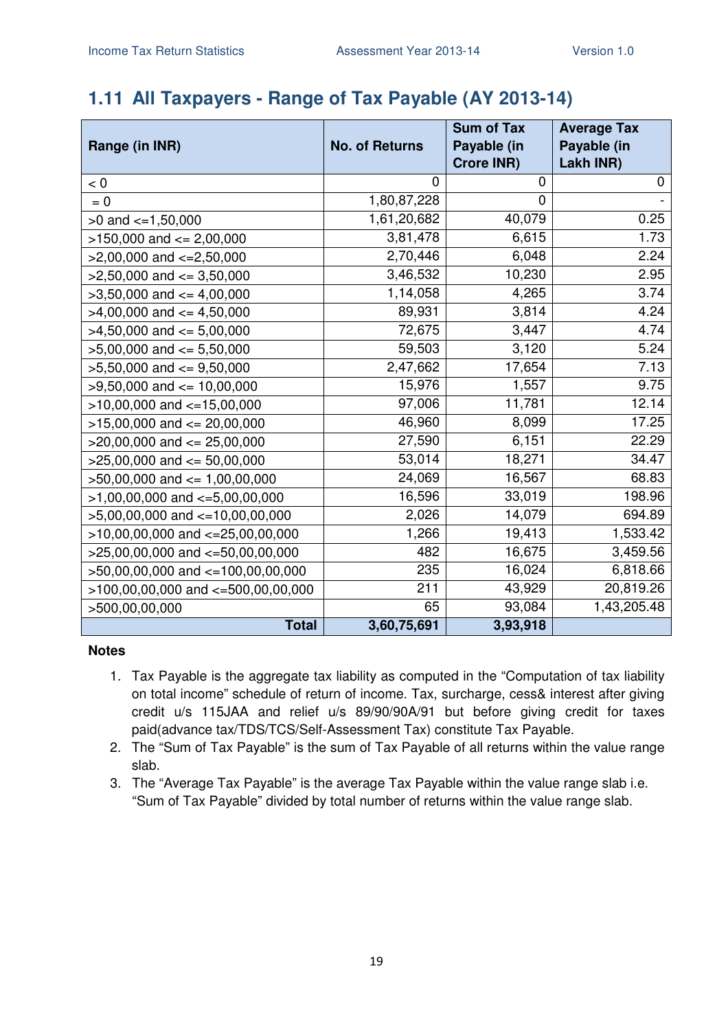## 1.11 All Taxpayers - Range of Tax Payable (AY 2013-14)

| Range (in INR) | No. of Returns | Sum of Tax Payable (in Crore INR) | Average Tax Payable (in Lakh INR) |
|---|---|---|---|
| < 0 | 0 | 0 | 0 |
| = 0 | 1,80,87,228 | 0 | - |
| >0 and <=1,50,000 | 1,61,20,682 | 40,079 | 0.25 |
| >150,000 and <= 2,00,000 | 3,81,478 | 6,615 | 1.73 |
| >2,00,000 and <=2,50,000 | 2,70,446 | 6,048 | 2.24 |
| >2,50,000 and <= 3,50,000 | 3,46,532 | 10,230 | 2.95 |
| >3,50,000 and <= 4,00,000 | 1,14,058 | 4,265 | 3.74 |
| >4,00,000 and <= 4,50,000 | 89,931 | 3,814 | 4.24 |
| >4,50,000 and <= 5,00,000 | 72,675 | 3,447 | 4.74 |
| >5,00,000 and <= 5,50,000 | 59,503 | 3,120 | 5.24 |
| >5,50,000 and <= 9,50,000 | 2,47,662 | 17,654 | 7.13 |
| >9,50,000 and <= 10,00,000 | 15,976 | 1,557 | 9.75 |
| >10,00,000 and <=15,00,000 | 97,006 | 11,781 | 12.14 |
| >15,00,000 and <= 20,00,000 | 46,960 | 8,099 | 17.25 |
| >20,00,000 and <= 25,00,000 | 27,590 | 6,151 | 22.29 |
| >25,00,000 and <= 50,00,000 | 53,014 | 18,271 | 34.47 |
| >50,00,000 and <= 1,00,00,000 | 24,069 | 16,567 | 68.83 |
| >1,00,00,000 and <=5,00,00,000 | 16,596 | 33,019 | 198.96 |
| >5,00,00,000 and <=10,00,00,000 | 2,026 | 14,079 | 694.89 |
| >10,00,00,000 and <=25,00,00,000 | 1,266 | 19,413 | 1,533.42 |
| >25,00,00,000 and <=50,00,00,000 | 482 | 16,675 | 3,459.56 |
| >50,00,00,000 and <=100,00,00,000 | 235 | 16,024 | 6,818.66 |
| >100,00,00,000 and <=500,00,00,000 | 211 | 43,929 | 20,819.26 |
| >500,00,00,000 | 65 | 93,084 | 1,43,205.48 |
| **Total** | **3,60,75,691** | **3,93,918** | |

**Notes**

1. Tax Payable is the aggregate tax liability as computed in the "Computation of tax liability on total income" schedule of return of income. Tax, surcharge, cess& interest after giving credit u/s 115JAA and relief u/s 89/90/90A/91 but before giving credit for taxes paid(advance tax/TDS/TCS/Self-Assessment Tax) constitute Tax Payable.
2. The "Sum of Tax Payable" is the sum of Tax Payable of all returns within the value range slab.
3. The "Average Tax Payable" is the average Tax Payable within the value range slab i.e. "Sum of Tax Payable" divided by total number of returns within the value range slab.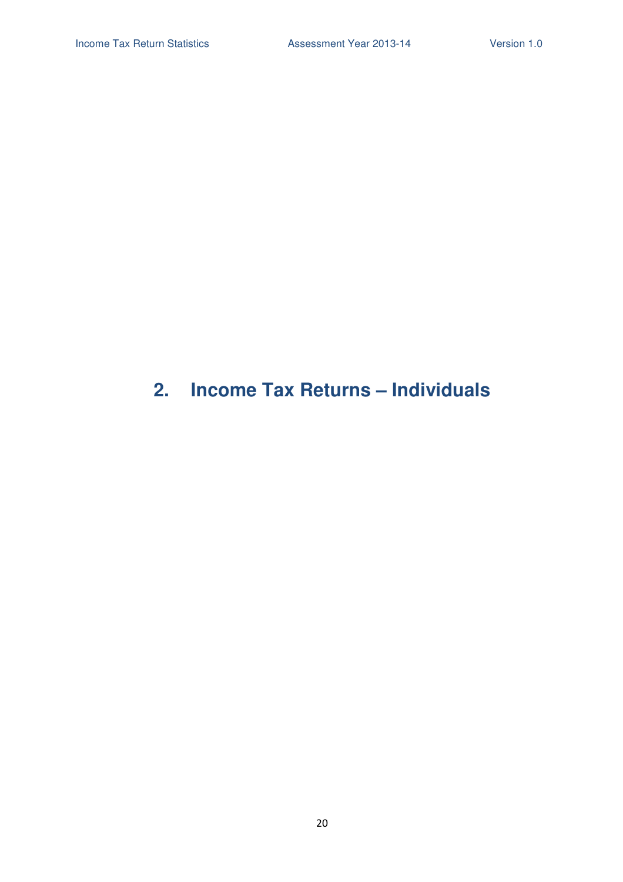# 2. Income Tax Returns – Individuals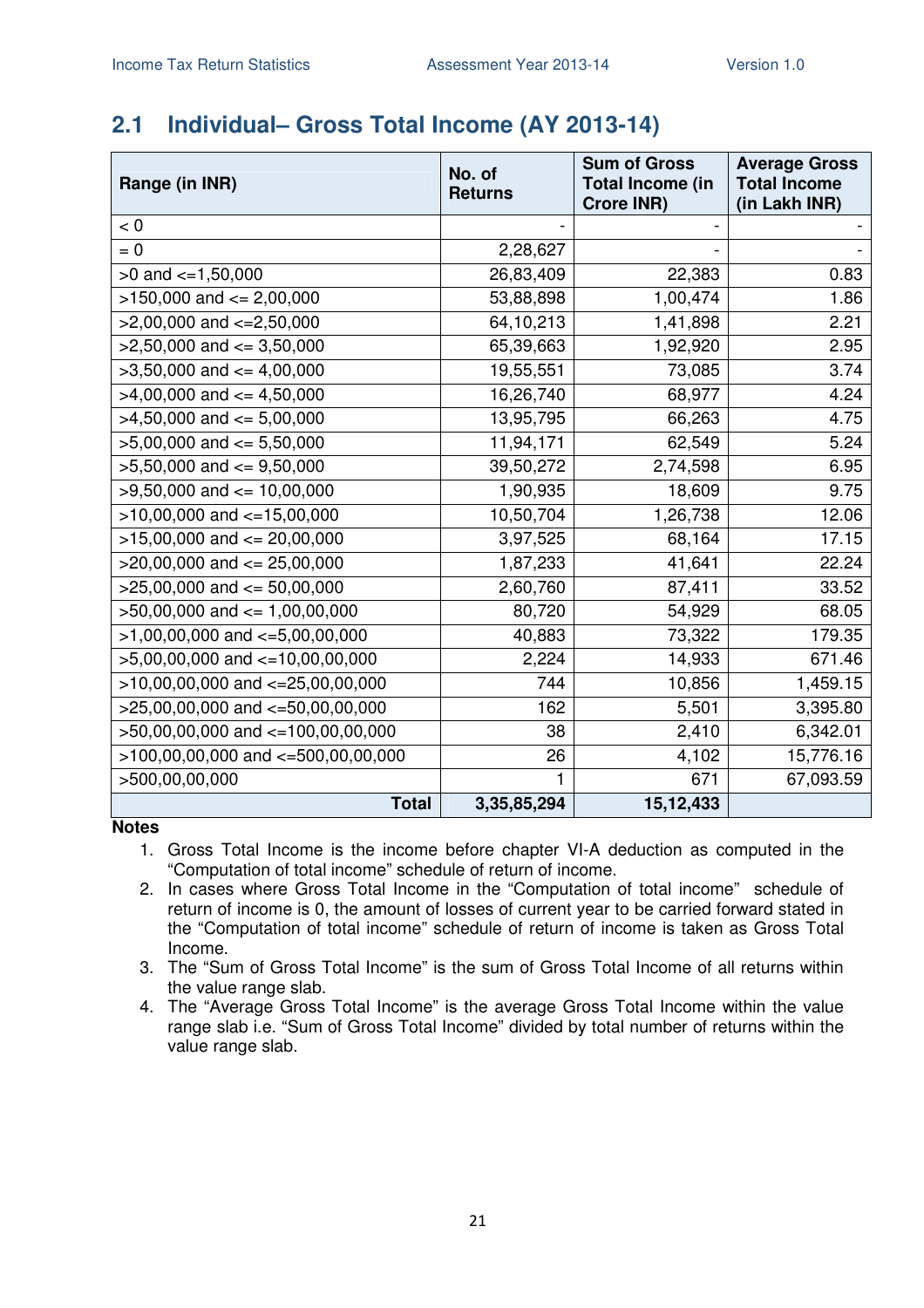## 2.1 Individual– Gross Total Income (AY 2013-14)

| Range (in INR) | No. of Returns | Sum of Gross Total Income (in Crore INR) | Average Gross Total Income (in Lakh INR) |
|---|---|---|---|
| < 0 | - | - | - |
| = 0 | 2,28,627 | - | - |
| >0 and <=1,50,000 | 26,83,409 | 22,383 | 0.83 |
| >150,000 and <= 2,00,000 | 53,88,898 | 1,00,474 | 1.86 |
| >2,00,000 and <=2,50,000 | 64,10,213 | 1,41,898 | 2.21 |
| >2,50,000 and <= 3,50,000 | 65,39,663 | 1,92,920 | 2.95 |
| >3,50,000 and <= 4,00,000 | 19,55,551 | 73,085 | 3.74 |
| >4,00,000 and <= 4,50,000 | 16,26,740 | 68,977 | 4.24 |
| >4,50,000 and <= 5,00,000 | 13,95,795 | 66,263 | 4.75 |
| >5,00,000 and <= 5,50,000 | 11,94,171 | 62,549 | 5.24 |
| >5,50,000 and <= 9,50,000 | 39,50,272 | 2,74,598 | 6.95 |
| >9,50,000 and <= 10,00,000 | 1,90,935 | 18,609 | 9.75 |
| >10,00,000 and <=15,00,000 | 10,50,704 | 1,26,738 | 12.06 |
| >15,00,000 and <= 20,00,000 | 3,97,525 | 68,164 | 17.15 |
| >20,00,000 and <= 25,00,000 | 1,87,233 | 41,641 | 22.24 |
| >25,00,000 and <= 50,00,000 | 2,60,760 | 87,411 | 33.52 |
| >50,00,000 and <= 1,00,00,000 | 80,720 | 54,929 | 68.05 |
| >1,00,00,000 and <=5,00,00,000 | 40,883 | 73,322 | 179.35 |
| >5,00,00,000 and <=10,00,00,000 | 2,224 | 14,933 | 671.46 |
| >10,00,00,000 and <=25,00,00,000 | 744 | 10,856 | 1,459.15 |
| >25,00,00,000 and <=50,00,00,000 | 162 | 5,501 | 3,395.80 |
| >50,00,00,000 and <=100,00,00,000 | 38 | 2,410 | 6,342.01 |
| >100,00,00,000 and <=500,00,00,000 | 26 | 4,102 | 15,776.16 |
| >500,00,00,000 | 1 | 671 | 67,093.59 |
| **Total** | **3,35,85,294** | **15,12,433** | |

**Notes**

1. Gross Total Income is the income before chapter VI-A deduction as computed in the "Computation of total income" schedule of return of income.
2. In cases where Gross Total Income in the "Computation of total income" schedule of return of income is 0, the amount of losses of current year to be carried forward stated in the "Computation of total income" schedule of return of income is taken as Gross Total Income.
3. The "Sum of Gross Total Income" is the sum of Gross Total Income of all returns within the value range slab.
4. The "Average Gross Total Income" is the average Gross Total Income within the value range slab i.e. "Sum of Gross Total Income" divided by total number of returns within the value range slab.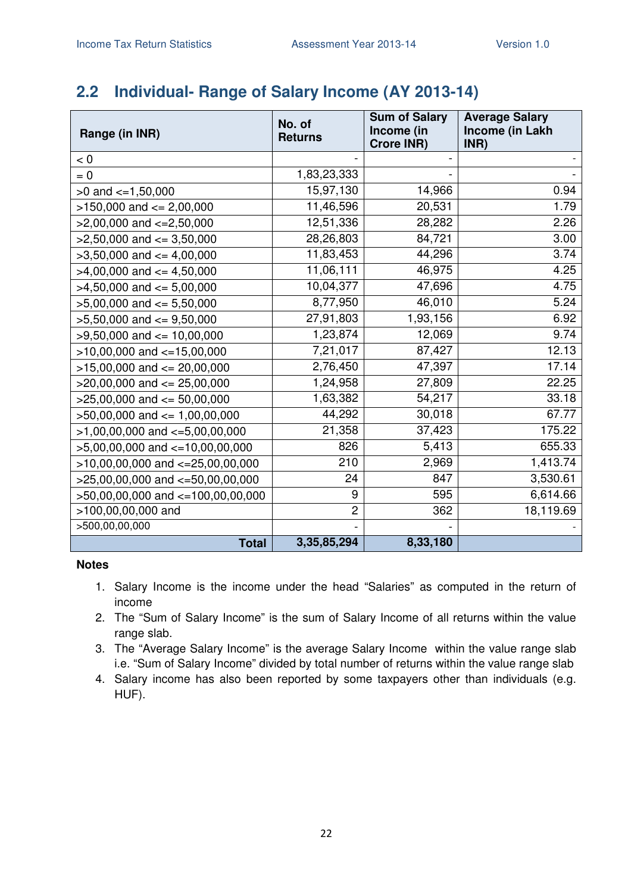## 2.2 Individual- Range of Salary Income (AY 2013-14)

| Range (in INR) | No. of Returns | Sum of Salary Income (in Crore INR) | Average Salary Income (in Lakh INR) |
|---|---|---|---|
| < 0 | - | - | - |
| = 0 | 1,83,23,333 | - | - |
| >0 and <=1,50,000 | 15,97,130 | 14,966 | 0.94 |
| >150,000 and <= 2,00,000 | 11,46,596 | 20,531 | 1.79 |
| >2,00,000 and <=2,50,000 | 12,51,336 | 28,282 | 2.26 |
| >2,50,000 and <= 3,50,000 | 28,26,803 | 84,721 | 3.00 |
| >3,50,000 and <= 4,00,000 | 11,83,453 | 44,296 | 3.74 |
| >4,00,000 and <= 4,50,000 | 11,06,111 | 46,975 | 4.25 |
| >4,50,000 and <= 5,00,000 | 10,04,377 | 47,696 | 4.75 |
| >5,00,000 and <= 5,50,000 | 8,77,950 | 46,010 | 5.24 |
| >5,50,000 and <= 9,50,000 | 27,91,803 | 1,93,156 | 6.92 |
| >9,50,000 and <= 10,00,000 | 1,23,874 | 12,069 | 9.74 |
| >10,00,000 and <=15,00,000 | 7,21,017 | 87,427 | 12.13 |
| >15,00,000 and <= 20,00,000 | 2,76,450 | 47,397 | 17.14 |
| >20,00,000 and <= 25,00,000 | 1,24,958 | 27,809 | 22.25 |
| >25,00,000 and <= 50,00,000 | 1,63,382 | 54,217 | 33.18 |
| >50,00,000 and <= 1,00,00,000 | 44,292 | 30,018 | 67.77 |
| >1,00,00,000 and <=5,00,00,000 | 21,358 | 37,423 | 175.22 |
| >5,00,00,000 and <=10,00,00,000 | 826 | 5,413 | 655.33 |
| >10,00,00,000 and <=25,00,00,000 | 210 | 2,969 | 1,413.74 |
| >25,00,00,000 and <=50,00,00,000 | 24 | 847 | 3,530.61 |
| >50,00,00,000 and <=100,00,00,000 | 9 | 595 | 6,614.66 |
| >100,00,00,000 and | 2 | 362 | 18,119.69 |
| >500,00,00,000 | - | - | - |
| **Total** | **3,35,85,294** | **8,33,180** | |

**Notes**

1. Salary Income is the income under the head "Salaries" as computed in the return of income
2. The "Sum of Salary Income" is the sum of Salary Income of all returns within the value range slab.
3. The "Average Salary Income" is the average Salary Income within the value range slab i.e. "Sum of Salary Income" divided by total number of returns within the value range slab
4. Salary income has also been reported by some taxpayers other than individuals (e.g. HUF).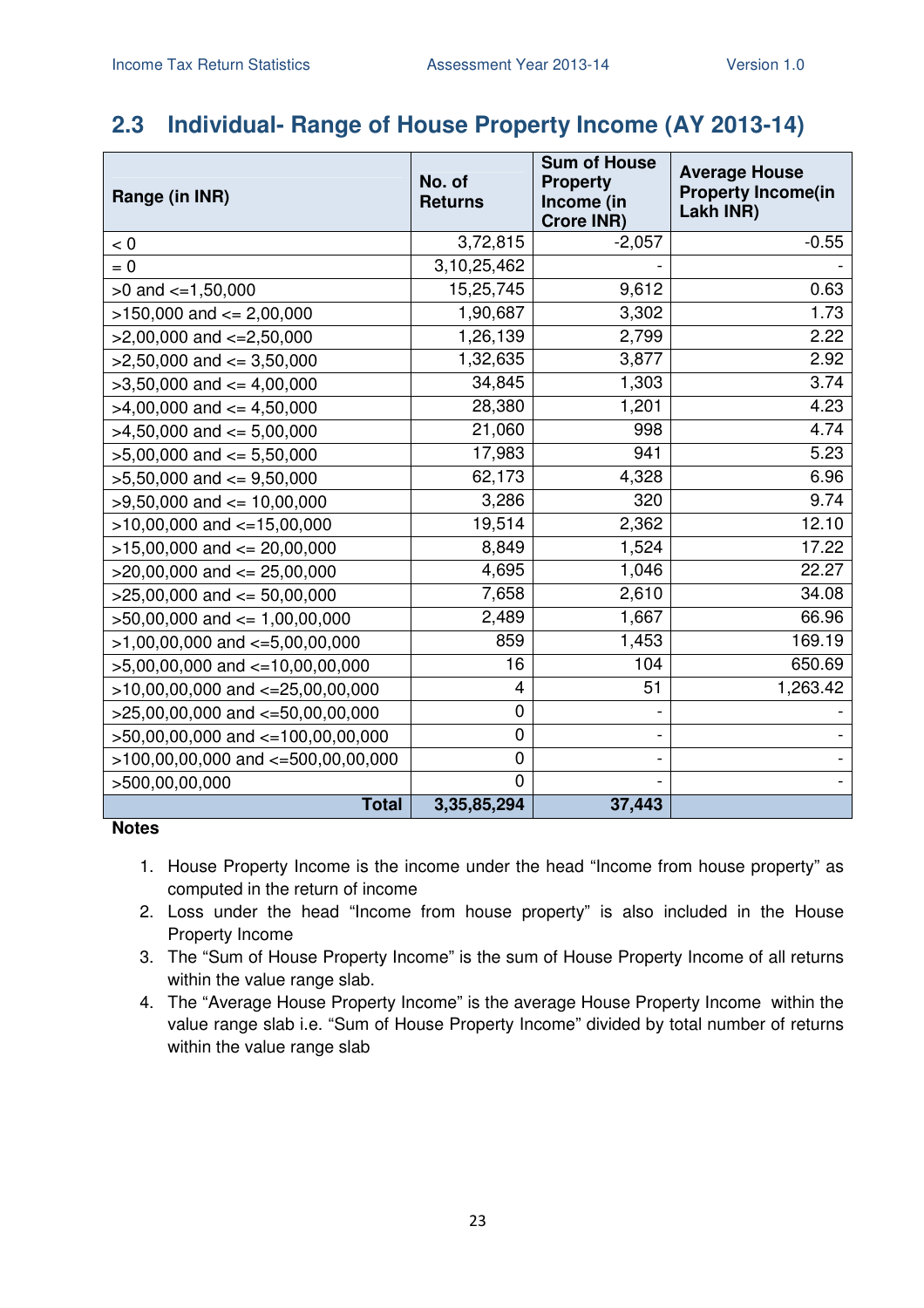## 2.3 Individual- Range of House Property Income (AY 2013-14)

| Range (in INR) | No. of Returns | Sum of House Property Income (in Crore INR) | Average House Property Income(in Lakh INR) |
|---|---:|---:|---:|
| < 0 | 3,72,815 | -2,057 | -0.55 |
| = 0 | 3,10,25,462 | - | - |
| >0 and <=1,50,000 | 15,25,745 | 9,612 | 0.63 |
| >150,000 and <= 2,00,000 | 1,90,687 | 3,302 | 1.73 |
| >2,00,000 and <=2,50,000 | 1,26,139 | 2,799 | 2.22 |
| >2,50,000 and <= 3,50,000 | 1,32,635 | 3,877 | 2.92 |
| >3,50,000 and <= 4,00,000 | 34,845 | 1,303 | 3.74 |
| >4,00,000 and <= 4,50,000 | 28,380 | 1,201 | 4.23 |
| >4,50,000 and <= 5,00,000 | 21,060 | 998 | 4.74 |
| >5,00,000 and <= 5,50,000 | 17,983 | 941 | 5.23 |
| >5,50,000 and <= 9,50,000 | 62,173 | 4,328 | 6.96 |
| >9,50,000 and <= 10,00,000 | 3,286 | 320 | 9.74 |
| >10,00,000 and <=15,00,000 | 19,514 | 2,362 | 12.10 |
| >15,00,000 and <= 20,00,000 | 8,849 | 1,524 | 17.22 |
| >20,00,000 and <= 25,00,000 | 4,695 | 1,046 | 22.27 |
| >25,00,000 and <= 50,00,000 | 7,658 | 2,610 | 34.08 |
| >50,00,000 and <= 1,00,00,000 | 2,489 | 1,667 | 66.96 |
| >1,00,00,000 and <=5,00,00,000 | 859 | 1,453 | 169.19 |
| >5,00,00,000 and <=10,00,00,000 | 16 | 104 | 650.69 |
| >10,00,00,000 and <=25,00,00,000 | 4 | 51 | 1,263.42 |
| >25,00,00,000 and <=50,00,00,000 | 0 | - | - |
| >50,00,00,000 and <=100,00,00,000 | 0 | - | - |
| >100,00,00,000 and <=500,00,00,000 | 0 | - | - |
| >500,00,00,000 | 0 | - | - |
| **Total** | **3,35,85,294** | **37,443** | |

**Notes**

1. House Property Income is the income under the head "Income from house property" as computed in the return of income
2. Loss under the head "Income from house property" is also included in the House Property Income
3. The "Sum of House Property Income" is the sum of House Property Income of all returns within the value range slab.
4. The "Average House Property Income" is the average House Property Income within the value range slab i.e. "Sum of House Property Income" divided by total number of returns within the value range slab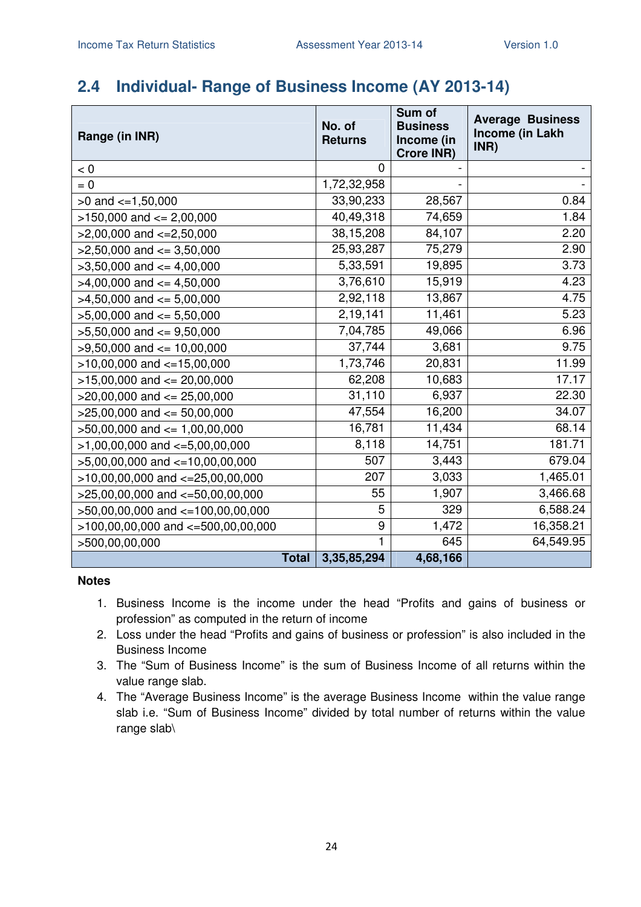## 2.4 Individual- Range of Business Income (AY 2013-14)

| Range (in INR) | No. of Returns | Sum of Business Income (in Crore INR) | Average Business Income (in Lakh INR) |
|---|---|---|---|
| < 0 | 0 | - | - |
| = 0 | 1,72,32,958 | - | - |
| >0 and <=1,50,000 | 33,90,233 | 28,567 | 0.84 |
| >150,000 and <= 2,00,000 | 40,49,318 | 74,659 | 1.84 |
| >2,00,000 and <=2,50,000 | 38,15,208 | 84,107 | 2.20 |
| >2,50,000 and <= 3,50,000 | 25,93,287 | 75,279 | 2.90 |
| >3,50,000 and <= 4,00,000 | 5,33,591 | 19,895 | 3.73 |
| >4,00,000 and <= 4,50,000 | 3,76,610 | 15,919 | 4.23 |
| >4,50,000 and <= 5,00,000 | 2,92,118 | 13,867 | 4.75 |
| >5,00,000 and <= 5,50,000 | 2,19,141 | 11,461 | 5.23 |
| >5,50,000 and <= 9,50,000 | 7,04,785 | 49,066 | 6.96 |
| >9,50,000 and <= 10,00,000 | 37,744 | 3,681 | 9.75 |
| >10,00,000 and <=15,00,000 | 1,73,746 | 20,831 | 11.99 |
| >15,00,000 and <= 20,00,000 | 62,208 | 10,683 | 17.17 |
| >20,00,000 and <= 25,00,000 | 31,110 | 6,937 | 22.30 |
| >25,00,000 and <= 50,00,000 | 47,554 | 16,200 | 34.07 |
| >50,00,000 and <= 1,00,00,000 | 16,781 | 11,434 | 68.14 |
| >1,00,00,000 and <=5,00,00,000 | 8,118 | 14,751 | 181.71 |
| >5,00,00,000 and <=10,00,00,000 | 507 | 3,443 | 679.04 |
| >10,00,00,000 and <=25,00,00,000 | 207 | 3,033 | 1,465.01 |
| >25,00,00,000 and <=50,00,00,000 | 55 | 1,907 | 3,466.68 |
| >50,00,00,000 and <=100,00,00,000 | 5 | 329 | 6,588.24 |
| >100,00,00,000 and <=500,00,00,000 | 9 | 1,472 | 16,358.21 |
| >500,00,00,000 | 1 | 645 | 64,549.95 |
| **Total** | **3,35,85,294** | **4,68,166** | |

**Notes**

1. Business Income is the income under the head "Profits and gains of business or profession" as computed in the return of income
2. Loss under the head "Profits and gains of business or profession" is also included in the Business Income
3. The "Sum of Business Income" is the sum of Business Income of all returns within the value range slab.
4. The "Average Business Income" is the average Business Income within the value range slab i.e. "Sum of Business Income" divided by total number of returns within the value range slab\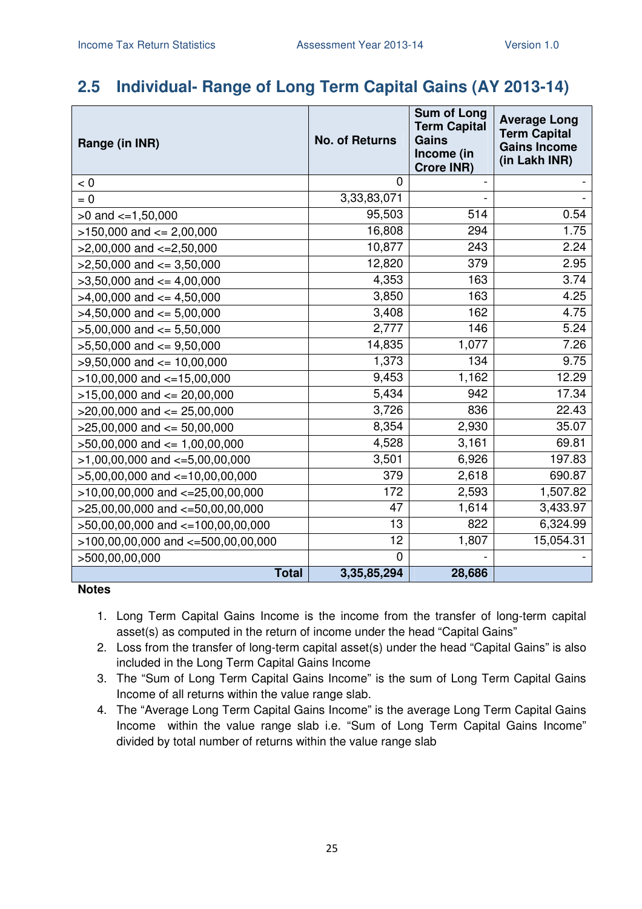## 2.5 Individual- Range of Long Term Capital Gains (AY 2013-14)

| Range (in INR) | No. of Returns | Sum of Long Term Capital Gains Income (in Crore INR) | Average Long Term Capital Gains Income (in Lakh INR) |
|---|---|---|---|
| < 0 | 0 | - | - |
| = 0 | 3,33,83,071 | - | - |
| >0 and <=1,50,000 | 95,503 | 514 | 0.54 |
| >150,000 and <= 2,00,000 | 16,808 | 294 | 1.75 |
| >2,00,000 and <=2,50,000 | 10,877 | 243 | 2.24 |
| >2,50,000 and <= 3,50,000 | 12,820 | 379 | 2.95 |
| >3,50,000 and <= 4,00,000 | 4,353 | 163 | 3.74 |
| >4,00,000 and <= 4,50,000 | 3,850 | 163 | 4.25 |
| >4,50,000 and <= 5,00,000 | 3,408 | 162 | 4.75 |
| >5,00,000 and <= 5,50,000 | 2,777 | 146 | 5.24 |
| >5,50,000 and <= 9,50,000 | 14,835 | 1,077 | 7.26 |
| >9,50,000 and <= 10,00,000 | 1,373 | 134 | 9.75 |
| >10,00,000 and <=15,00,000 | 9,453 | 1,162 | 12.29 |
| >15,00,000 and <= 20,00,000 | 5,434 | 942 | 17.34 |
| >20,00,000 and <= 25,00,000 | 3,726 | 836 | 22.43 |
| >25,00,000 and <= 50,00,000 | 8,354 | 2,930 | 35.07 |
| >50,00,000 and <= 1,00,00,000 | 4,528 | 3,161 | 69.81 |
| >1,00,00,000 and <=5,00,00,000 | 3,501 | 6,926 | 197.83 |
| >5,00,00,000 and <=10,00,00,000 | 379 | 2,618 | 690.87 |
| >10,00,00,000 and <=25,00,00,000 | 172 | 2,593 | 1,507.82 |
| >25,00,00,000 and <=50,00,00,000 | 47 | 1,614 | 3,433.97 |
| >50,00,00,000 and <=100,00,00,000 | 13 | 822 | 6,324.99 |
| >100,00,00,000 and <=500,00,00,000 | 12 | 1,807 | 15,054.31 |
| >500,00,00,000 | 0 | - | - |
| **Total** | **3,35,85,294** | **28,686** | |

**Notes**

1. Long Term Capital Gains Income is the income from the transfer of long-term capital asset(s) as computed in the return of income under the head "Capital Gains"
2. Loss from the transfer of long-term capital asset(s) under the head "Capital Gains" is also included in the Long Term Capital Gains Income
3. The "Sum of Long Term Capital Gains Income" is the sum of Long Term Capital Gains Income of all returns within the value range slab.
4. The "Average Long Term Capital Gains Income" is the average Long Term Capital Gains Income within the value range slab i.e. "Sum of Long Term Capital Gains Income" divided by total number of returns within the value range slab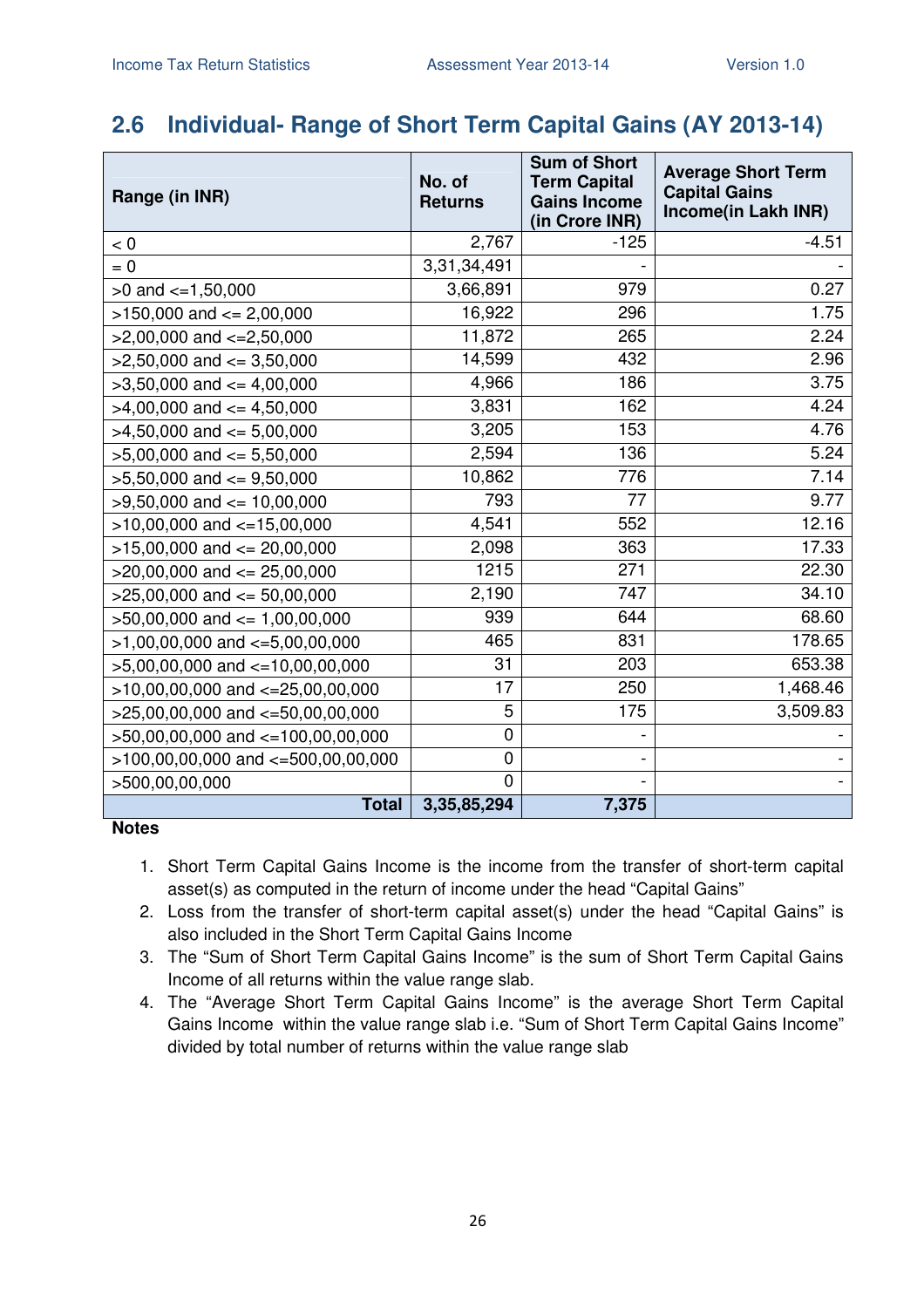## 2.6 Individual- Range of Short Term Capital Gains (AY 2013-14)

| Range (in INR) | No. of Returns | Sum of Short Term Capital Gains Income (in Crore INR) | Average Short Term Capital Gains Income(in Lakh INR) |
|---|---:|---:|---:|
| < 0 | 2,767 | -125 | -4.51 |
| = 0 | 3,31,34,491 | - | - |
| >0 and <=1,50,000 | 3,66,891 | 979 | 0.27 |
| >150,000 and <= 2,00,000 | 16,922 | 296 | 1.75 |
| >2,00,000 and <=2,50,000 | 11,872 | 265 | 2.24 |
| >2,50,000 and <= 3,50,000 | 14,599 | 432 | 2.96 |
| >3,50,000 and <= 4,00,000 | 4,966 | 186 | 3.75 |
| >4,00,000 and <= 4,50,000 | 3,831 | 162 | 4.24 |
| >4,50,000 and <= 5,00,000 | 3,205 | 153 | 4.76 |
| >5,00,000 and <= 5,50,000 | 2,594 | 136 | 5.24 |
| >5,50,000 and <= 9,50,000 | 10,862 | 776 | 7.14 |
| >9,50,000 and <= 10,00,000 | 793 | 77 | 9.77 |
| >10,00,000 and <=15,00,000 | 4,541 | 552 | 12.16 |
| >15,00,000 and <= 20,00,000 | 2,098 | 363 | 17.33 |
| >20,00,000 and <= 25,00,000 | 1215 | 271 | 22.30 |
| >25,00,000 and <= 50,00,000 | 2,190 | 747 | 34.10 |
| >50,00,000 and <= 1,00,00,000 | 939 | 644 | 68.60 |
| >1,00,00,000 and <=5,00,00,000 | 465 | 831 | 178.65 |
| >5,00,00,000 and <=10,00,00,000 | 31 | 203 | 653.38 |
| >10,00,00,000 and <=25,00,00,000 | 17 | 250 | 1,468.46 |
| >25,00,00,000 and <=50,00,00,000 | 5 | 175 | 3,509.83 |
| >50,00,00,000 and <=100,00,00,000 | 0 | - | - |
| >100,00,00,000 and <=500,00,00,000 | 0 | - | - |
| >500,00,00,000 | 0 | - | - |
| **Total** | **3,35,85,294** | **7,375** | |

**Notes**

1. Short Term Capital Gains Income is the income from the transfer of short-term capital asset(s) as computed in the return of income under the head "Capital Gains"
2. Loss from the transfer of short-term capital asset(s) under the head "Capital Gains" is also included in the Short Term Capital Gains Income
3. The "Sum of Short Term Capital Gains Income" is the sum of Short Term Capital Gains Income of all returns within the value range slab.
4. The "Average Short Term Capital Gains Income" is the average Short Term Capital Gains Income within the value range slab i.e. "Sum of Short Term Capital Gains Income" divided by total number of returns within the value range slab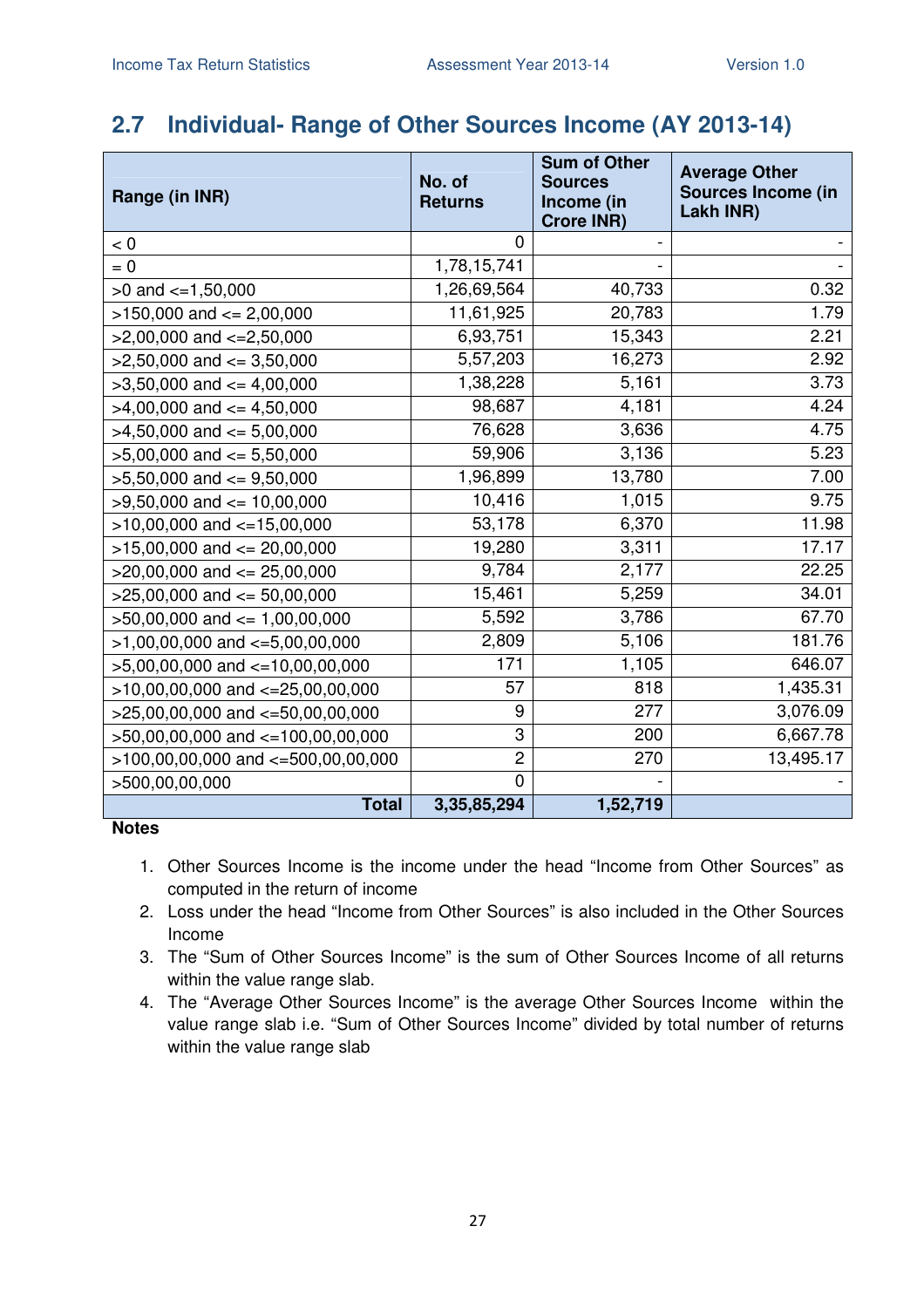## 2.7 Individual- Range of Other Sources Income (AY 2013-14)

| Range (in INR) | No. of Returns | Sum of Other Sources Income (in Crore INR) | Average Other Sources Income (in Lakh INR) |
|---|---|---|---|
| < 0 | 0 | - | - |
| = 0 | 1,78,15,741 | - | - |
| >0 and <=1,50,000 | 1,26,69,564 | 40,733 | 0.32 |
| >150,000 and <= 2,00,000 | 11,61,925 | 20,783 | 1.79 |
| >2,00,000 and <=2,50,000 | 6,93,751 | 15,343 | 2.21 |
| >2,50,000 and <= 3,50,000 | 5,57,203 | 16,273 | 2.92 |
| >3,50,000 and <= 4,00,000 | 1,38,228 | 5,161 | 3.73 |
| >4,00,000 and <= 4,50,000 | 98,687 | 4,181 | 4.24 |
| >4,50,000 and <= 5,00,000 | 76,628 | 3,636 | 4.75 |
| >5,00,000 and <= 5,50,000 | 59,906 | 3,136 | 5.23 |
| >5,50,000 and <= 9,50,000 | 1,96,899 | 13,780 | 7.00 |
| >9,50,000 and <= 10,00,000 | 10,416 | 1,015 | 9.75 |
| >10,00,000 and <=15,00,000 | 53,178 | 6,370 | 11.98 |
| >15,00,000 and <= 20,00,000 | 19,280 | 3,311 | 17.17 |
| >20,00,000 and <= 25,00,000 | 9,784 | 2,177 | 22.25 |
| >25,00,000 and <= 50,00,000 | 15,461 | 5,259 | 34.01 |
| >50,00,000 and <= 1,00,00,000 | 5,592 | 3,786 | 67.70 |
| >1,00,00,000 and <=5,00,00,000 | 2,809 | 5,106 | 181.76 |
| >5,00,00,000 and <=10,00,00,000 | 171 | 1,105 | 646.07 |
| >10,00,00,000 and <=25,00,00,000 | 57 | 818 | 1,435.31 |
| >25,00,00,000 and <=50,00,00,000 | 9 | 277 | 3,076.09 |
| >50,00,00,000 and <=100,00,00,000 | 3 | 200 | 6,667.78 |
| >100,00,00,000 and <=500,00,00,000 | 2 | 270 | 13,495.17 |
| >500,00,00,000 | 0 | - | - |
| **Total** | **3,35,85,294** | **1,52,719** | |

**Notes**

1. Other Sources Income is the income under the head "Income from Other Sources" as computed in the return of income
2. Loss under the head "Income from Other Sources" is also included in the Other Sources Income
3. The "Sum of Other Sources Income" is the sum of Other Sources Income of all returns within the value range slab.
4. The "Average Other Sources Income" is the average Other Sources Income within the value range slab i.e. "Sum of Other Sources Income" divided by total number of returns within the value range slab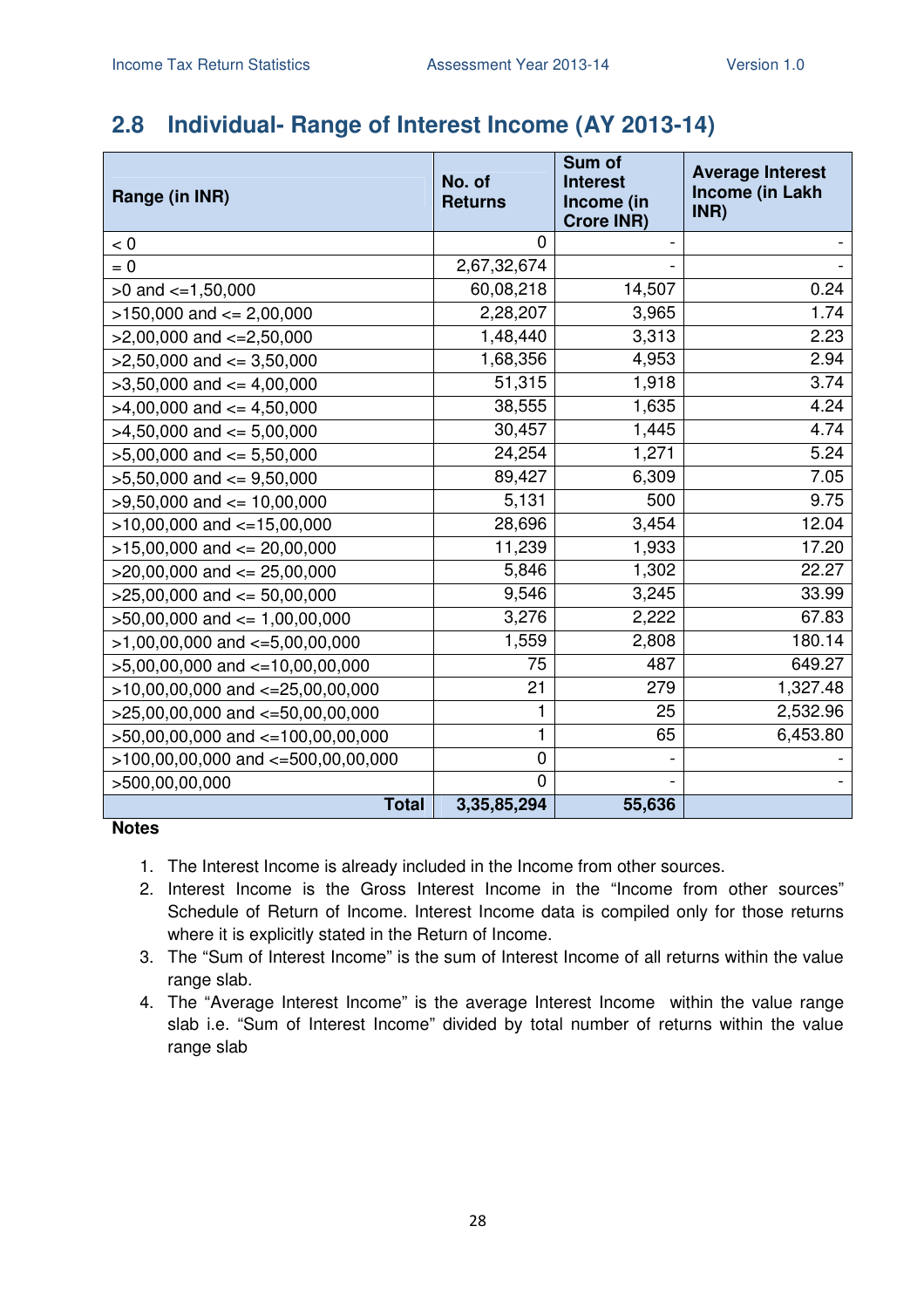## 2.8 Individual- Range of Interest Income (AY 2013-14)

| Range (in INR) | No. of Returns | Sum of Interest Income (in Crore INR) | Average Interest Income (in Lakh INR) |
|---|---|---|---|
| < 0 | 0 | - | - |
| = 0 | 2,67,32,674 | - | - |
| >0 and <=1,50,000 | 60,08,218 | 14,507 | 0.24 |
| >150,000 and <= 2,00,000 | 2,28,207 | 3,965 | 1.74 |
| >2,00,000 and <=2,50,000 | 1,48,440 | 3,313 | 2.23 |
| >2,50,000 and <= 3,50,000 | 1,68,356 | 4,953 | 2.94 |
| >3,50,000 and <= 4,00,000 | 51,315 | 1,918 | 3.74 |
| >4,00,000 and <= 4,50,000 | 38,555 | 1,635 | 4.24 |
| >4,50,000 and <= 5,00,000 | 30,457 | 1,445 | 4.74 |
| >5,00,000 and <= 5,50,000 | 24,254 | 1,271 | 5.24 |
| >5,50,000 and <= 9,50,000 | 89,427 | 6,309 | 7.05 |
| >9,50,000 and <= 10,00,000 | 5,131 | 500 | 9.75 |
| >10,00,000 and <=15,00,000 | 28,696 | 3,454 | 12.04 |
| >15,00,000 and <= 20,00,000 | 11,239 | 1,933 | 17.20 |
| >20,00,000 and <= 25,00,000 | 5,846 | 1,302 | 22.27 |
| >25,00,000 and <= 50,00,000 | 9,546 | 3,245 | 33.99 |
| >50,00,000 and <= 1,00,00,000 | 3,276 | 2,222 | 67.83 |
| >1,00,00,000 and <=5,00,00,000 | 1,559 | 2,808 | 180.14 |
| >5,00,00,000 and <=10,00,00,000 | 75 | 487 | 649.27 |
| >10,00,00,000 and <=25,00,00,000 | 21 | 279 | 1,327.48 |
| >25,00,00,000 and <=50,00,00,000 | 1 | 25 | 2,532.96 |
| >50,00,00,000 and <=100,00,00,000 | 1 | 65 | 6,453.80 |
| >100,00,00,000 and <=500,00,00,000 | 0 | - | - |
| >500,00,00,000 | 0 | - | - |
| **Total** | **3,35,85,294** | **55,636** | |

**Notes**

1. The Interest Income is already included in the Income from other sources.
2. Interest Income is the Gross Interest Income in the "Income from other sources" Schedule of Return of Income. Interest Income data is compiled only for those returns where it is explicitly stated in the Return of Income.
3. The "Sum of Interest Income" is the sum of Interest Income of all returns within the value range slab.
4. The "Average Interest Income" is the average Interest Income within the value range slab i.e. "Sum of Interest Income" divided by total number of returns within the value range slab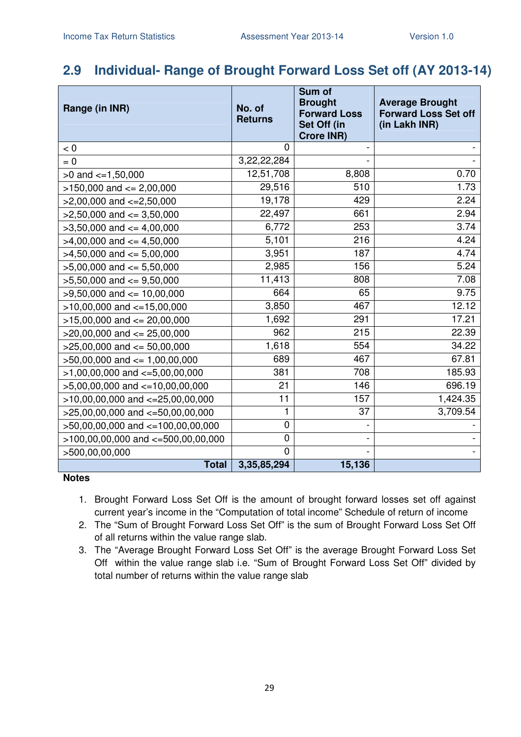## 2.9 Individual- Range of Brought Forward Loss Set off (AY 2013-14)

| Range (in INR) | No. of Returns | Sum of Brought Forward Loss Set Off (in Crore INR) | Average Brought Forward Loss Set off (in Lakh INR) |
|---|---|---|---|
| < 0 | 0 | - | - |
| = 0 | 3,22,22,284 | - | - |
| >0 and <=1,50,000 | 12,51,708 | 8,808 | 0.70 |
| >150,000 and <= 2,00,000 | 29,516 | 510 | 1.73 |
| >2,00,000 and <=2,50,000 | 19,178 | 429 | 2.24 |
| >2,50,000 and <= 3,50,000 | 22,497 | 661 | 2.94 |
| >3,50,000 and <= 4,00,000 | 6,772 | 253 | 3.74 |
| >4,00,000 and <= 4,50,000 | 5,101 | 216 | 4.24 |
| >4,50,000 and <= 5,00,000 | 3,951 | 187 | 4.74 |
| >5,00,000 and <= 5,50,000 | 2,985 | 156 | 5.24 |
| >5,50,000 and <= 9,50,000 | 11,413 | 808 | 7.08 |
| >9,50,000 and <= 10,00,000 | 664 | 65 | 9.75 |
| >10,00,000 and <=15,00,000 | 3,850 | 467 | 12.12 |
| >15,00,000 and <= 20,00,000 | 1,692 | 291 | 17.21 |
| >20,00,000 and <= 25,00,000 | 962 | 215 | 22.39 |
| >25,00,000 and <= 50,00,000 | 1,618 | 554 | 34.22 |
| >50,00,000 and <= 1,00,00,000 | 689 | 467 | 67.81 |
| >1,00,00,000 and <=5,00,00,000 | 381 | 708 | 185.93 |
| >5,00,00,000 and <=10,00,00,000 | 21 | 146 | 696.19 |
| >10,00,00,000 and <=25,00,00,000 | 11 | 157 | 1,424.35 |
| >25,00,00,000 and <=50,00,00,000 | 1 | 37 | 3,709.54 |
| >50,00,00,000 and <=100,00,00,000 | 0 | - | - |
| >100,00,00,000 and <=500,00,00,000 | 0 | - | - |
| >500,00,00,000 | 0 | - | - |
| **Total** | **3,35,85,294** | **15,136** | |

**Notes**

1. Brought Forward Loss Set Off is the amount of brought forward losses set off against current year's income in the "Computation of total income" Schedule of return of income
2. The "Sum of Brought Forward Loss Set Off" is the sum of Brought Forward Loss Set Off of all returns within the value range slab.
3. The "Average Brought Forward Loss Set Off" is the average Brought Forward Loss Set Off within the value range slab i.e. "Sum of Brought Forward Loss Set Off" divided by total number of returns within the value range slab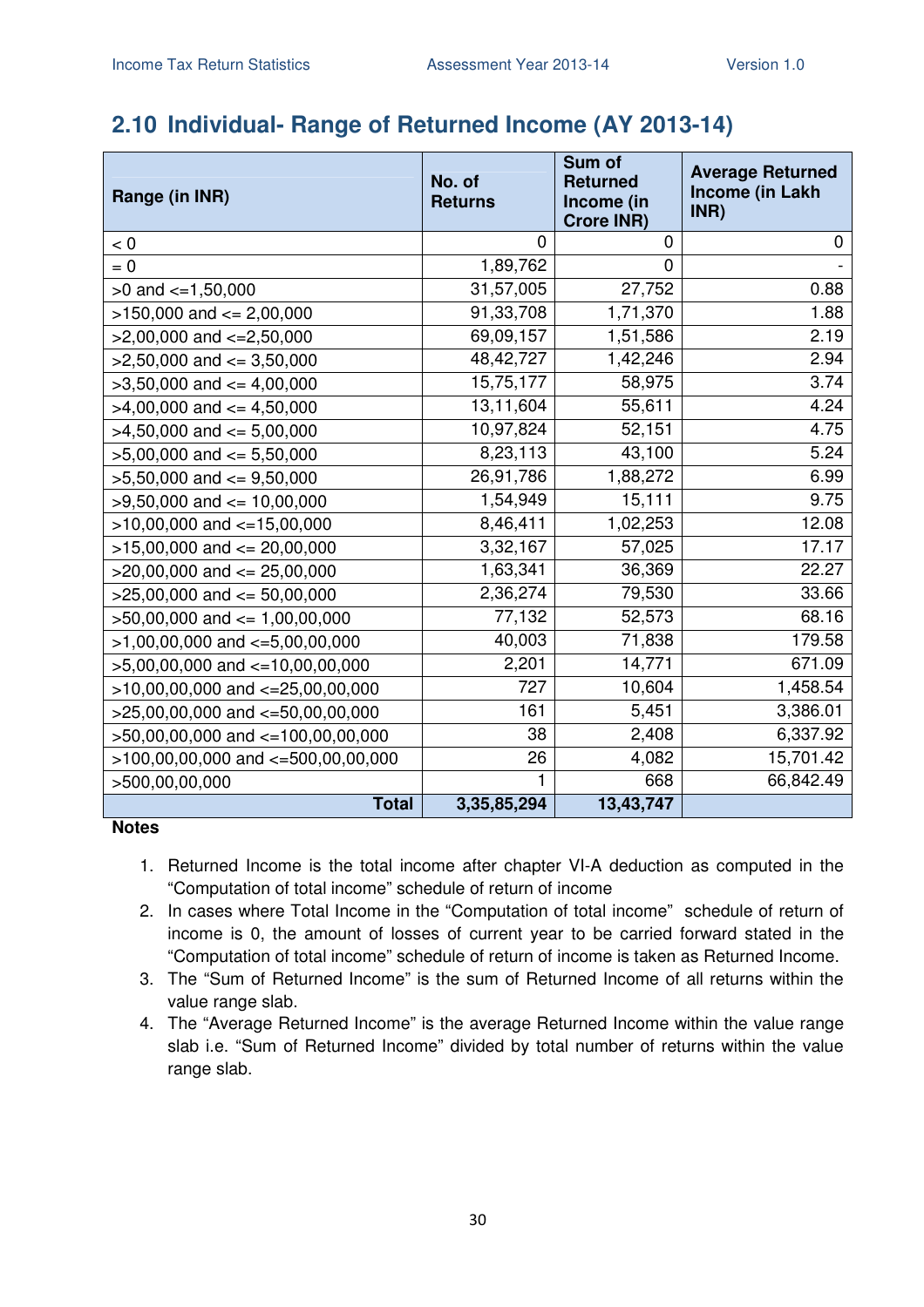## 2.10 Individual- Range of Returned Income (AY 2013-14)

| Range (in INR) | No. of Returns | Sum of Returned Income (in Crore INR) | Average Returned Income (in Lakh INR) |
|---|---:|---:|---:|
| < 0 | 0 | 0 | 0 |
| = 0 | 1,89,762 | 0 | - |
| >0 and <=1,50,000 | 31,57,005 | 27,752 | 0.88 |
| >150,000 and <= 2,00,000 | 91,33,708 | 1,71,370 | 1.88 |
| >2,00,000 and <=2,50,000 | 69,09,157 | 1,51,586 | 2.19 |
| >2,50,000 and <= 3,50,000 | 48,42,727 | 1,42,246 | 2.94 |
| >3,50,000 and <= 4,00,000 | 15,75,177 | 58,975 | 3.74 |
| >4,00,000 and <= 4,50,000 | 13,11,604 | 55,611 | 4.24 |
| >4,50,000 and <= 5,00,000 | 10,97,824 | 52,151 | 4.75 |
| >5,00,000 and <= 5,50,000 | 8,23,113 | 43,100 | 5.24 |
| >5,50,000 and <= 9,50,000 | 26,91,786 | 1,88,272 | 6.99 |
| >9,50,000 and <= 10,00,000 | 1,54,949 | 15,111 | 9.75 |
| >10,00,000 and <=15,00,000 | 8,46,411 | 1,02,253 | 12.08 |
| >15,00,000 and <= 20,00,000 | 3,32,167 | 57,025 | 17.17 |
| >20,00,000 and <= 25,00,000 | 1,63,341 | 36,369 | 22.27 |
| >25,00,000 and <= 50,00,000 | 2,36,274 | 79,530 | 33.66 |
| >50,00,000 and <= 1,00,00,000 | 77,132 | 52,573 | 68.16 |
| >1,00,00,000 and <=5,00,00,000 | 40,003 | 71,838 | 179.58 |
| >5,00,00,000 and <=10,00,00,000 | 2,201 | 14,771 | 671.09 |
| >10,00,00,000 and <=25,00,00,000 | 727 | 10,604 | 1,458.54 |
| >25,00,00,000 and <=50,00,00,000 | 161 | 5,451 | 3,386.01 |
| >50,00,00,000 and <=100,00,00,000 | 38 | 2,408 | 6,337.92 |
| >100,00,00,000 and <=500,00,00,000 | 26 | 4,082 | 15,701.42 |
| >500,00,00,000 | 1 | 668 | 66,842.49 |
| **Total** | **3,35,85,294** | **13,43,747** | |

**Notes**

1. Returned Income is the total income after chapter VI-A deduction as computed in the "Computation of total income" schedule of return of income
2. In cases where Total Income in the "Computation of total income" schedule of return of income is 0, the amount of losses of current year to be carried forward stated in the "Computation of total income" schedule of return of income is taken as Returned Income.
3. The "Sum of Returned Income" is the sum of Returned Income of all returns within the value range slab.
4. The "Average Returned Income" is the average Returned Income within the value range slab i.e. "Sum of Returned Income" divided by total number of returns within the value range slab.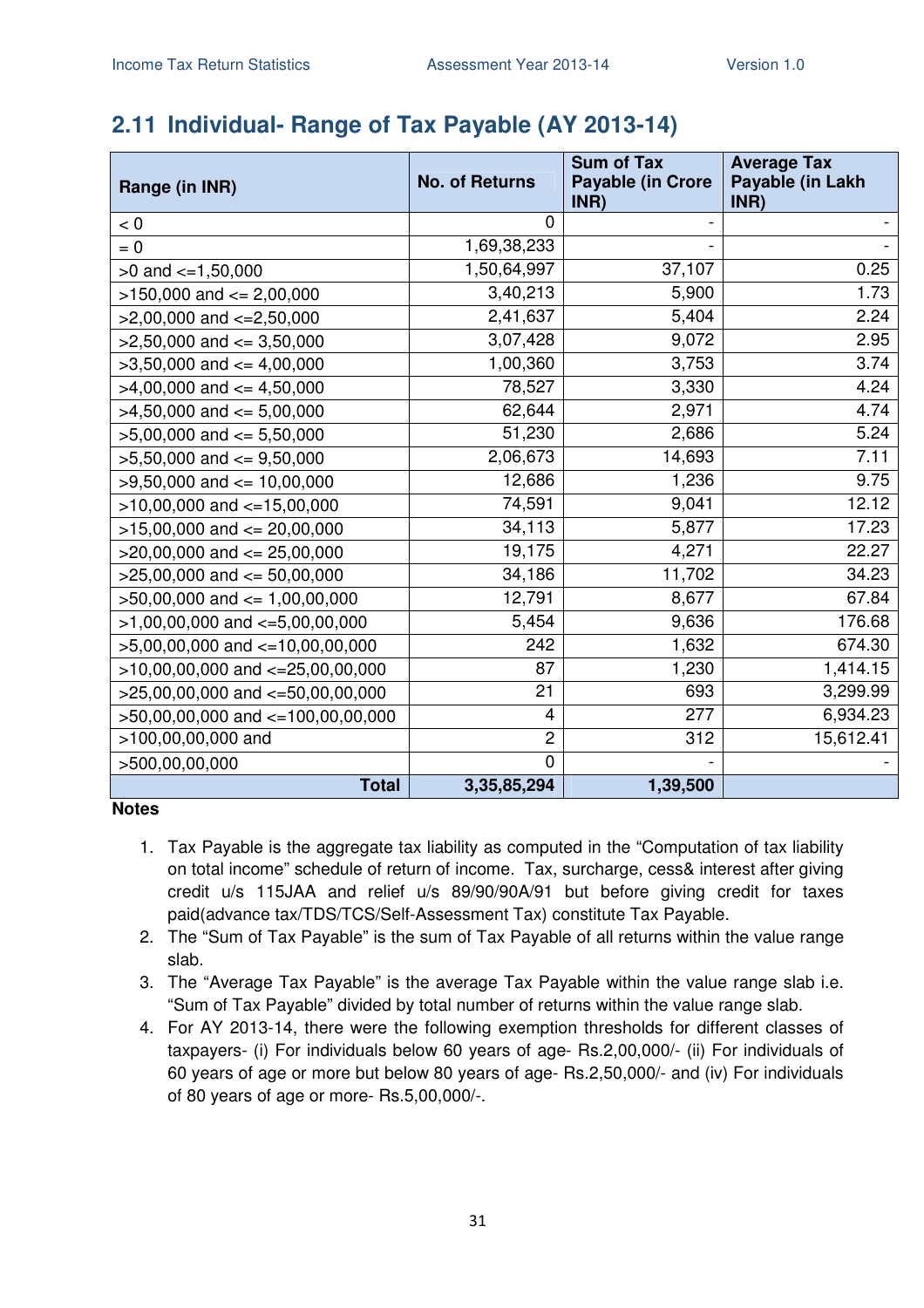## 2.11 Individual- Range of Tax Payable (AY 2013-14)

| Range (in INR) | No. of Returns | Sum of Tax Payable (in Crore INR) | Average Tax Payable (in Lakh INR) |
|---|---|---|---|
| < 0 | 0 | - | - |
| = 0 | 1,69,38,233 | - | - |
| >0 and <=1,50,000 | 1,50,64,997 | 37,107 | 0.25 |
| >150,000 and <= 2,00,000 | 3,40,213 | 5,900 | 1.73 |
| >2,00,000 and <=2,50,000 | 2,41,637 | 5,404 | 2.24 |
| >2,50,000 and <= 3,50,000 | 3,07,428 | 9,072 | 2.95 |
| >3,50,000 and <= 4,00,000 | 1,00,360 | 3,753 | 3.74 |
| >4,00,000 and <= 4,50,000 | 78,527 | 3,330 | 4.24 |
| >4,50,000 and <= 5,00,000 | 62,644 | 2,971 | 4.74 |
| >5,00,000 and <= 5,50,000 | 51,230 | 2,686 | 5.24 |
| >5,50,000 and <= 9,50,000 | 2,06,673 | 14,693 | 7.11 |
| >9,50,000 and <= 10,00,000 | 12,686 | 1,236 | 9.75 |
| >10,00,000 and <=15,00,000 | 74,591 | 9,041 | 12.12 |
| >15,00,000 and <= 20,00,000 | 34,113 | 5,877 | 17.23 |
| >20,00,000 and <= 25,00,000 | 19,175 | 4,271 | 22.27 |
| >25,00,000 and <= 50,00,000 | 34,186 | 11,702 | 34.23 |
| >50,00,000 and <= 1,00,00,000 | 12,791 | 8,677 | 67.84 |
| >1,00,00,000 and <=5,00,00,000 | 5,454 | 9,636 | 176.68 |
| >5,00,00,000 and <=10,00,00,000 | 242 | 1,632 | 674.30 |
| >10,00,00,000 and <=25,00,00,000 | 87 | 1,230 | 1,414.15 |
| >25,00,00,000 and <=50,00,00,000 | 21 | 693 | 3,299.99 |
| >50,00,00,000 and <=100,00,00,000 | 4 | 277 | 6,934.23 |
| >100,00,00,000 and | 2 | 312 | 15,612.41 |
| >500,00,00,000 | 0 | - | - |
| **Total** | **3,35,85,294** | **1,39,500** | |

**Notes**

1. Tax Payable is the aggregate tax liability as computed in the "Computation of tax liability on total income" schedule of return of income. Tax, surcharge, cess& interest after giving credit u/s 115JAA and relief u/s 89/90/90A/91 but before giving credit for taxes paid(advance tax/TDS/TCS/Self-Assessment Tax) constitute Tax Payable.
2. The "Sum of Tax Payable" is the sum of Tax Payable of all returns within the value range slab.
3. The "Average Tax Payable" is the average Tax Payable within the value range slab i.e. "Sum of Tax Payable" divided by total number of returns within the value range slab.
4. For AY 2013-14, there were the following exemption thresholds for different classes of taxpayers- (i) For individuals below 60 years of age- Rs.2,00,000/- (ii) For individuals of 60 years of age or more but below 80 years of age- Rs.2,50,000/- and (iv) For individuals of 80 years of age or more- Rs.5,00,000/-.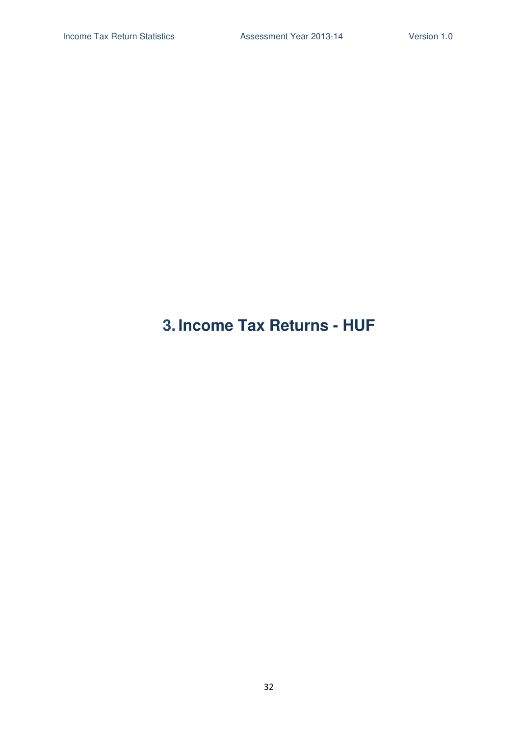# 3. Income Tax Returns - HUF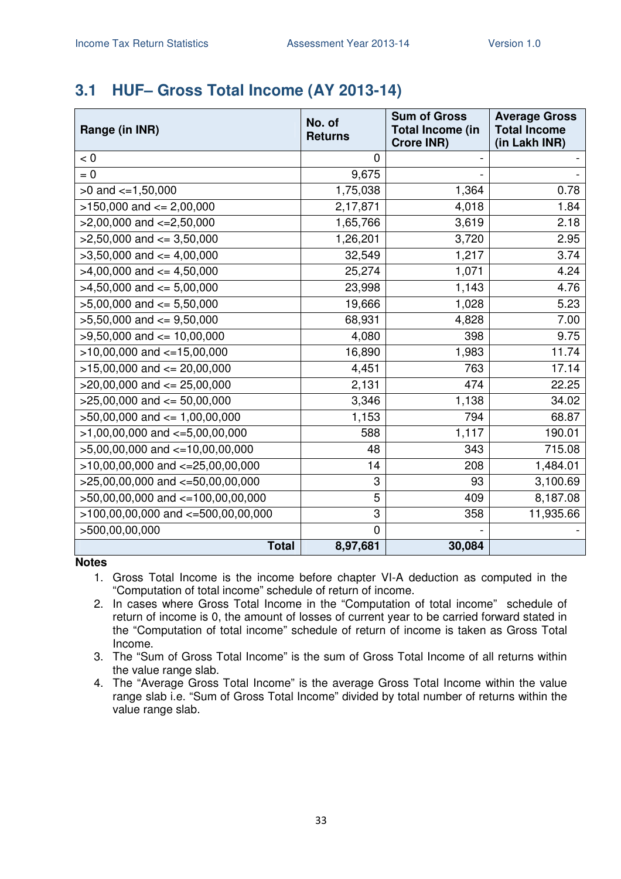## 3.1 HUF– Gross Total Income (AY 2013-14)

| Range (in INR) | No. of Returns | Sum of Gross Total Income (in Crore INR) | Average Gross Total Income (in Lakh INR) |
|---|---|---|---|
| < 0 | 0 | - | - |
| = 0 | 9,675 | - | - |
| >0 and <=1,50,000 | 1,75,038 | 1,364 | 0.78 |
| >150,000 and <= 2,00,000 | 2,17,871 | 4,018 | 1.84 |
| >2,00,000 and <=2,50,000 | 1,65,766 | 3,619 | 2.18 |
| >2,50,000 and <= 3,50,000 | 1,26,201 | 3,720 | 2.95 |
| >3,50,000 and <= 4,00,000 | 32,549 | 1,217 | 3.74 |
| >4,00,000 and <= 4,50,000 | 25,274 | 1,071 | 4.24 |
| >4,50,000 and <= 5,00,000 | 23,998 | 1,143 | 4.76 |
| >5,00,000 and <= 5,50,000 | 19,666 | 1,028 | 5.23 |
| >5,50,000 and <= 9,50,000 | 68,931 | 4,828 | 7.00 |
| >9,50,000 and <= 10,00,000 | 4,080 | 398 | 9.75 |
| >10,00,000 and <=15,00,000 | 16,890 | 1,983 | 11.74 |
| >15,00,000 and <= 20,00,000 | 4,451 | 763 | 17.14 |
| >20,00,000 and <= 25,00,000 | 2,131 | 474 | 22.25 |
| >25,00,000 and <= 50,00,000 | 3,346 | 1,138 | 34.02 |
| >50,00,000 and <= 1,00,00,000 | 1,153 | 794 | 68.87 |
| >1,00,00,000 and <=5,00,00,000 | 588 | 1,117 | 190.01 |
| >5,00,00,000 and <=10,00,00,000 | 48 | 343 | 715.08 |
| >10,00,00,000 and <=25,00,00,000 | 14 | 208 | 1,484.01 |
| >25,00,00,000 and <=50,00,00,000 | 3 | 93 | 3,100.69 |
| >50,00,00,000 and <=100,00,00,000 | 5 | 409 | 8,187.08 |
| >100,00,00,000 and <=500,00,00,000 | 3 | 358 | 11,935.66 |
| >500,00,00,000 | 0 | - | - |
| **Total** | **8,97,681** | **30,084** | |

**Notes**

1. Gross Total Income is the income before chapter VI-A deduction as computed in the "Computation of total income" schedule of return of income.
2. In cases where Gross Total Income in the "Computation of total income" schedule of return of income is 0, the amount of losses of current year to be carried forward stated in the "Computation of total income" schedule of return of income is taken as Gross Total Income.
3. The "Sum of Gross Total Income" is the sum of Gross Total Income of all returns within the value range slab.
4. The "Average Gross Total Income" is the average Gross Total Income within the value range slab i.e. "Sum of Gross Total Income" divided by total number of returns within the value range slab.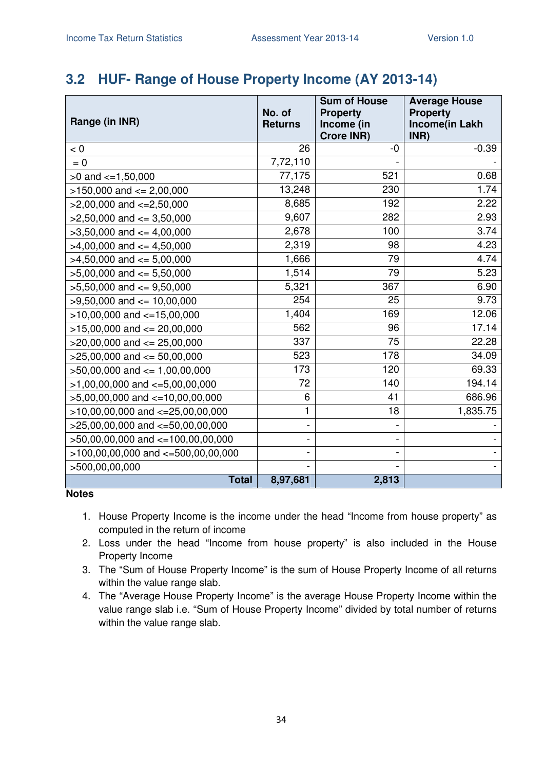## 3.2 HUF- Range of House Property Income (AY 2013-14)

| Range (in INR) | No. of Returns | Sum of House Property Income (in Crore INR) | Average House Property Income(in Lakh INR) |
|---|---|---|---|
| < 0 | 26 | -0 | -0.39 |
| = 0 | 7,72,110 | - | - |
| >0 and <=1,50,000 | 77,175 | 521 | 0.68 |
| >150,000 and <= 2,00,000 | 13,248 | 230 | 1.74 |
| >2,00,000 and <=2,50,000 | 8,685 | 192 | 2.22 |
| >2,50,000 and <= 3,50,000 | 9,607 | 282 | 2.93 |
| >3,50,000 and <= 4,00,000 | 2,678 | 100 | 3.74 |
| >4,00,000 and <= 4,50,000 | 2,319 | 98 | 4.23 |
| >4,50,000 and <= 5,00,000 | 1,666 | 79 | 4.74 |
| >5,00,000 and <= 5,50,000 | 1,514 | 79 | 5.23 |
| >5,50,000 and <= 9,50,000 | 5,321 | 367 | 6.90 |
| >9,50,000 and <= 10,00,000 | 254 | 25 | 9.73 |
| >10,00,000 and <=15,00,000 | 1,404 | 169 | 12.06 |
| >15,00,000 and <= 20,00,000 | 562 | 96 | 17.14 |
| >20,00,000 and <= 25,00,000 | 337 | 75 | 22.28 |
| >25,00,000 and <= 50,00,000 | 523 | 178 | 34.09 |
| >50,00,000 and <= 1,00,00,000 | 173 | 120 | 69.33 |
| >1,00,00,000 and <=5,00,00,000 | 72 | 140 | 194.14 |
| >5,00,00,000 and <=10,00,00,000 | 6 | 41 | 686.96 |
| >10,00,00,000 and <=25,00,00,000 | 1 | 18 | 1,835.75 |
| >25,00,00,000 and <=50,00,00,000 | - | - | - |
| >50,00,00,000 and <=100,00,00,000 | - | - | - |
| >100,00,00,000 and <=500,00,00,000 | - | - | - |
| >500,00,00,000 | - | - | - |
| **Total** | **8,97,681** | **2,813** | |

**Notes**

1. House Property Income is the income under the head "Income from house property" as computed in the return of income
2. Loss under the head "Income from house property" is also included in the House Property Income
3. The "Sum of House Property Income" is the sum of House Property Income of all returns within the value range slab.
4. The "Average House Property Income" is the average House Property Income within the value range slab i.e. "Sum of House Property Income" divided by total number of returns within the value range slab.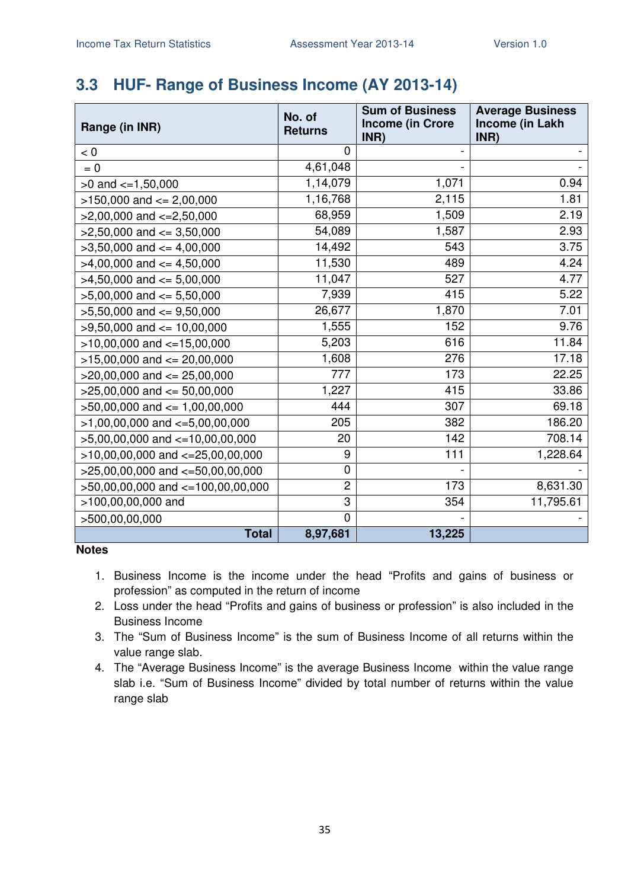## 3.3 HUF- Range of Business Income (AY 2013-14)

| Range (in INR) | No. of Returns | Sum of Business Income (in Crore INR) | Average Business Income (in Lakh INR) |
|---|---|---|---|
| < 0 | 0 | - | - |
| = 0 | 4,61,048 | - | - |
| >0 and <=1,50,000 | 1,14,079 | 1,071 | 0.94 |
| >150,000 and <= 2,00,000 | 1,16,768 | 2,115 | 1.81 |
| >2,00,000 and <=2,50,000 | 68,959 | 1,509 | 2.19 |
| >2,50,000 and <= 3,50,000 | 54,089 | 1,587 | 2.93 |
| >3,50,000 and <= 4,00,000 | 14,492 | 543 | 3.75 |
| >4,00,000 and <= 4,50,000 | 11,530 | 489 | 4.24 |
| >4,50,000 and <= 5,00,000 | 11,047 | 527 | 4.77 |
| >5,00,000 and <= 5,50,000 | 7,939 | 415 | 5.22 |
| >5,50,000 and <= 9,50,000 | 26,677 | 1,870 | 7.01 |
| >9,50,000 and <= 10,00,000 | 1,555 | 152 | 9.76 |
| >10,00,000 and <=15,00,000 | 5,203 | 616 | 11.84 |
| >15,00,000 and <= 20,00,000 | 1,608 | 276 | 17.18 |
| >20,00,000 and <= 25,00,000 | 777 | 173 | 22.25 |
| >25,00,000 and <= 50,00,000 | 1,227 | 415 | 33.86 |
| >50,00,000 and <= 1,00,00,000 | 444 | 307 | 69.18 |
| >1,00,00,000 and <=5,00,00,000 | 205 | 382 | 186.20 |
| >5,00,00,000 and <=10,00,00,000 | 20 | 142 | 708.14 |
| >10,00,00,000 and <=25,00,00,000 | 9 | 111 | 1,228.64 |
| >25,00,00,000 and <=50,00,00,000 | 0 | - | - |
| >50,00,00,000 and <=100,00,00,000 | 2 | 173 | 8,631.30 |
| >100,00,00,000 and | 3 | 354 | 11,795.61 |
| >500,00,00,000 | 0 | - | - |
| **Total** | **8,97,681** | **13,225** | |

**Notes**

1. Business Income is the income under the head "Profits and gains of business or profession" as computed in the return of income
2. Loss under the head "Profits and gains of business or profession" is also included in the Business Income
3. The "Sum of Business Income" is the sum of Business Income of all returns within the value range slab.
4. The "Average Business Income" is the average Business Income within the value range slab i.e. "Sum of Business Income" divided by total number of returns within the value range slab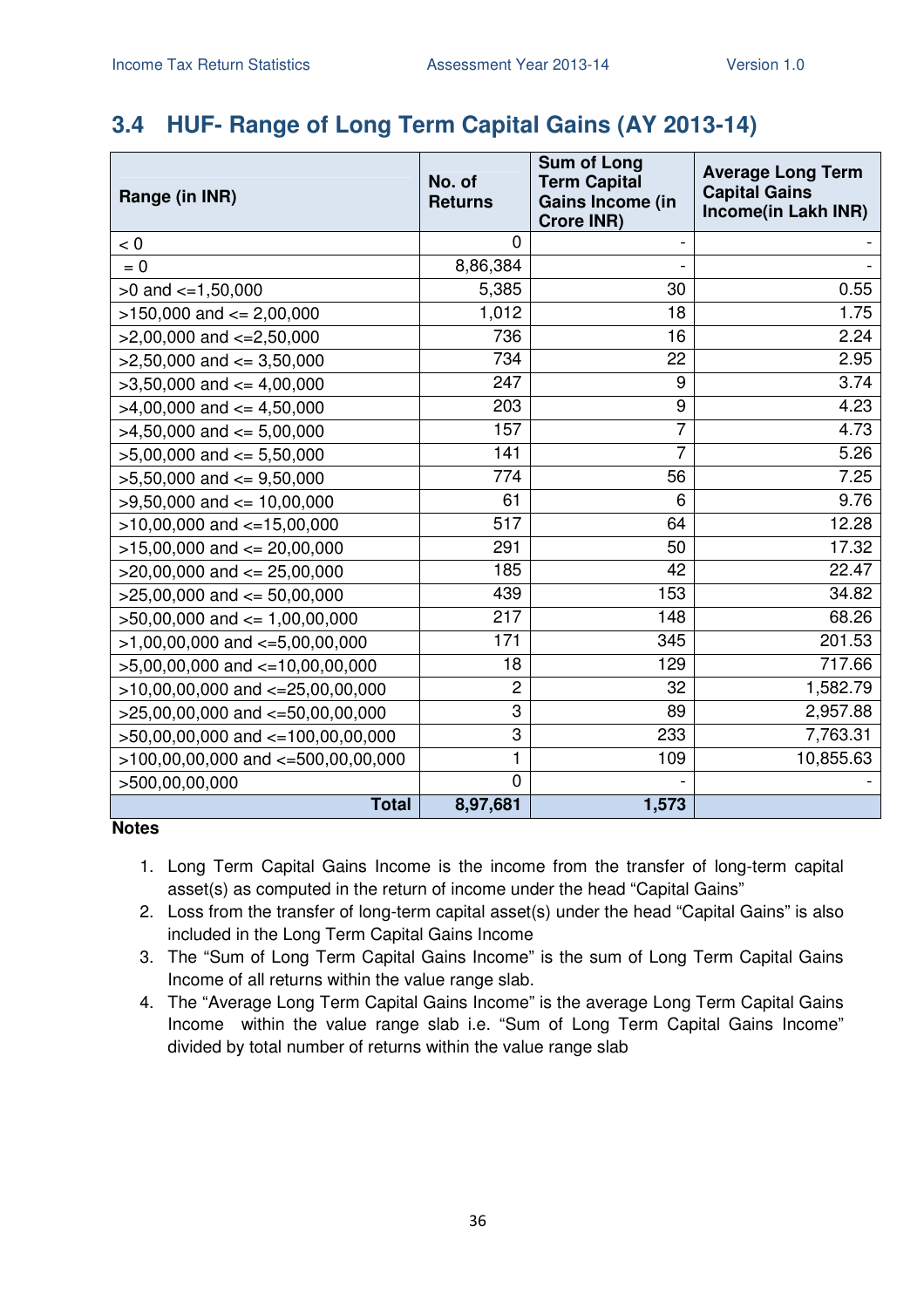## 3.4 HUF- Range of Long Term Capital Gains (AY 2013-14)

| Range (in INR) | No. of Returns | Sum of Long Term Capital Gains Income (in Crore INR) | Average Long Term Capital Gains Income(in Lakh INR) |
|---|---|---|---|
| < 0 | 0 | - | - |
| = 0 | 8,86,384 | - | - |
| >0 and <=1,50,000 | 5,385 | 30 | 0.55 |
| >150,000 and <= 2,00,000 | 1,012 | 18 | 1.75 |
| >2,00,000 and <=2,50,000 | 736 | 16 | 2.24 |
| >2,50,000 and <= 3,50,000 | 734 | 22 | 2.95 |
| >3,50,000 and <= 4,00,000 | 247 | 9 | 3.74 |
| >4,00,000 and <= 4,50,000 | 203 | 9 | 4.23 |
| >4,50,000 and <= 5,00,000 | 157 | 7 | 4.73 |
| >5,00,000 and <= 5,50,000 | 141 | 7 | 5.26 |
| >5,50,000 and <= 9,50,000 | 774 | 56 | 7.25 |
| >9,50,000 and <= 10,00,000 | 61 | 6 | 9.76 |
| >10,00,000 and <=15,00,000 | 517 | 64 | 12.28 |
| >15,00,000 and <= 20,00,000 | 291 | 50 | 17.32 |
| >20,00,000 and <= 25,00,000 | 185 | 42 | 22.47 |
| >25,00,000 and <= 50,00,000 | 439 | 153 | 34.82 |
| >50,00,000 and <= 1,00,00,000 | 217 | 148 | 68.26 |
| >1,00,00,000 and <=5,00,00,000 | 171 | 345 | 201.53 |
| >5,00,00,000 and <=10,00,00,000 | 18 | 129 | 717.66 |
| >10,00,00,000 and <=25,00,00,000 | 2 | 32 | 1,582.79 |
| >25,00,00,000 and <=50,00,00,000 | 3 | 89 | 2,957.88 |
| >50,00,00,000 and <=100,00,00,000 | 3 | 233 | 7,763.31 |
| >100,00,00,000 and <=500,00,00,000 | 1 | 109 | 10,855.63 |
| >500,00,00,000 | 0 | - | - |
| **Total** | **8,97,681** | **1,573** | |

**Notes**

1. Long Term Capital Gains Income is the income from the transfer of long-term capital asset(s) as computed in the return of income under the head "Capital Gains"
2. Loss from the transfer of long-term capital asset(s) under the head "Capital Gains" is also included in the Long Term Capital Gains Income
3. The "Sum of Long Term Capital Gains Income" is the sum of Long Term Capital Gains Income of all returns within the value range slab.
4. The "Average Long Term Capital Gains Income" is the average Long Term Capital Gains Income within the value range slab i.e. "Sum of Long Term Capital Gains Income" divided by total number of returns within the value range slab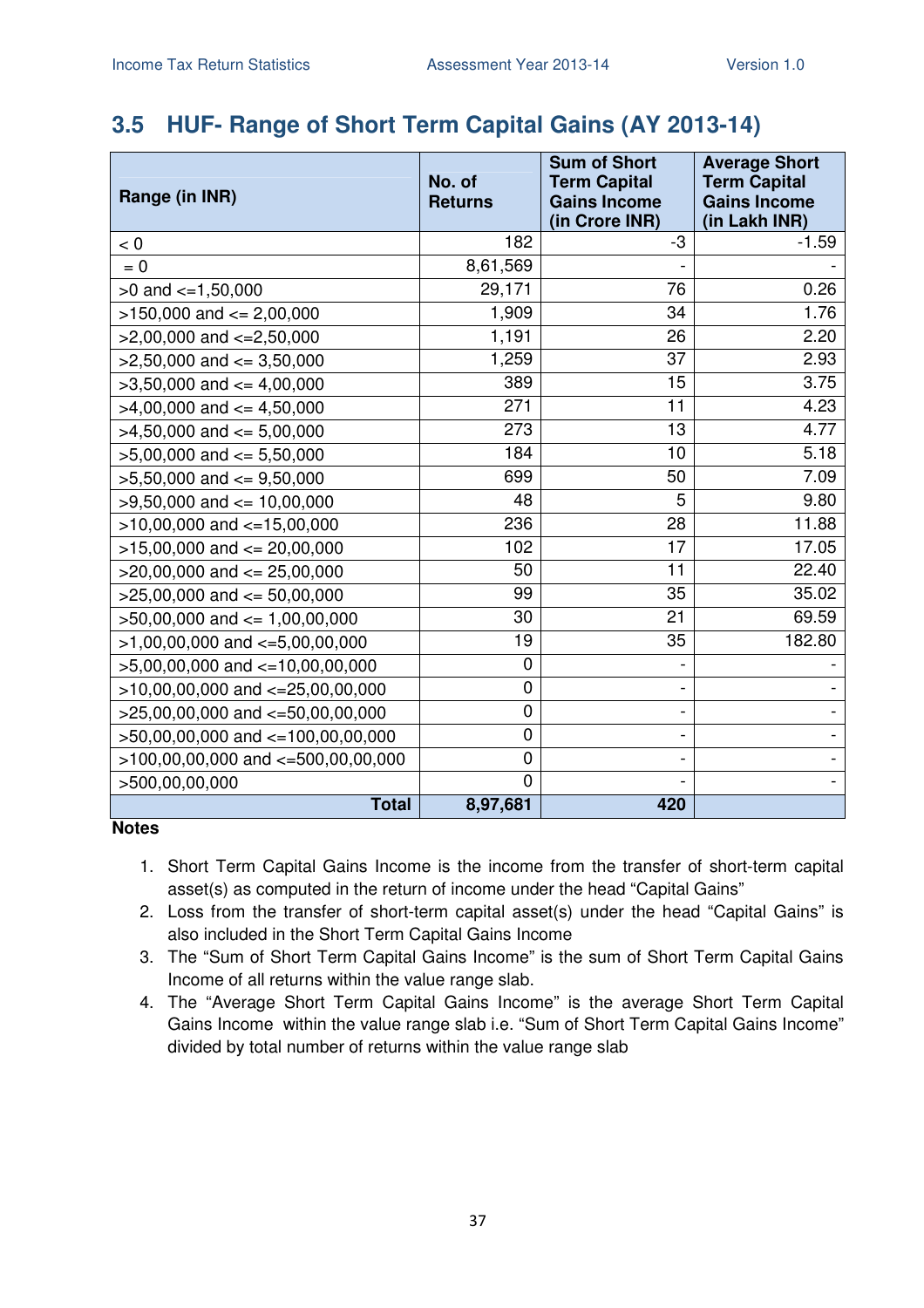## 3.5 HUF- Range of Short Term Capital Gains (AY 2013-14)

| Range (in INR) | No. of Returns | Sum of Short Term Capital Gains Income (in Crore INR) | Average Short Term Capital Gains Income (in Lakh INR) |
|---|---|---|---|
| < 0 | 182 | -3 | -1.59 |
| = 0 | 8,61,569 | - | - |
| >0 and <=1,50,000 | 29,171 | 76 | 0.26 |
| >150,000 and <= 2,00,000 | 1,909 | 34 | 1.76 |
| >2,00,000 and <=2,50,000 | 1,191 | 26 | 2.20 |
| >2,50,000 and <= 3,50,000 | 1,259 | 37 | 2.93 |
| >3,50,000 and <= 4,00,000 | 389 | 15 | 3.75 |
| >4,00,000 and <= 4,50,000 | 271 | 11 | 4.23 |
| >4,50,000 and <= 5,00,000 | 273 | 13 | 4.77 |
| >5,00,000 and <= 5,50,000 | 184 | 10 | 5.18 |
| >5,50,000 and <= 9,50,000 | 699 | 50 | 7.09 |
| >9,50,000 and <= 10,00,000 | 48 | 5 | 9.80 |
| >10,00,000 and <=15,00,000 | 236 | 28 | 11.88 |
| >15,00,000 and <= 20,00,000 | 102 | 17 | 17.05 |
| >20,00,000 and <= 25,00,000 | 50 | 11 | 22.40 |
| >25,00,000 and <= 50,00,000 | 99 | 35 | 35.02 |
| >50,00,000 and <= 1,00,00,000 | 30 | 21 | 69.59 |
| >1,00,00,000 and <=5,00,00,000 | 19 | 35 | 182.80 |
| >5,00,00,000 and <=10,00,00,000 | 0 | - | - |
| >10,00,00,000 and <=25,00,00,000 | 0 | - | - |
| >25,00,00,000 and <=50,00,00,000 | 0 | - | - |
| >50,00,00,000 and <=100,00,00,000 | 0 | - | - |
| >100,00,00,000 and <=500,00,00,000 | 0 | - | - |
| >500,00,00,000 | 0 | - | - |
| **Total** | **8,97,681** | **420** | |

**Notes**

1. Short Term Capital Gains Income is the income from the transfer of short-term capital asset(s) as computed in the return of income under the head "Capital Gains"
2. Loss from the transfer of short-term capital asset(s) under the head "Capital Gains" is also included in the Short Term Capital Gains Income
3. The "Sum of Short Term Capital Gains Income" is the sum of Short Term Capital Gains Income of all returns within the value range slab.
4. The "Average Short Term Capital Gains Income" is the average Short Term Capital Gains Income within the value range slab i.e. "Sum of Short Term Capital Gains Income" divided by total number of returns within the value range slab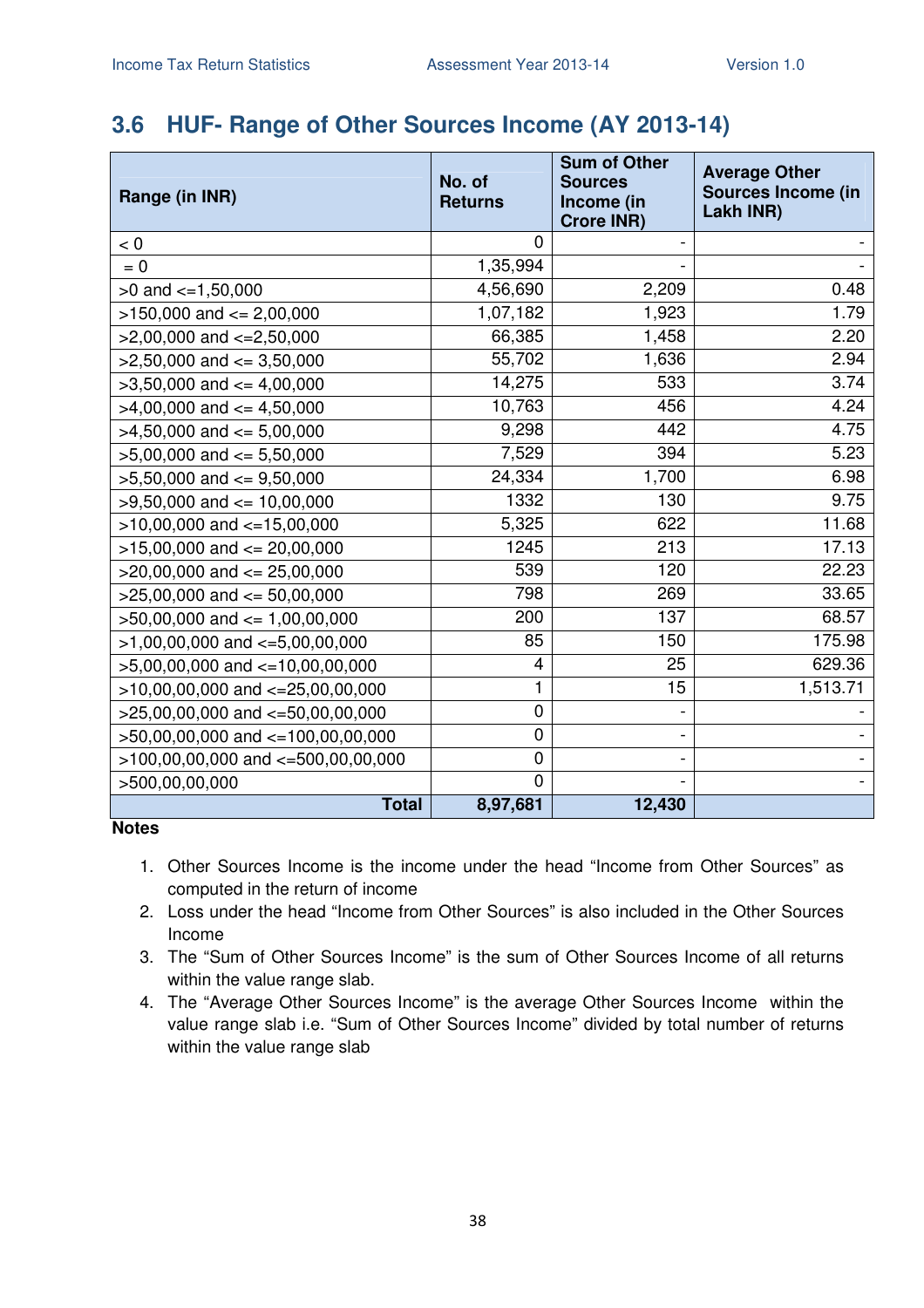## 3.6 HUF- Range of Other Sources Income (AY 2013-14)

| Range (in INR) | No. of Returns | Sum of Other Sources Income (in Crore INR) | Average Other Sources Income (in Lakh INR) |
|---|---|---|---|
| < 0 | 0 | - | - |
| = 0 | 1,35,994 | - | - |
| >0 and <=1,50,000 | 4,56,690 | 2,209 | 0.48 |
| >150,000 and <= 2,00,000 | 1,07,182 | 1,923 | 1.79 |
| >2,00,000 and <=2,50,000 | 66,385 | 1,458 | 2.20 |
| >2,50,000 and <= 3,50,000 | 55,702 | 1,636 | 2.94 |
| >3,50,000 and <= 4,00,000 | 14,275 | 533 | 3.74 |
| >4,00,000 and <= 4,50,000 | 10,763 | 456 | 4.24 |
| >4,50,000 and <= 5,00,000 | 9,298 | 442 | 4.75 |
| >5,00,000 and <= 5,50,000 | 7,529 | 394 | 5.23 |
| >5,50,000 and <= 9,50,000 | 24,334 | 1,700 | 6.98 |
| >9,50,000 and <= 10,00,000 | 1332 | 130 | 9.75 |
| >10,00,000 and <=15,00,000 | 5,325 | 622 | 11.68 |
| >15,00,000 and <= 20,00,000 | 1245 | 213 | 17.13 |
| >20,00,000 and <= 25,00,000 | 539 | 120 | 22.23 |
| >25,00,000 and <= 50,00,000 | 798 | 269 | 33.65 |
| >50,00,000 and <= 1,00,00,000 | 200 | 137 | 68.57 |
| >1,00,00,000 and <=5,00,00,000 | 85 | 150 | 175.98 |
| >5,00,00,000 and <=10,00,00,000 | 4 | 25 | 629.36 |
| >10,00,00,000 and <=25,00,00,000 | 1 | 15 | 1,513.71 |
| >25,00,00,000 and <=50,00,00,000 | 0 | - | - |
| >50,00,00,000 and <=100,00,00,000 | 0 | - | - |
| >100,00,00,000 and <=500,00,00,000 | 0 | - | - |
| >500,00,00,000 | 0 | - | - |
| **Total** | **8,97,681** | **12,430** | |

**Notes**

1. Other Sources Income is the income under the head "Income from Other Sources" as computed in the return of income
2. Loss under the head "Income from Other Sources" is also included in the Other Sources Income
3. The "Sum of Other Sources Income" is the sum of Other Sources Income of all returns within the value range slab.
4. The "Average Other Sources Income" is the average Other Sources Income within the value range slab i.e. "Sum of Other Sources Income" divided by total number of returns within the value range slab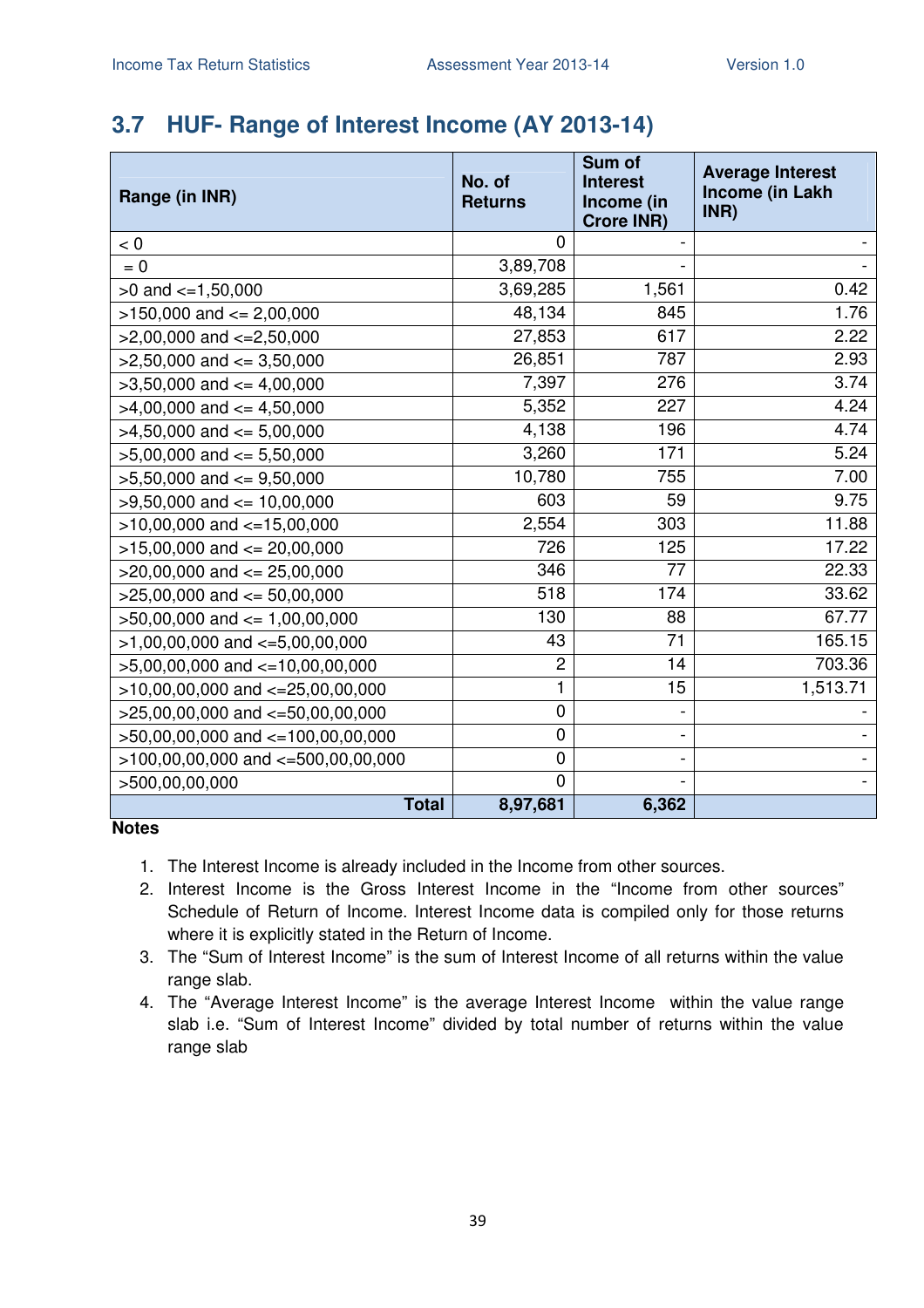## 3.7 HUF- Range of Interest Income (AY 2013-14)

| Range (in INR) | No. of Returns | Sum of Interest Income (in Crore INR) | Average Interest Income (in Lakh INR) |
|---|---|---|---|
| < 0 | 0 | - | - |
| = 0 | 3,89,708 | - | - |
| >0 and <=1,50,000 | 3,69,285 | 1,561 | 0.42 |
| >150,000 and <= 2,00,000 | 48,134 | 845 | 1.76 |
| >2,00,000 and <=2,50,000 | 27,853 | 617 | 2.22 |
| >2,50,000 and <= 3,50,000 | 26,851 | 787 | 2.93 |
| >3,50,000 and <= 4,00,000 | 7,397 | 276 | 3.74 |
| >4,00,000 and <= 4,50,000 | 5,352 | 227 | 4.24 |
| >4,50,000 and <= 5,00,000 | 4,138 | 196 | 4.74 |
| >5,00,000 and <= 5,50,000 | 3,260 | 171 | 5.24 |
| >5,50,000 and <= 9,50,000 | 10,780 | 755 | 7.00 |
| >9,50,000 and <= 10,00,000 | 603 | 59 | 9.75 |
| >10,00,000 and <=15,00,000 | 2,554 | 303 | 11.88 |
| >15,00,000 and <= 20,00,000 | 726 | 125 | 17.22 |
| >20,00,000 and <= 25,00,000 | 346 | 77 | 22.33 |
| >25,00,000 and <= 50,00,000 | 518 | 174 | 33.62 |
| >50,00,000 and <= 1,00,00,000 | 130 | 88 | 67.77 |
| >1,00,00,000 and <=5,00,00,000 | 43 | 71 | 165.15 |
| >5,00,00,000 and <=10,00,00,000 | 2 | 14 | 703.36 |
| >10,00,00,000 and <=25,00,00,000 | 1 | 15 | 1,513.71 |
| >25,00,00,000 and <=50,00,00,000 | 0 | - | - |
| >50,00,00,000 and <=100,00,00,000 | 0 | - | - |
| >100,00,00,000 and <=500,00,00,000 | 0 | - | - |
| >500,00,00,000 | 0 | - | - |
| **Total** | **8,97,681** | **6,362** | |

**Notes**

1. The Interest Income is already included in the Income from other sources.
2. Interest Income is the Gross Interest Income in the "Income from other sources" Schedule of Return of Income. Interest Income data is compiled only for those returns where it is explicitly stated in the Return of Income.
3. The "Sum of Interest Income" is the sum of Interest Income of all returns within the value range slab.
4. The "Average Interest Income" is the average Interest Income within the value range slab i.e. "Sum of Interest Income" divided by total number of returns within the value range slab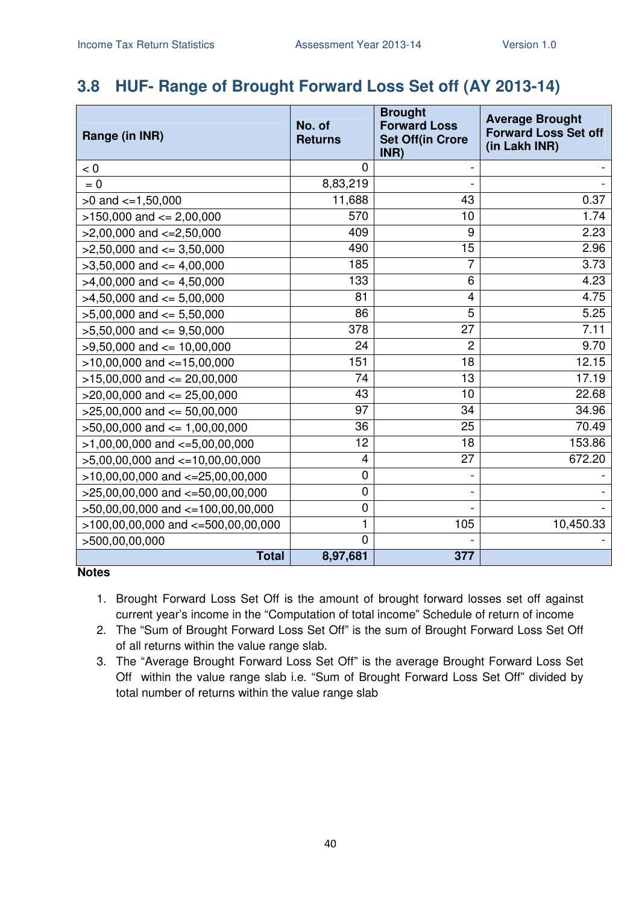## 3.8 HUF- Range of Brought Forward Loss Set off (AY 2013-14)

| Range (in INR) | No. of Returns | Brought Forward Loss Set Off(in Crore INR) | Average Brought Forward Loss Set off (in Lakh INR) |
|---|---|---|---|
| < 0 | 0 | - | - |
| = 0 | 8,83,219 | - | - |
| >0 and <=1,50,000 | 11,688 | 43 | 0.37 |
| >150,000 and <= 2,00,000 | 570 | 10 | 1.74 |
| >2,00,000 and <=2,50,000 | 409 | 9 | 2.23 |
| >2,50,000 and <= 3,50,000 | 490 | 15 | 2.96 |
| >3,50,000 and <= 4,00,000 | 185 | 7 | 3.73 |
| >4,00,000 and <= 4,50,000 | 133 | 6 | 4.23 |
| >4,50,000 and <= 5,00,000 | 81 | 4 | 4.75 |
| >5,00,000 and <= 5,50,000 | 86 | 5 | 5.25 |
| >5,50,000 and <= 9,50,000 | 378 | 27 | 7.11 |
| >9,50,000 and <= 10,00,000 | 24 | 2 | 9.70 |
| >10,00,000 and <=15,00,000 | 151 | 18 | 12.15 |
| >15,00,000 and <= 20,00,000 | 74 | 13 | 17.19 |
| >20,00,000 and <= 25,00,000 | 43 | 10 | 22.68 |
| >25,00,000 and <= 50,00,000 | 97 | 34 | 34.96 |
| >50,00,000 and <= 1,00,00,000 | 36 | 25 | 70.49 |
| >1,00,00,000 and <=5,00,00,000 | 12 | 18 | 153.86 |
| >5,00,00,000 and <=10,00,00,000 | 4 | 27 | 672.20 |
| >10,00,00,000 and <=25,00,00,000 | 0 | - | - |
| >25,00,00,000 and <=50,00,00,000 | 0 | - | - |
| >50,00,00,000 and <=100,00,00,000 | 0 | - | - |
| >100,00,00,000 and <=500,00,00,000 | 1 | 105 | 10,450.33 |
| >500,00,00,000 | 0 | - | - |
| **Total** | **8,97,681** | **377** | |

**Notes**

1. Brought Forward Loss Set Off is the amount of brought forward losses set off against current year's income in the "Computation of total income" Schedule of return of income
2. The "Sum of Brought Forward Loss Set Off" is the sum of Brought Forward Loss Set Off of all returns within the value range slab.
3. The "Average Brought Forward Loss Set Off" is the average Brought Forward Loss Set Off within the value range slab i.e. "Sum of Brought Forward Loss Set Off" divided by total number of returns within the value range slab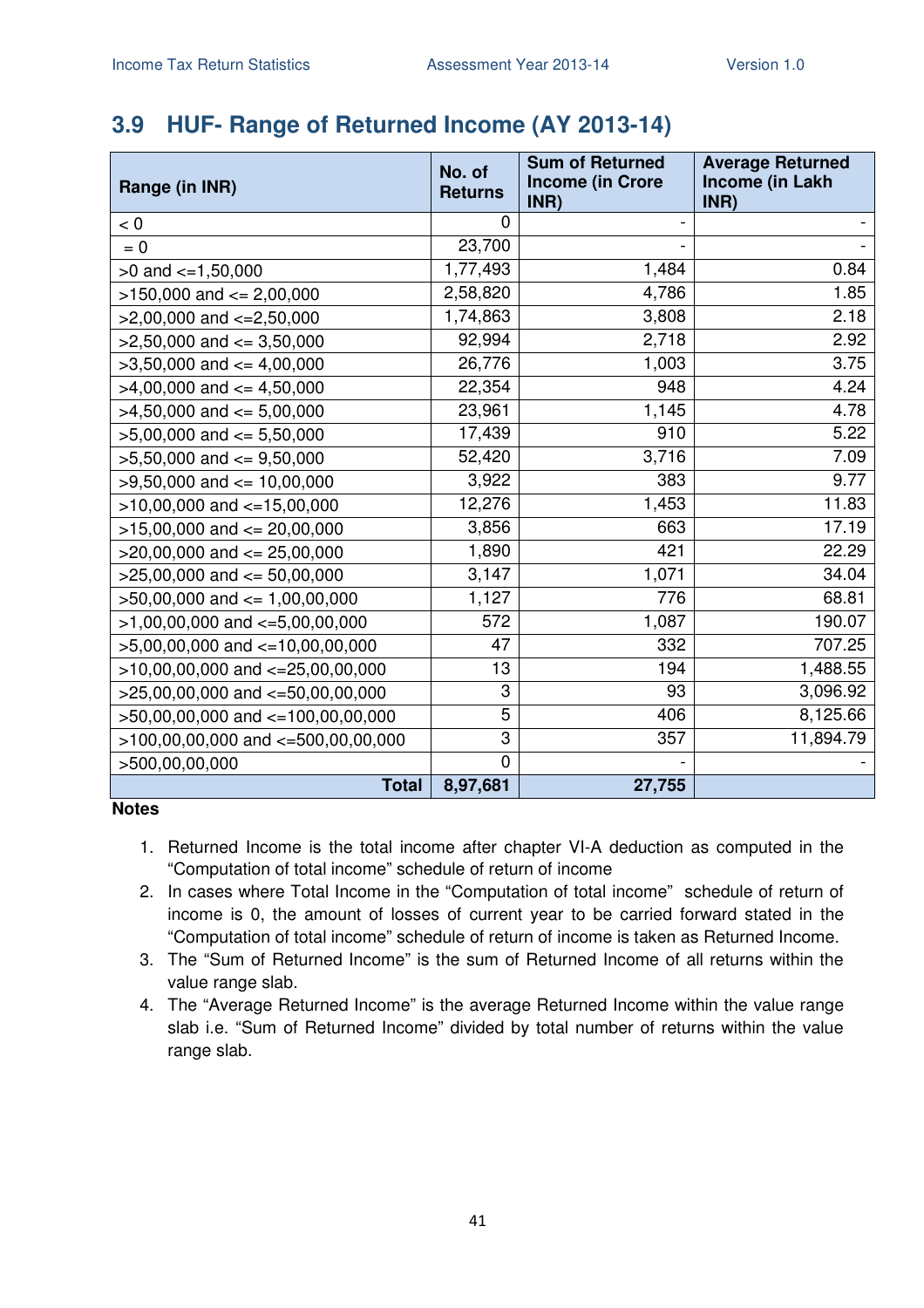## 3.9 HUF- Range of Returned Income (AY 2013-14)

| Range (in INR) | No. of Returns | Sum of Returned Income (in Crore INR) | Average Returned Income (in Lakh INR) |
|---|---|---|---|
| < 0 | 0 | - | - |
| = 0 | 23,700 | - | - |
| >0 and <=1,50,000 | 1,77,493 | 1,484 | 0.84 |
| >150,000 and <= 2,00,000 | 2,58,820 | 4,786 | 1.85 |
| >2,00,000 and <=2,50,000 | 1,74,863 | 3,808 | 2.18 |
| >2,50,000 and <= 3,50,000 | 92,994 | 2,718 | 2.92 |
| >3,50,000 and <= 4,00,000 | 26,776 | 1,003 | 3.75 |
| >4,00,000 and <= 4,50,000 | 22,354 | 948 | 4.24 |
| >4,50,000 and <= 5,00,000 | 23,961 | 1,145 | 4.78 |
| >5,00,000 and <= 5,50,000 | 17,439 | 910 | 5.22 |
| >5,50,000 and <= 9,50,000 | 52,420 | 3,716 | 7.09 |
| >9,50,000 and <= 10,00,000 | 3,922 | 383 | 9.77 |
| >10,00,000 and <=15,00,000 | 12,276 | 1,453 | 11.83 |
| >15,00,000 and <= 20,00,000 | 3,856 | 663 | 17.19 |
| >20,00,000 and <= 25,00,000 | 1,890 | 421 | 22.29 |
| >25,00,000 and <= 50,00,000 | 3,147 | 1,071 | 34.04 |
| >50,00,000 and <= 1,00,00,000 | 1,127 | 776 | 68.81 |
| >1,00,00,000 and <=5,00,00,000 | 572 | 1,087 | 190.07 |
| >5,00,00,000 and <=10,00,00,000 | 47 | 332 | 707.25 |
| >10,00,00,000 and <=25,00,00,000 | 13 | 194 | 1,488.55 |
| >25,00,00,000 and <=50,00,00,000 | 3 | 93 | 3,096.92 |
| >50,00,00,000 and <=100,00,00,000 | 5 | 406 | 8,125.66 |
| >100,00,00,000 and <=500,00,00,000 | 3 | 357 | 11,894.79 |
| >500,00,00,000 | 0 | - | - |
| **Total** | **8,97,681** | **27,755** | |

**Notes**

1. Returned Income is the total income after chapter VI-A deduction as computed in the "Computation of total income" schedule of return of income
2. In cases where Total Income in the "Computation of total income" schedule of return of income is 0, the amount of losses of current year to be carried forward stated in the "Computation of total income" schedule of return of income is taken as Returned Income.
3. The "Sum of Returned Income" is the sum of Returned Income of all returns within the value range slab.
4. The "Average Returned Income" is the average Returned Income within the value range slab i.e. "Sum of Returned Income" divided by total number of returns within the value range slab.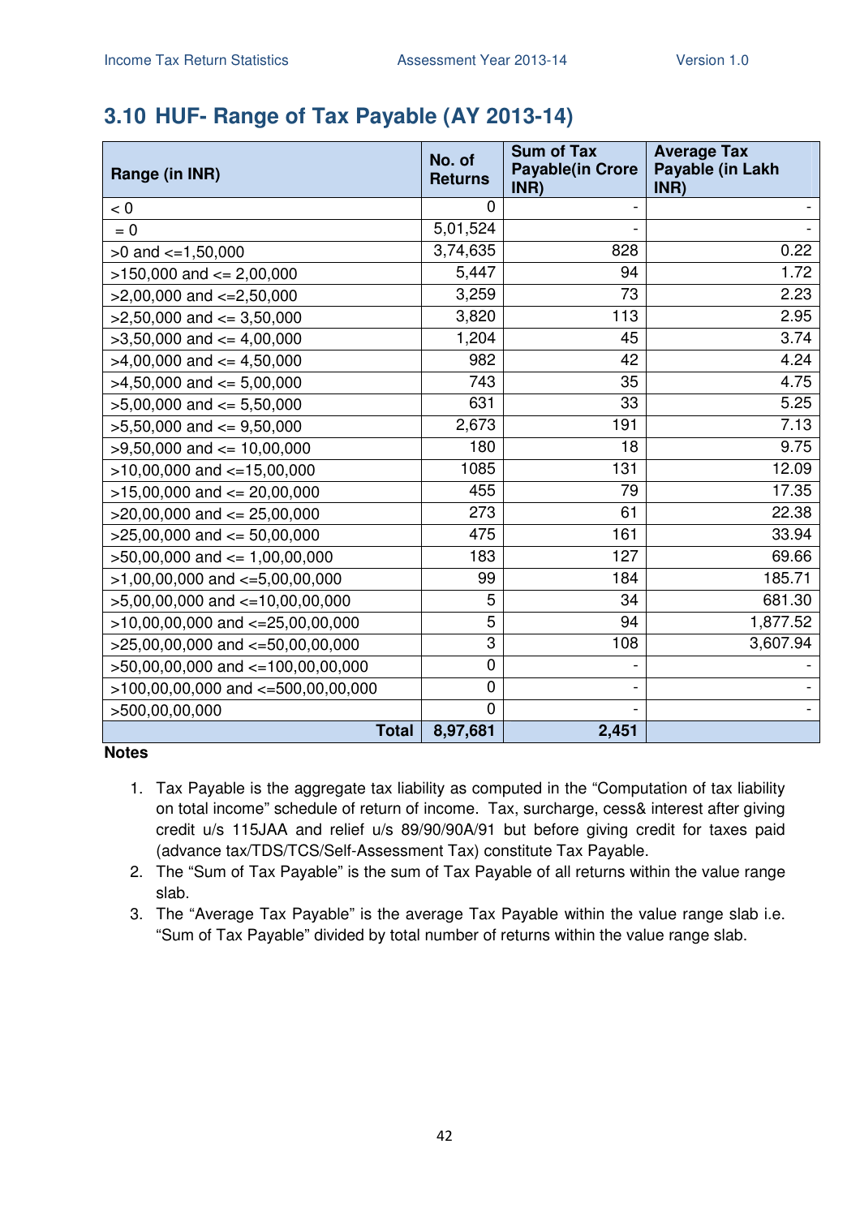## 3.10 HUF- Range of Tax Payable (AY 2013-14)

| Range (in INR) | No. of Returns | Sum of Tax Payable(in Crore INR) | Average Tax Payable (in Lakh INR) |
|---|---|---|---|
| < 0 | 0 | - | - |
| = 0 | 5,01,524 | - | - |
| >0 and <=1,50,000 | 3,74,635 | 828 | 0.22 |
| >150,000 and <= 2,00,000 | 5,447 | 94 | 1.72 |
| >2,00,000 and <=2,50,000 | 3,259 | 73 | 2.23 |
| >2,50,000 and <= 3,50,000 | 3,820 | 113 | 2.95 |
| >3,50,000 and <= 4,00,000 | 1,204 | 45 | 3.74 |
| >4,00,000 and <= 4,50,000 | 982 | 42 | 4.24 |
| >4,50,000 and <= 5,00,000 | 743 | 35 | 4.75 |
| >5,00,000 and <= 5,50,000 | 631 | 33 | 5.25 |
| >5,50,000 and <= 9,50,000 | 2,673 | 191 | 7.13 |
| >9,50,000 and <= 10,00,000 | 180 | 18 | 9.75 |
| >10,00,000 and <=15,00,000 | 1085 | 131 | 12.09 |
| >15,00,000 and <= 20,00,000 | 455 | 79 | 17.35 |
| >20,00,000 and <= 25,00,000 | 273 | 61 | 22.38 |
| >25,00,000 and <= 50,00,000 | 475 | 161 | 33.94 |
| >50,00,000 and <= 1,00,00,000 | 183 | 127 | 69.66 |
| >1,00,00,000 and <=5,00,00,000 | 99 | 184 | 185.71 |
| >5,00,00,000 and <=10,00,00,000 | 5 | 34 | 681.30 |
| >10,00,00,000 and <=25,00,00,000 | 5 | 94 | 1,877.52 |
| >25,00,00,000 and <=50,00,00,000 | 3 | 108 | 3,607.94 |
| >50,00,00,000 and <=100,00,00,000 | 0 | - | - |
| >100,00,00,000 and <=500,00,00,000 | 0 | - | - |
| >500,00,00,000 | 0 | - | - |
| **Total** | **8,97,681** | **2,451** | |

**Notes**

1. Tax Payable is the aggregate tax liability as computed in the "Computation of tax liability on total income" schedule of return of income. Tax, surcharge, cess& interest after giving credit u/s 115JAA and relief u/s 89/90/90A/91 but before giving credit for taxes paid (advance tax/TDS/TCS/Self-Assessment Tax) constitute Tax Payable.
2. The "Sum of Tax Payable" is the sum of Tax Payable of all returns within the value range slab.
3. The "Average Tax Payable" is the average Tax Payable within the value range slab i.e. "Sum of Tax Payable" divided by total number of returns within the value range slab.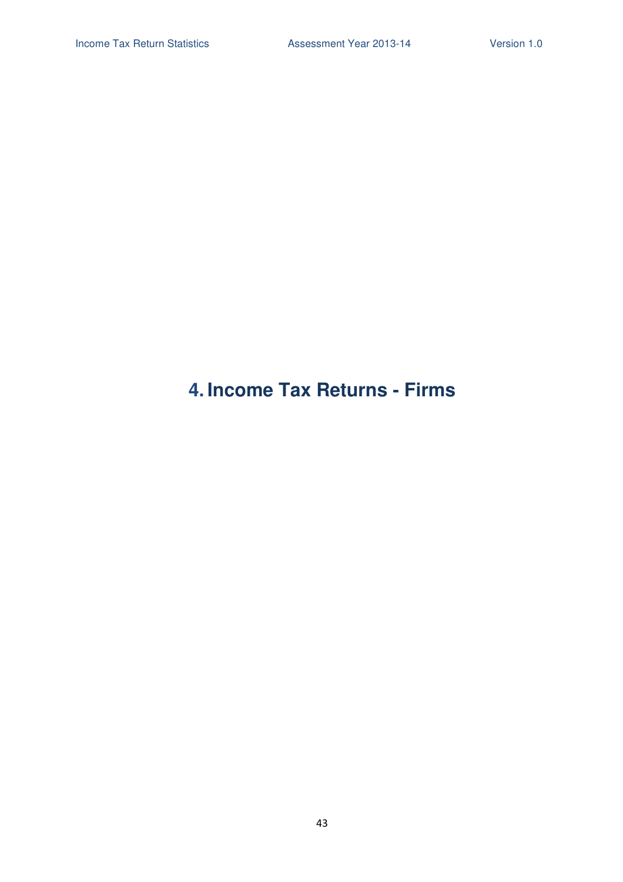# 4. Income Tax Returns - Firms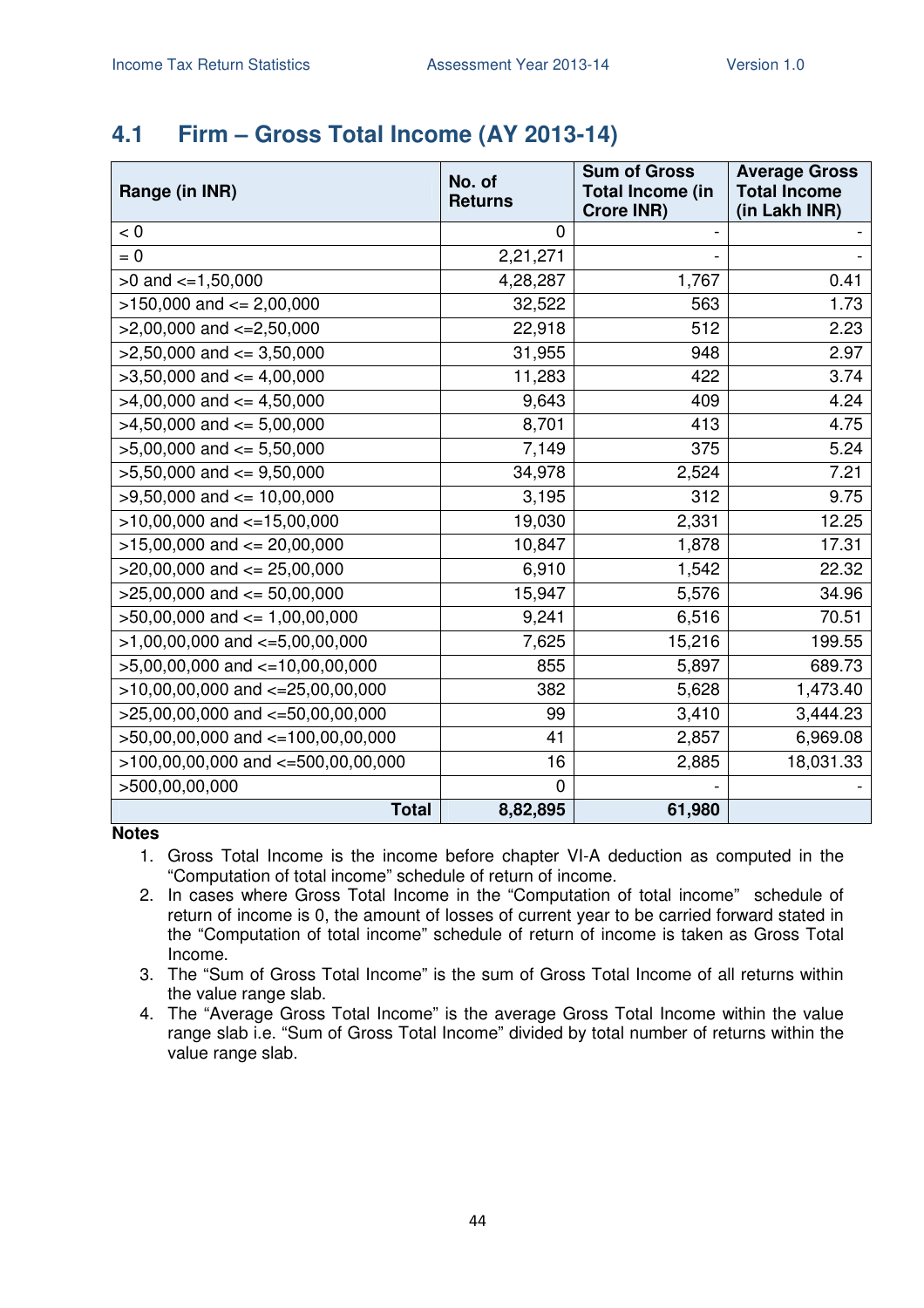## 4.1 Firm – Gross Total Income (AY 2013-14)

| Range (in INR) | No. of Returns | Sum of Gross Total Income (in Crore INR) | Average Gross Total Income (in Lakh INR) |
|---|---|---|---|
| < 0 | 0 | - | - |
| = 0 | 2,21,271 | - | - |
| >0 and <=1,50,000 | 4,28,287 | 1,767 | 0.41 |
| >150,000 and <= 2,00,000 | 32,522 | 563 | 1.73 |
| >2,00,000 and <=2,50,000 | 22,918 | 512 | 2.23 |
| >2,50,000 and <= 3,50,000 | 31,955 | 948 | 2.97 |
| >3,50,000 and <= 4,00,000 | 11,283 | 422 | 3.74 |
| >4,00,000 and <= 4,50,000 | 9,643 | 409 | 4.24 |
| >4,50,000 and <= 5,00,000 | 8,701 | 413 | 4.75 |
| >5,00,000 and <= 5,50,000 | 7,149 | 375 | 5.24 |
| >5,50,000 and <= 9,50,000 | 34,978 | 2,524 | 7.21 |
| >9,50,000 and <= 10,00,000 | 3,195 | 312 | 9.75 |
| >10,00,000 and <=15,00,000 | 19,030 | 2,331 | 12.25 |
| >15,00,000 and <= 20,00,000 | 10,847 | 1,878 | 17.31 |
| >20,00,000 and <= 25,00,000 | 6,910 | 1,542 | 22.32 |
| >25,00,000 and <= 50,00,000 | 15,947 | 5,576 | 34.96 |
| >50,00,000 and <= 1,00,00,000 | 9,241 | 6,516 | 70.51 |
| >1,00,00,000 and <=5,00,00,000 | 7,625 | 15,216 | 199.55 |
| >5,00,00,000 and <=10,00,00,000 | 855 | 5,897 | 689.73 |
| >10,00,00,000 and <=25,00,00,000 | 382 | 5,628 | 1,473.40 |
| >25,00,00,000 and <=50,00,00,000 | 99 | 3,410 | 3,444.23 |
| >50,00,00,000 and <=100,00,00,000 | 41 | 2,857 | 6,969.08 |
| >100,00,00,000 and <=500,00,00,000 | 16 | 2,885 | 18,031.33 |
| >500,00,00,000 | 0 | - | - |
| **Total** | **8,82,895** | **61,980** | |

**Notes**

1. Gross Total Income is the income before chapter VI-A deduction as computed in the "Computation of total income" schedule of return of income.
2. In cases where Gross Total Income in the "Computation of total income" schedule of return of income is 0, the amount of losses of current year to be carried forward stated in the "Computation of total income" schedule of return of income is taken as Gross Total Income.
3. The "Sum of Gross Total Income" is the sum of Gross Total Income of all returns within the value range slab.
4. The "Average Gross Total Income" is the average Gross Total Income within the value range slab i.e. "Sum of Gross Total Income" divided by total number of returns within the value range slab.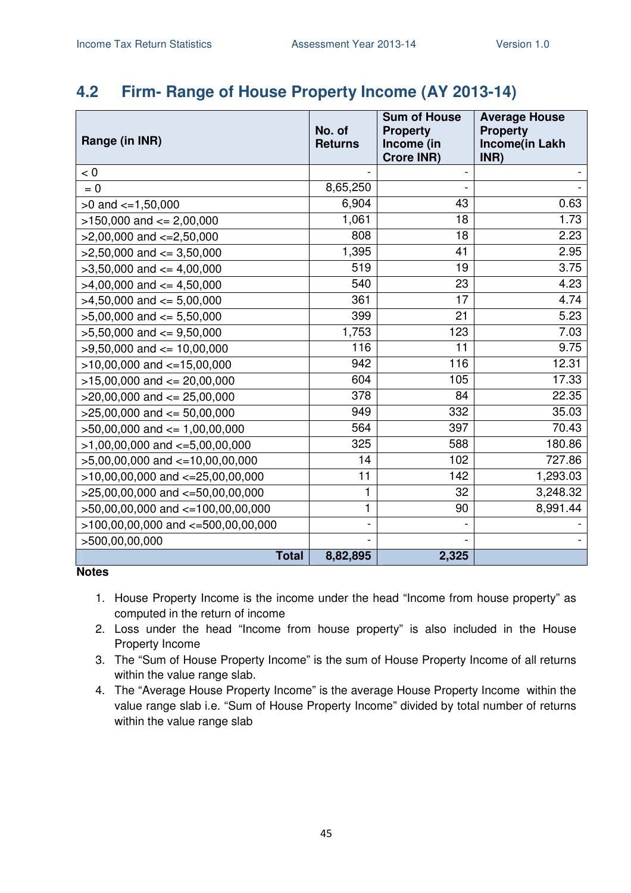## 4.2 Firm- Range of House Property Income (AY 2013-14)

| Range (in INR) | No. of Returns | Sum of House Property Income (in Crore INR) | Average House Property Income(in Lakh INR) |
|---|---|---|---|
| < 0 | - | - | - |
| = 0 | 8,65,250 | - | - |
| >0 and <=1,50,000 | 6,904 | 43 | 0.63 |
| >150,000 and <= 2,00,000 | 1,061 | 18 | 1.73 |
| >2,00,000 and <=2,50,000 | 808 | 18 | 2.23 |
| >2,50,000 and <= 3,50,000 | 1,395 | 41 | 2.95 |
| >3,50,000 and <= 4,00,000 | 519 | 19 | 3.75 |
| >4,00,000 and <= 4,50,000 | 540 | 23 | 4.23 |
| >4,50,000 and <= 5,00,000 | 361 | 17 | 4.74 |
| >5,00,000 and <= 5,50,000 | 399 | 21 | 5.23 |
| >5,50,000 and <= 9,50,000 | 1,753 | 123 | 7.03 |
| >9,50,000 and <= 10,00,000 | 116 | 11 | 9.75 |
| >10,00,000 and <=15,00,000 | 942 | 116 | 12.31 |
| >15,00,000 and <= 20,00,000 | 604 | 105 | 17.33 |
| >20,00,000 and <= 25,00,000 | 378 | 84 | 22.35 |
| >25,00,000 and <= 50,00,000 | 949 | 332 | 35.03 |
| >50,00,000 and <= 1,00,00,000 | 564 | 397 | 70.43 |
| >1,00,00,000 and <=5,00,00,000 | 325 | 588 | 180.86 |
| >5,00,00,000 and <=10,00,00,000 | 14 | 102 | 727.86 |
| >10,00,00,000 and <=25,00,00,000 | 11 | 142 | 1,293.03 |
| >25,00,00,000 and <=50,00,00,000 | 1 | 32 | 3,248.32 |
| >50,00,00,000 and <=100,00,00,000 | 1 | 90 | 8,991.44 |
| >100,00,00,000 and <=500,00,00,000 | - | - | - |
| >500,00,00,000 | - | - | - |
| **Total** | **8,82,895** | **2,325** | |

**Notes**

1. House Property Income is the income under the head "Income from house property" as computed in the return of income
2. Loss under the head "Income from house property" is also included in the House Property Income
3. The "Sum of House Property Income" is the sum of House Property Income of all returns within the value range slab.
4. The "Average House Property Income" is the average House Property Income within the value range slab i.e. "Sum of House Property Income" divided by total number of returns within the value range slab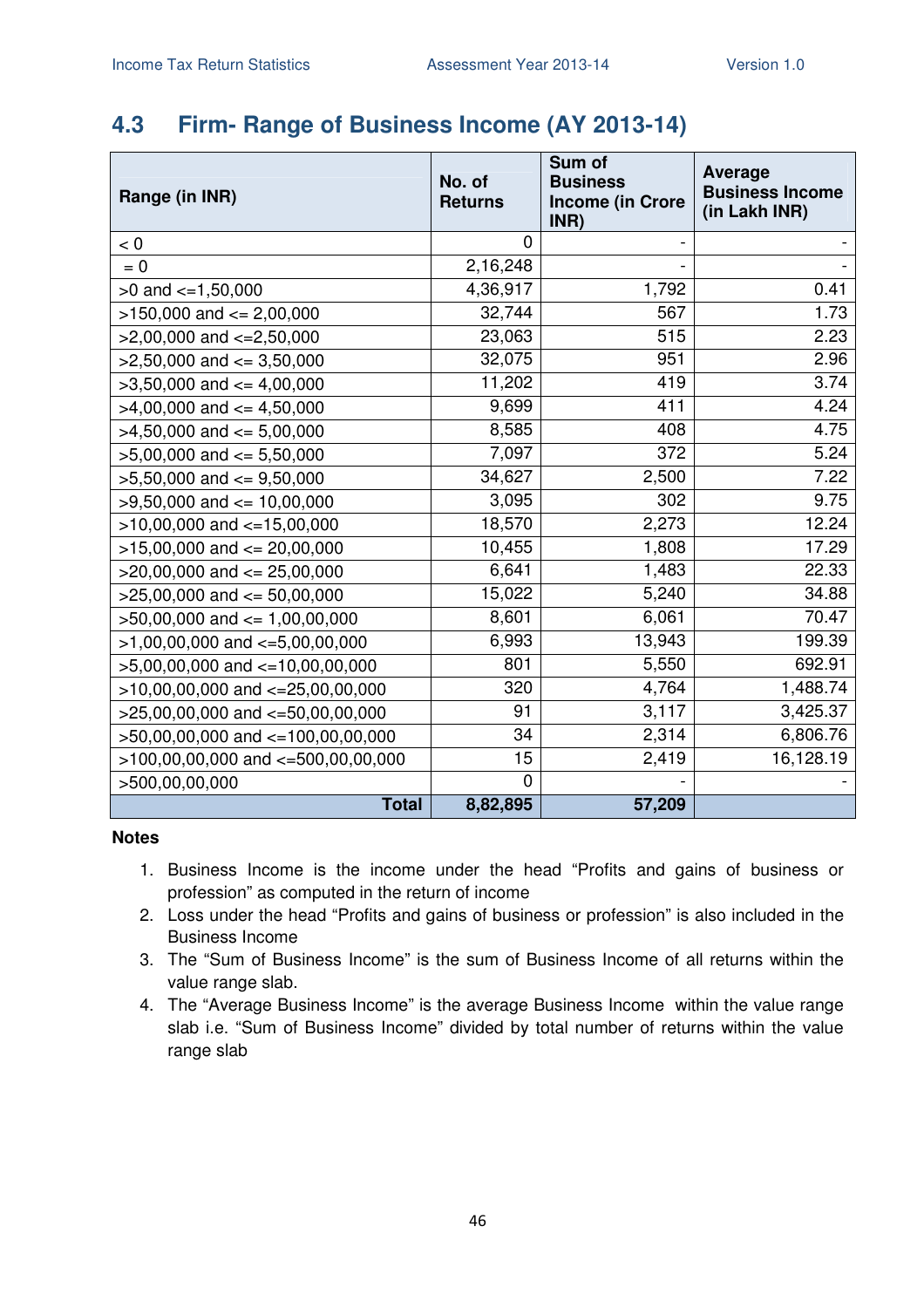## 4.3 Firm- Range of Business Income (AY 2013-14)

| Range (in INR) | No. of Returns | Sum of Business Income (in Crore INR) | Average Business Income (in Lakh INR) |
|---|---|---|---|
| < 0 | 0 | - | - |
| = 0 | 2,16,248 | - | - |
| >0 and <=1,50,000 | 4,36,917 | 1,792 | 0.41 |
| >150,000 and <= 2,00,000 | 32,744 | 567 | 1.73 |
| >2,00,000 and <=2,50,000 | 23,063 | 515 | 2.23 |
| >2,50,000 and <= 3,50,000 | 32,075 | 951 | 2.96 |
| >3,50,000 and <= 4,00,000 | 11,202 | 419 | 3.74 |
| >4,00,000 and <= 4,50,000 | 9,699 | 411 | 4.24 |
| >4,50,000 and <= 5,00,000 | 8,585 | 408 | 4.75 |
| >5,00,000 and <= 5,50,000 | 7,097 | 372 | 5.24 |
| >5,50,000 and <= 9,50,000 | 34,627 | 2,500 | 7.22 |
| >9,50,000 and <= 10,00,000 | 3,095 | 302 | 9.75 |
| >10,00,000 and <=15,00,000 | 18,570 | 2,273 | 12.24 |
| >15,00,000 and <= 20,00,000 | 10,455 | 1,808 | 17.29 |
| >20,00,000 and <= 25,00,000 | 6,641 | 1,483 | 22.33 |
| >25,00,000 and <= 50,00,000 | 15,022 | 5,240 | 34.88 |
| >50,00,000 and <= 1,00,00,000 | 8,601 | 6,061 | 70.47 |
| >1,00,00,000 and <=5,00,00,000 | 6,993 | 13,943 | 199.39 |
| >5,00,00,000 and <=10,00,00,000 | 801 | 5,550 | 692.91 |
| >10,00,00,000 and <=25,00,00,000 | 320 | 4,764 | 1,488.74 |
| >25,00,00,000 and <=50,00,00,000 | 91 | 3,117 | 3,425.37 |
| >50,00,00,000 and <=100,00,00,000 | 34 | 2,314 | 6,806.76 |
| >100,00,00,000 and <=500,00,00,000 | 15 | 2,419 | 16,128.19 |
| >500,00,00,000 | 0 | - | - |
| **Total** | **8,82,895** | **57,209** | |

**Notes**

1. Business Income is the income under the head "Profits and gains of business or profession" as computed in the return of income
2. Loss under the head "Profits and gains of business or profession" is also included in the Business Income
3. The "Sum of Business Income" is the sum of Business Income of all returns within the value range slab.
4. The "Average Business Income" is the average Business Income within the value range slab i.e. "Sum of Business Income" divided by total number of returns within the value range slab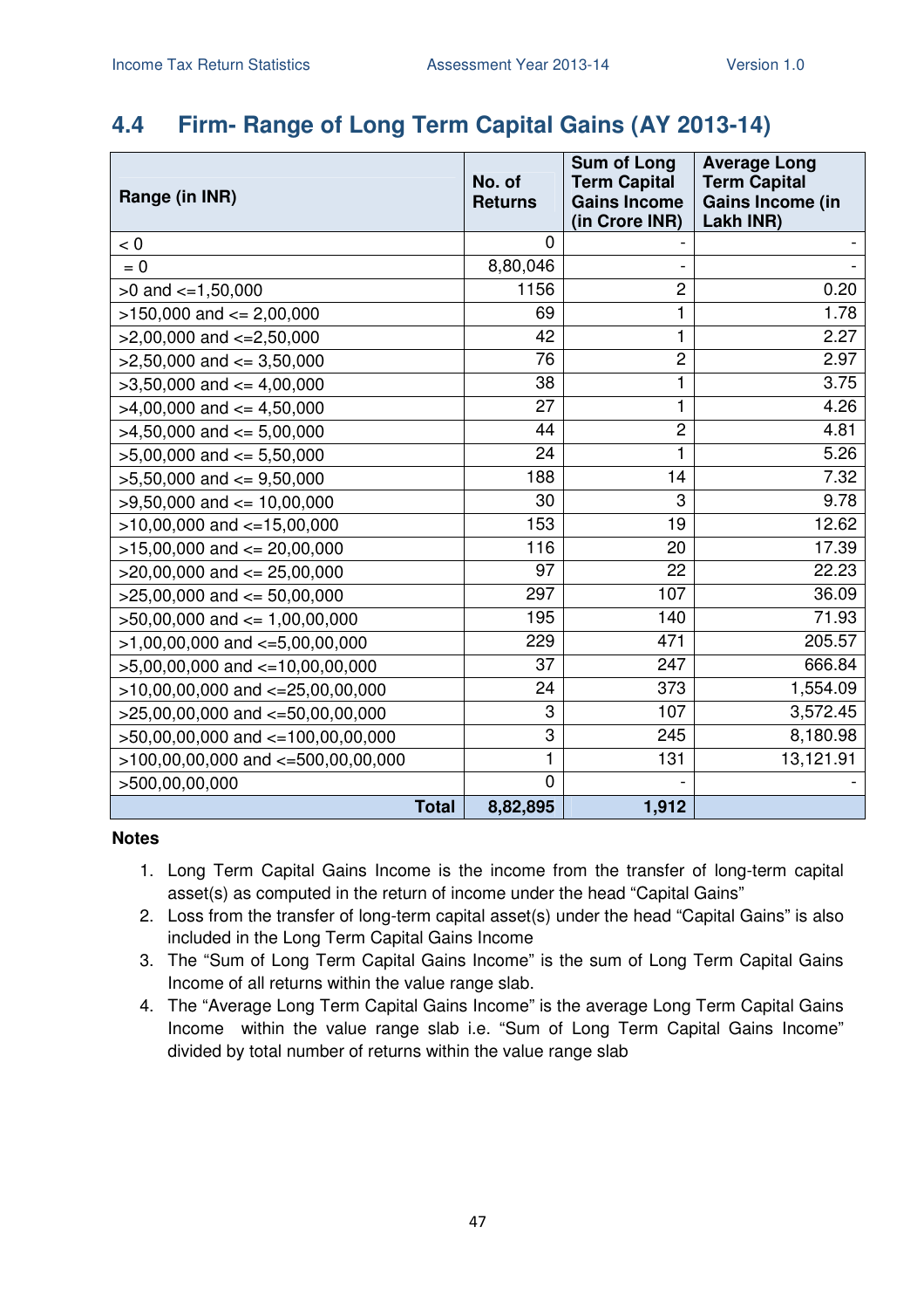## 4.4 Firm- Range of Long Term Capital Gains (AY 2013-14)

| Range (in INR) | No. of Returns | Sum of Long Term Capital Gains Income (in Crore INR) | Average Long Term Capital Gains Income (in Lakh INR) |
|---|---|---|---|
| < 0 | 0 | - | - |
| = 0 | 8,80,046 | - | - |
| >0 and <=1,50,000 | 1156 | 2 | 0.20 |
| >150,000 and <= 2,00,000 | 69 | 1 | 1.78 |
| >2,00,000 and <=2,50,000 | 42 | 1 | 2.27 |
| >2,50,000 and <= 3,50,000 | 76 | 2 | 2.97 |
| >3,50,000 and <= 4,00,000 | 38 | 1 | 3.75 |
| >4,00,000 and <= 4,50,000 | 27 | 1 | 4.26 |
| >4,50,000 and <= 5,00,000 | 44 | 2 | 4.81 |
| >5,00,000 and <= 5,50,000 | 24 | 1 | 5.26 |
| >5,50,000 and <= 9,50,000 | 188 | 14 | 7.32 |
| >9,50,000 and <= 10,00,000 | 30 | 3 | 9.78 |
| >10,00,000 and <=15,00,000 | 153 | 19 | 12.62 |
| >15,00,000 and <= 20,00,000 | 116 | 20 | 17.39 |
| >20,00,000 and <= 25,00,000 | 97 | 22 | 22.23 |
| >25,00,000 and <= 50,00,000 | 297 | 107 | 36.09 |
| >50,00,000 and <= 1,00,00,000 | 195 | 140 | 71.93 |
| >1,00,00,000 and <=5,00,00,000 | 229 | 471 | 205.57 |
| >5,00,00,000 and <=10,00,00,000 | 37 | 247 | 666.84 |
| >10,00,00,000 and <=25,00,00,000 | 24 | 373 | 1,554.09 |
| >25,00,00,000 and <=50,00,00,000 | 3 | 107 | 3,572.45 |
| >50,00,00,000 and <=100,00,00,000 | 3 | 245 | 8,180.98 |
| >100,00,00,000 and <=500,00,00,000 | 1 | 131 | 13,121.91 |
| >500,00,00,000 | 0 | - | - |
| **Total** | **8,82,895** | **1,912** | |

**Notes**

1. Long Term Capital Gains Income is the income from the transfer of long-term capital asset(s) as computed in the return of income under the head "Capital Gains"
2. Loss from the transfer of long-term capital asset(s) under the head "Capital Gains" is also included in the Long Term Capital Gains Income
3. The "Sum of Long Term Capital Gains Income" is the sum of Long Term Capital Gains Income of all returns within the value range slab.
4. The "Average Long Term Capital Gains Income" is the average Long Term Capital Gains Income within the value range slab i.e. "Sum of Long Term Capital Gains Income" divided by total number of returns within the value range slab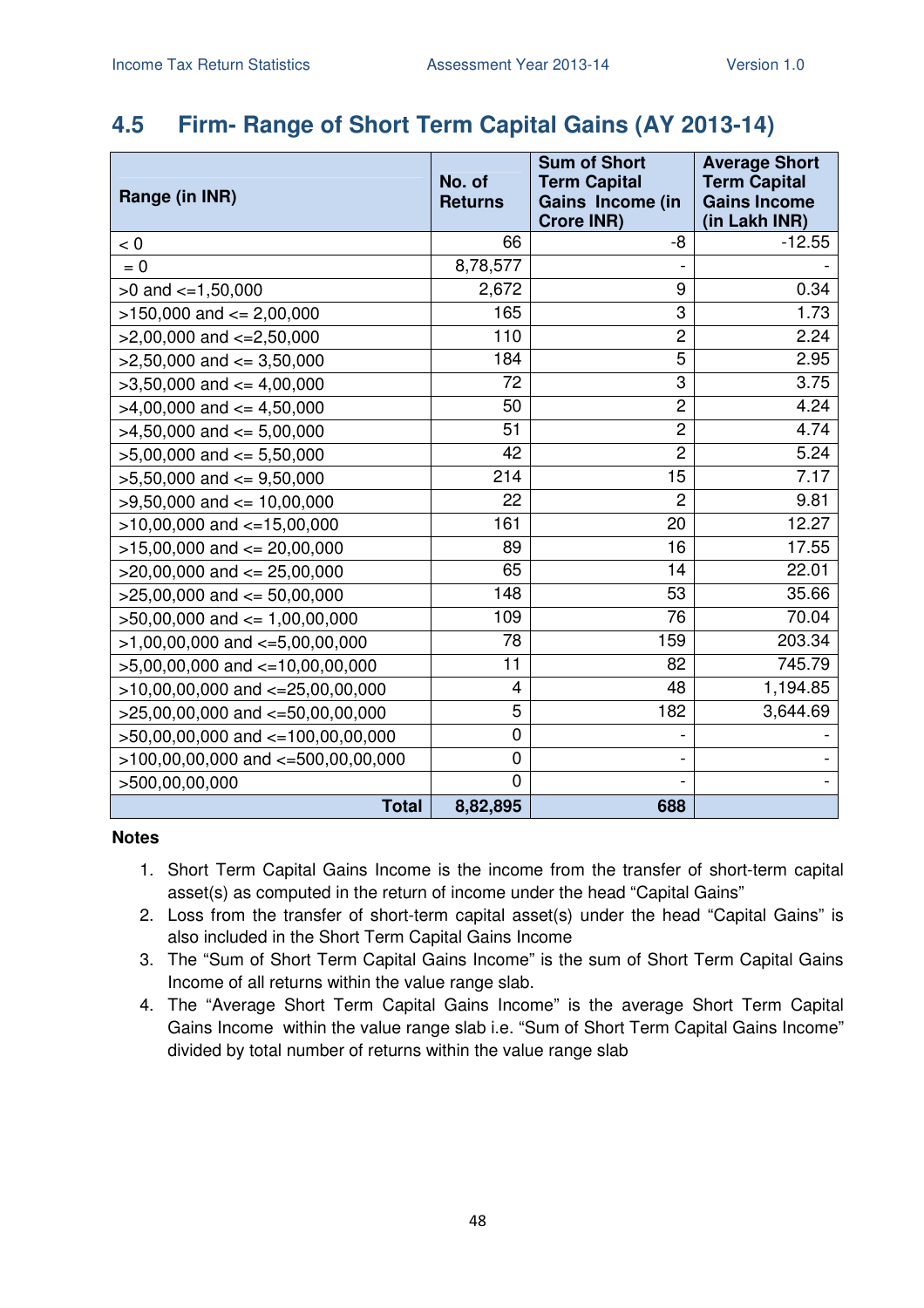## 4.5 Firm- Range of Short Term Capital Gains (AY 2013-14)

| Range (in INR) | No. of Returns | Sum of Short Term Capital Gains Income (in Crore INR) | Average Short Term Capital Gains Income (in Lakh INR) |
|---|---|---|---|
| < 0 | 66 | -8 | -12.55 |
| = 0 | 8,78,577 | - | - |
| >0 and <=1,50,000 | 2,672 | 9 | 0.34 |
| >150,000 and <= 2,00,000 | 165 | 3 | 1.73 |
| >2,00,000 and <=2,50,000 | 110 | 2 | 2.24 |
| >2,50,000 and <= 3,50,000 | 184 | 5 | 2.95 |
| >3,50,000 and <= 4,00,000 | 72 | 3 | 3.75 |
| >4,00,000 and <= 4,50,000 | 50 | 2 | 4.24 |
| >4,50,000 and <= 5,00,000 | 51 | 2 | 4.74 |
| >5,00,000 and <= 5,50,000 | 42 | 2 | 5.24 |
| >5,50,000 and <= 9,50,000 | 214 | 15 | 7.17 |
| >9,50,000 and <= 10,00,000 | 22 | 2 | 9.81 |
| >10,00,000 and <=15,00,000 | 161 | 20 | 12.27 |
| >15,00,000 and <= 20,00,000 | 89 | 16 | 17.55 |
| >20,00,000 and <= 25,00,000 | 65 | 14 | 22.01 |
| >25,00,000 and <= 50,00,000 | 148 | 53 | 35.66 |
| >50,00,000 and <= 1,00,00,000 | 109 | 76 | 70.04 |
| >1,00,00,000 and <=5,00,00,000 | 78 | 159 | 203.34 |
| >5,00,00,000 and <=10,00,00,000 | 11 | 82 | 745.79 |
| >10,00,00,000 and <=25,00,00,000 | 4 | 48 | 1,194.85 |
| >25,00,00,000 and <=50,00,00,000 | 5 | 182 | 3,644.69 |
| >50,00,00,000 and <=100,00,00,000 | 0 | - | - |
| >100,00,00,000 and <=500,00,00,000 | 0 | - | - |
| >500,00,00,000 | 0 | - | - |
| **Total** | **8,82,895** | **688** | |

**Notes**

1. Short Term Capital Gains Income is the income from the transfer of short-term capital asset(s) as computed in the return of income under the head "Capital Gains"
2. Loss from the transfer of short-term capital asset(s) under the head "Capital Gains" is also included in the Short Term Capital Gains Income
3. The "Sum of Short Term Capital Gains Income" is the sum of Short Term Capital Gains Income of all returns within the value range slab.
4. The "Average Short Term Capital Gains Income" is the average Short Term Capital Gains Income within the value range slab i.e. "Sum of Short Term Capital Gains Income" divided by total number of returns within the value range slab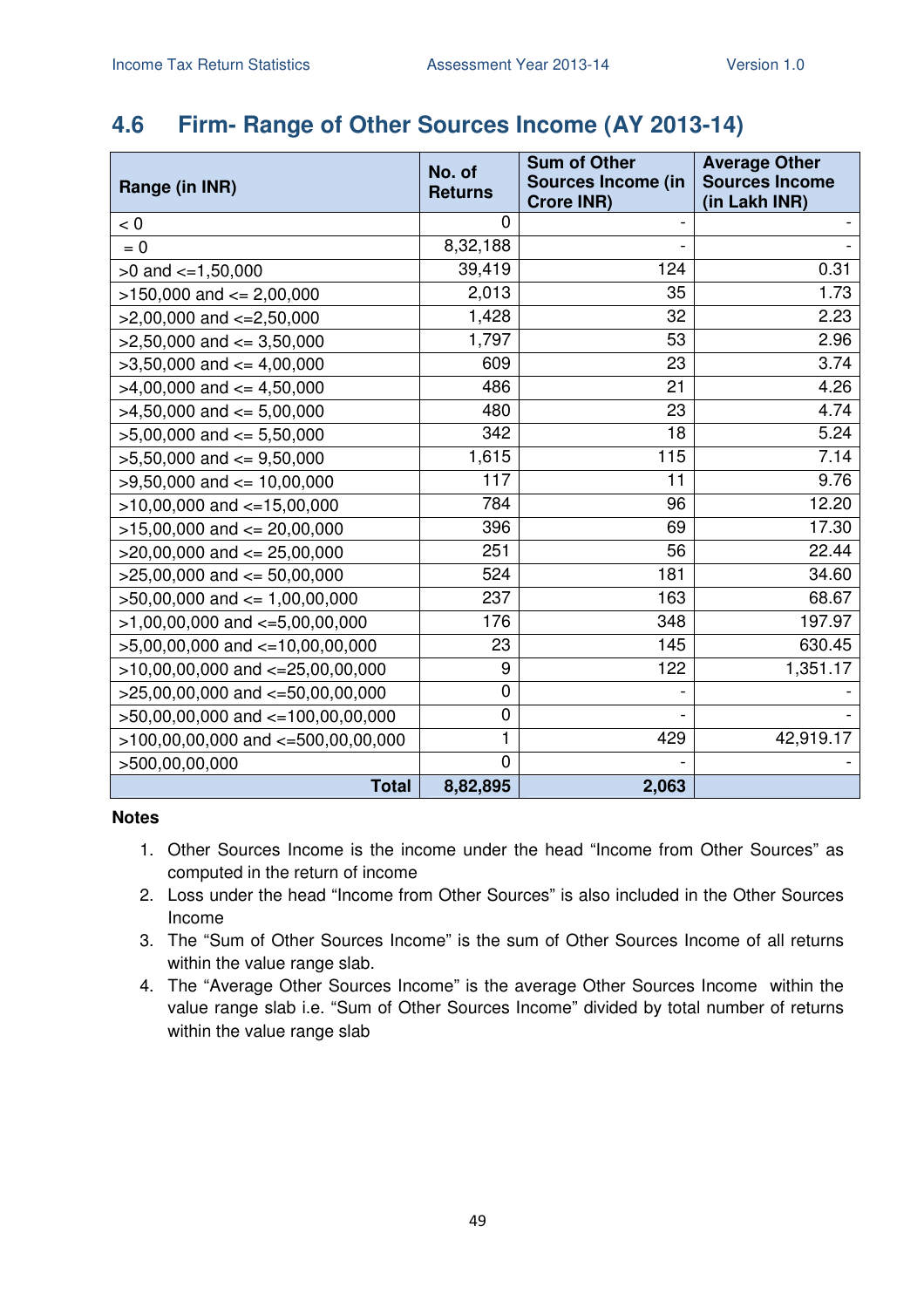## 4.6 Firm- Range of Other Sources Income (AY 2013-14)

| Range (in INR) | No. of Returns | Sum of Other Sources Income (in Crore INR) | Average Other Sources Income (in Lakh INR) |
|---|---|---|---|
| < 0 | 0 | - | - |
| = 0 | 8,32,188 | - | - |
| >0 and <=1,50,000 | 39,419 | 124 | 0.31 |
| >150,000 and <= 2,00,000 | 2,013 | 35 | 1.73 |
| >2,00,000 and <=2,50,000 | 1,428 | 32 | 2.23 |
| >2,50,000 and <= 3,50,000 | 1,797 | 53 | 2.96 |
| >3,50,000 and <= 4,00,000 | 609 | 23 | 3.74 |
| >4,00,000 and <= 4,50,000 | 486 | 21 | 4.26 |
| >4,50,000 and <= 5,00,000 | 480 | 23 | 4.74 |
| >5,00,000 and <= 5,50,000 | 342 | 18 | 5.24 |
| >5,50,000 and <= 9,50,000 | 1,615 | 115 | 7.14 |
| >9,50,000 and <= 10,00,000 | 117 | 11 | 9.76 |
| >10,00,000 and <=15,00,000 | 784 | 96 | 12.20 |
| >15,00,000 and <= 20,00,000 | 396 | 69 | 17.30 |
| >20,00,000 and <= 25,00,000 | 251 | 56 | 22.44 |
| >25,00,000 and <= 50,00,000 | 524 | 181 | 34.60 |
| >50,00,000 and <= 1,00,00,000 | 237 | 163 | 68.67 |
| >1,00,00,000 and <=5,00,00,000 | 176 | 348 | 197.97 |
| >5,00,00,000 and <=10,00,00,000 | 23 | 145 | 630.45 |
| >10,00,00,000 and <=25,00,00,000 | 9 | 122 | 1,351.17 |
| >25,00,00,000 and <=50,00,00,000 | 0 | - | - |
| >50,00,00,000 and <=100,00,00,000 | 0 | - | - |
| >100,00,00,000 and <=500,00,00,000 | 1 | 429 | 42,919.17 |
| >500,00,00,000 | 0 | - | - |
| **Total** | **8,82,895** | **2,063** | |

**Notes**

1. Other Sources Income is the income under the head "Income from Other Sources" as computed in the return of income
2. Loss under the head "Income from Other Sources" is also included in the Other Sources Income
3. The "Sum of Other Sources Income" is the sum of Other Sources Income of all returns within the value range slab.
4. The "Average Other Sources Income" is the average Other Sources Income within the value range slab i.e. "Sum of Other Sources Income" divided by total number of returns within the value range slab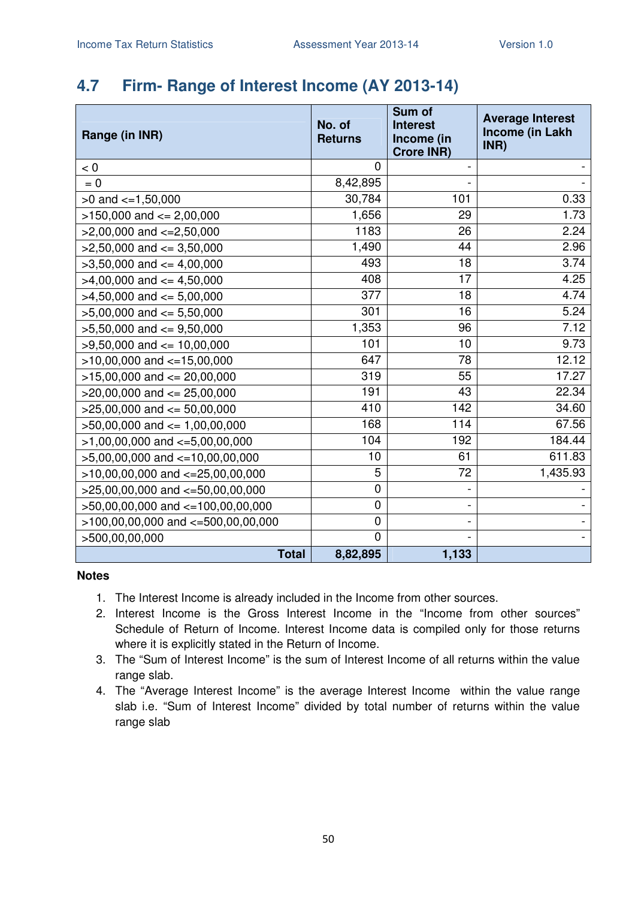## 4.7 Firm- Range of Interest Income (AY 2013-14)

| Range (in INR) | No. of Returns | Sum of Interest Income (in Crore INR) | Average Interest Income (in Lakh INR) |
|---|---|---|---|
| < 0 | 0 | - | - |
| = 0 | 8,42,895 | - | - |
| >0 and <=1,50,000 | 30,784 | 101 | 0.33 |
| >150,000 and <= 2,00,000 | 1,656 | 29 | 1.73 |
| >2,00,000 and <=2,50,000 | 1183 | 26 | 2.24 |
| >2,50,000 and <= 3,50,000 | 1,490 | 44 | 2.96 |
| >3,50,000 and <= 4,00,000 | 493 | 18 | 3.74 |
| >4,00,000 and <= 4,50,000 | 408 | 17 | 4.25 |
| >4,50,000 and <= 5,00,000 | 377 | 18 | 4.74 |
| >5,00,000 and <= 5,50,000 | 301 | 16 | 5.24 |
| >5,50,000 and <= 9,50,000 | 1,353 | 96 | 7.12 |
| >9,50,000 and <= 10,00,000 | 101 | 10 | 9.73 |
| >10,00,000 and <=15,00,000 | 647 | 78 | 12.12 |
| >15,00,000 and <= 20,00,000 | 319 | 55 | 17.27 |
| >20,00,000 and <= 25,00,000 | 191 | 43 | 22.34 |
| >25,00,000 and <= 50,00,000 | 410 | 142 | 34.60 |
| >50,00,000 and <= 1,00,00,000 | 168 | 114 | 67.56 |
| >1,00,00,000 and <=5,00,00,000 | 104 | 192 | 184.44 |
| >5,00,00,000 and <=10,00,00,000 | 10 | 61 | 611.83 |
| >10,00,00,000 and <=25,00,00,000 | 5 | 72 | 1,435.93 |
| >25,00,00,000 and <=50,00,00,000 | 0 | - | - |
| >50,00,00,000 and <=100,00,00,000 | 0 | - | - |
| >100,00,00,000 and <=500,00,00,000 | 0 | - | - |
| >500,00,00,000 | 0 | - | - |
| **Total** | **8,82,895** | **1,133** | |

**Notes**

1. The Interest Income is already included in the Income from other sources.
2. Interest Income is the Gross Interest Income in the "Income from other sources" Schedule of Return of Income. Interest Income data is compiled only for those returns where it is explicitly stated in the Return of Income.
3. The "Sum of Interest Income" is the sum of Interest Income of all returns within the value range slab.
4. The "Average Interest Income" is the average Interest Income within the value range slab i.e. "Sum of Interest Income" divided by total number of returns within the value range slab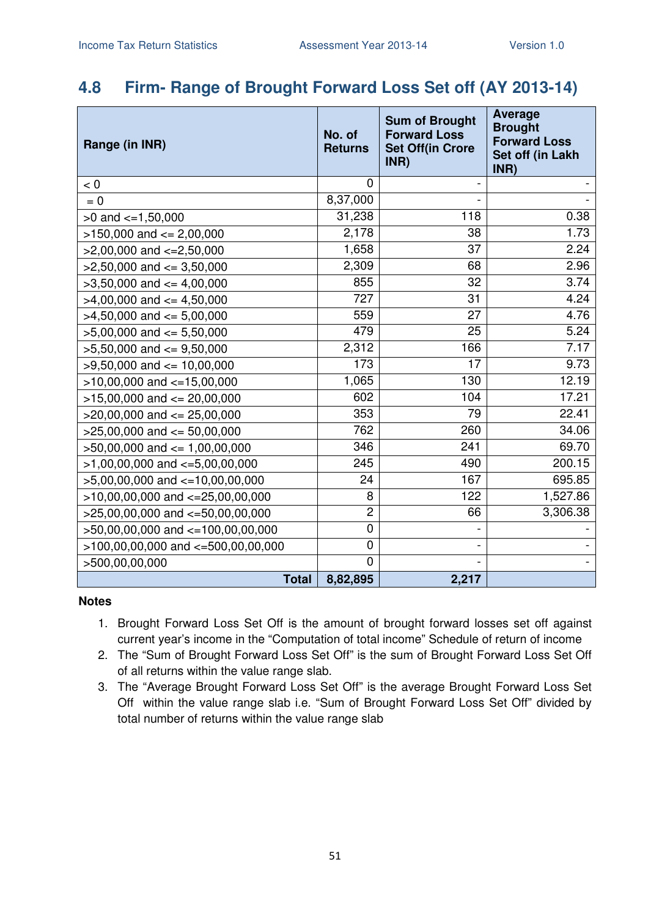## 4.8 Firm- Range of Brought Forward Loss Set off (AY 2013-14)

| Range (in INR) | No. of Returns | Sum of Brought Forward Loss Set Off(in Crore INR) | Average Brought Forward Loss Set off (in Lakh INR) |
|---|---|---|---|
| < 0 | 0 | - | - |
| = 0 | 8,37,000 | - | - |
| >0 and <=1,50,000 | 31,238 | 118 | 0.38 |
| >150,000 and <= 2,00,000 | 2,178 | 38 | 1.73 |
| >2,00,000 and <=2,50,000 | 1,658 | 37 | 2.24 |
| >2,50,000 and <= 3,50,000 | 2,309 | 68 | 2.96 |
| >3,50,000 and <= 4,00,000 | 855 | 32 | 3.74 |
| >4,00,000 and <= 4,50,000 | 727 | 31 | 4.24 |
| >4,50,000 and <= 5,00,000 | 559 | 27 | 4.76 |
| >5,00,000 and <= 5,50,000 | 479 | 25 | 5.24 |
| >5,50,000 and <= 9,50,000 | 2,312 | 166 | 7.17 |
| >9,50,000 and <= 10,00,000 | 173 | 17 | 9.73 |
| >10,00,000 and <=15,00,000 | 1,065 | 130 | 12.19 |
| >15,00,000 and <= 20,00,000 | 602 | 104 | 17.21 |
| >20,00,000 and <= 25,00,000 | 353 | 79 | 22.41 |
| >25,00,000 and <= 50,00,000 | 762 | 260 | 34.06 |
| >50,00,000 and <= 1,00,00,000 | 346 | 241 | 69.70 |
| >1,00,00,000 and <=5,00,00,000 | 245 | 490 | 200.15 |
| >5,00,00,000 and <=10,00,00,000 | 24 | 167 | 695.85 |
| >10,00,00,000 and <=25,00,00,000 | 8 | 122 | 1,527.86 |
| >25,00,00,000 and <=50,00,00,000 | 2 | 66 | 3,306.38 |
| >50,00,00,000 and <=100,00,00,000 | 0 | - | - |
| >100,00,00,000 and <=500,00,00,000 | 0 | - | - |
| >500,00,00,000 | 0 | - | - |
| **Total** | **8,82,895** | **2,217** | |

**Notes**

1. Brought Forward Loss Set Off is the amount of brought forward losses set off against current year's income in the "Computation of total income" Schedule of return of income
2. The "Sum of Brought Forward Loss Set Off" is the sum of Brought Forward Loss Set Off of all returns within the value range slab.
3. The "Average Brought Forward Loss Set Off" is the average Brought Forward Loss Set Off within the value range slab i.e. "Sum of Brought Forward Loss Set Off" divided by total number of returns within the value range slab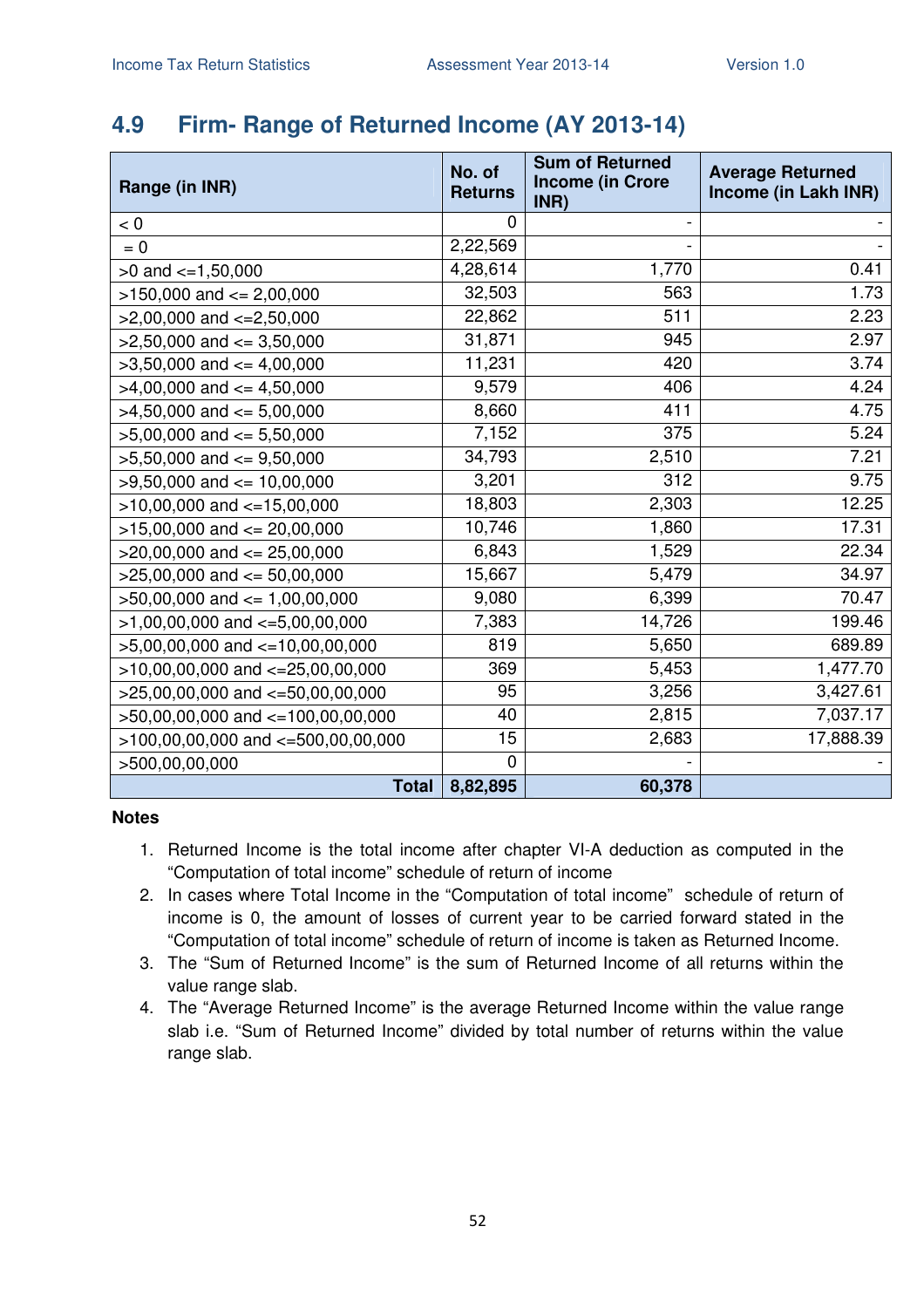## 4.9 Firm- Range of Returned Income (AY 2013-14)

| Range (in INR) | No. of Returns | Sum of Returned Income (in Crore INR) | Average Returned Income (in Lakh INR) |
|---|---|---|---|
| < 0 | 0 | - | - |
| = 0 | 2,22,569 | - | - |
| >0 and <=1,50,000 | 4,28,614 | 1,770 | 0.41 |
| >150,000 and <= 2,00,000 | 32,503 | 563 | 1.73 |
| >2,00,000 and <=2,50,000 | 22,862 | 511 | 2.23 |
| >2,50,000 and <= 3,50,000 | 31,871 | 945 | 2.97 |
| >3,50,000 and <= 4,00,000 | 11,231 | 420 | 3.74 |
| >4,00,000 and <= 4,50,000 | 9,579 | 406 | 4.24 |
| >4,50,000 and <= 5,00,000 | 8,660 | 411 | 4.75 |
| >5,00,000 and <= 5,50,000 | 7,152 | 375 | 5.24 |
| >5,50,000 and <= 9,50,000 | 34,793 | 2,510 | 7.21 |
| >9,50,000 and <= 10,00,000 | 3,201 | 312 | 9.75 |
| >10,00,000 and <=15,00,000 | 18,803 | 2,303 | 12.25 |
| >15,00,000 and <= 20,00,000 | 10,746 | 1,860 | 17.31 |
| >20,00,000 and <= 25,00,000 | 6,843 | 1,529 | 22.34 |
| >25,00,000 and <= 50,00,000 | 15,667 | 5,479 | 34.97 |
| >50,00,000 and <= 1,00,00,000 | 9,080 | 6,399 | 70.47 |
| >1,00,00,000 and <=5,00,00,000 | 7,383 | 14,726 | 199.46 |
| >5,00,00,000 and <=10,00,00,000 | 819 | 5,650 | 689.89 |
| >10,00,00,000 and <=25,00,00,000 | 369 | 5,453 | 1,477.70 |
| >25,00,00,000 and <=50,00,00,000 | 95 | 3,256 | 3,427.61 |
| >50,00,00,000 and <=100,00,00,000 | 40 | 2,815 | 7,037.17 |
| >100,00,00,000 and <=500,00,00,000 | 15 | 2,683 | 17,888.39 |
| >500,00,00,000 | 0 | - | - |
| **Total** | **8,82,895** | **60,378** | |

**Notes**

1. Returned Income is the total income after chapter VI-A deduction as computed in the "Computation of total income" schedule of return of income
2. In cases where Total Income in the "Computation of total income" schedule of return of income is 0, the amount of losses of current year to be carried forward stated in the "Computation of total income" schedule of return of income is taken as Returned Income.
3. The "Sum of Returned Income" is the sum of Returned Income of all returns within the value range slab.
4. The "Average Returned Income" is the average Returned Income within the value range slab i.e. "Sum of Returned Income" divided by total number of returns within the value range slab.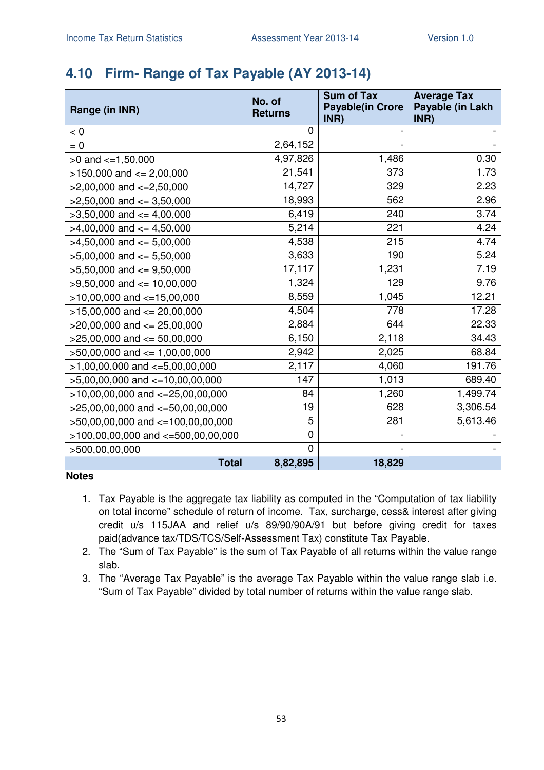## 4.10 Firm- Range of Tax Payable (AY 2013-14)

| Range (in INR) | No. of Returns | Sum of Tax Payable(in Crore INR) | Average Tax Payable (in Lakh INR) |
|---|---|---|---|
| < 0 | 0 | - | - |
| = 0 | 2,64,152 | - | - |
| >0 and <=1,50,000 | 4,97,826 | 1,486 | 0.30 |
| >150,000 and <= 2,00,000 | 21,541 | 373 | 1.73 |
| >2,00,000 and <=2,50,000 | 14,727 | 329 | 2.23 |
| >2,50,000 and <= 3,50,000 | 18,993 | 562 | 2.96 |
| >3,50,000 and <= 4,00,000 | 6,419 | 240 | 3.74 |
| >4,00,000 and <= 4,50,000 | 5,214 | 221 | 4.24 |
| >4,50,000 and <= 5,00,000 | 4,538 | 215 | 4.74 |
| >5,00,000 and <= 5,50,000 | 3,633 | 190 | 5.24 |
| >5,50,000 and <= 9,50,000 | 17,117 | 1,231 | 7.19 |
| >9,50,000 and <= 10,00,000 | 1,324 | 129 | 9.76 |
| >10,00,000 and <=15,00,000 | 8,559 | 1,045 | 12.21 |
| >15,00,000 and <= 20,00,000 | 4,504 | 778 | 17.28 |
| >20,00,000 and <= 25,00,000 | 2,884 | 644 | 22.33 |
| >25,00,000 and <= 50,00,000 | 6,150 | 2,118 | 34.43 |
| >50,00,000 and <= 1,00,00,000 | 2,942 | 2,025 | 68.84 |
| >1,00,00,000 and <=5,00,00,000 | 2,117 | 4,060 | 191.76 |
| >5,00,00,000 and <=10,00,00,000 | 147 | 1,013 | 689.40 |
| >10,00,00,000 and <=25,00,00,000 | 84 | 1,260 | 1,499.74 |
| >25,00,00,000 and <=50,00,00,000 | 19 | 628 | 3,306.54 |
| >50,00,00,000 and <=100,00,00,000 | 5 | 281 | 5,613.46 |
| >100,00,00,000 and <=500,00,00,000 | 0 | - | - |
| >500,00,00,000 | 0 | - | - |
| **Total** | **8,82,895** | **18,829** | |

**Notes**

1. Tax Payable is the aggregate tax liability as computed in the "Computation of tax liability on total income" schedule of return of income. Tax, surcharge, cess& interest after giving credit u/s 115JAA and relief u/s 89/90/90A/91 but before giving credit for taxes paid(advance tax/TDS/TCS/Self-Assessment Tax) constitute Tax Payable.
2. The "Sum of Tax Payable" is the sum of Tax Payable of all returns within the value range slab.
3. The "Average Tax Payable" is the average Tax Payable within the value range slab i.e. "Sum of Tax Payable" divided by total number of returns within the value range slab.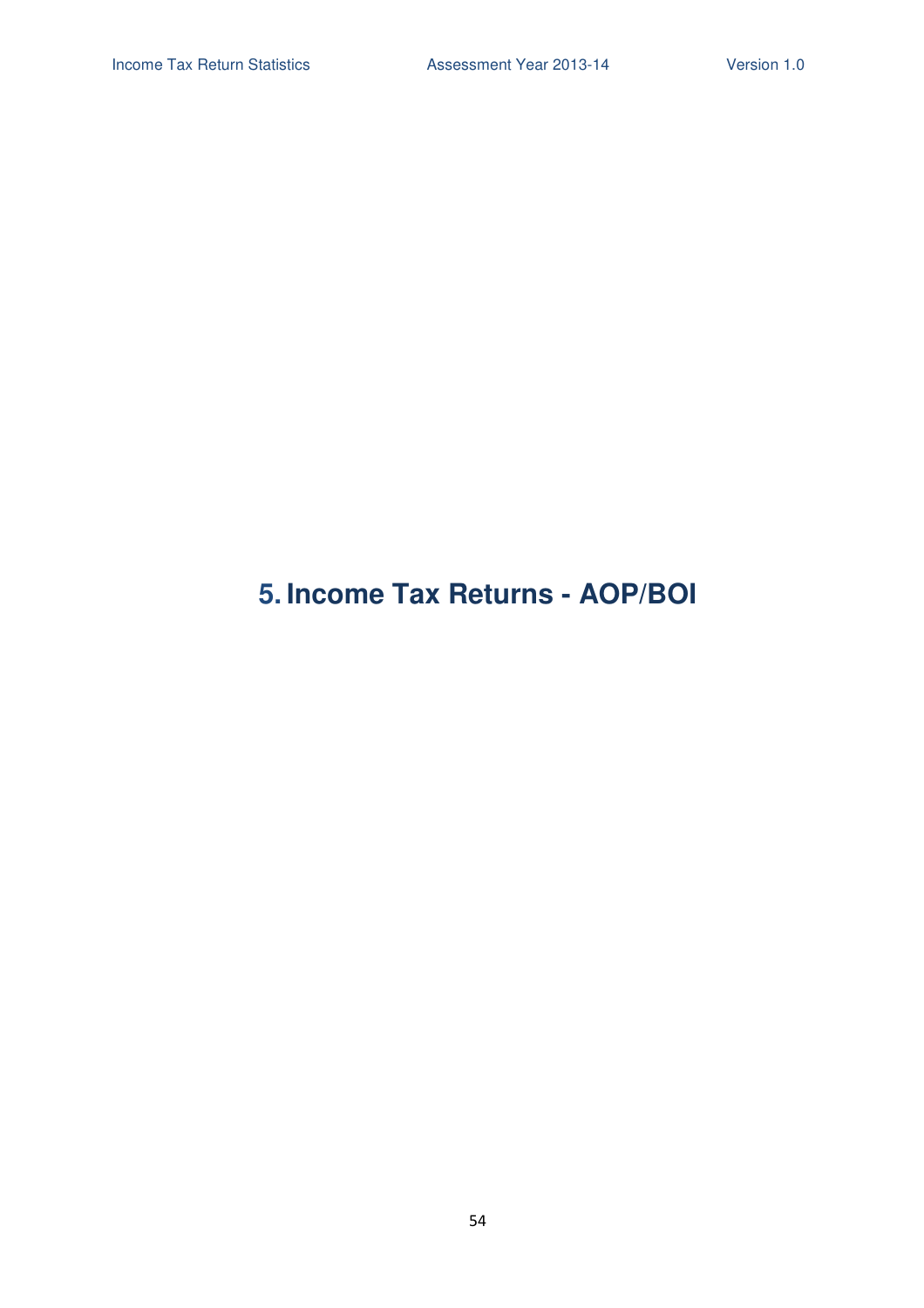# 5. Income Tax Returns - AOP/BOI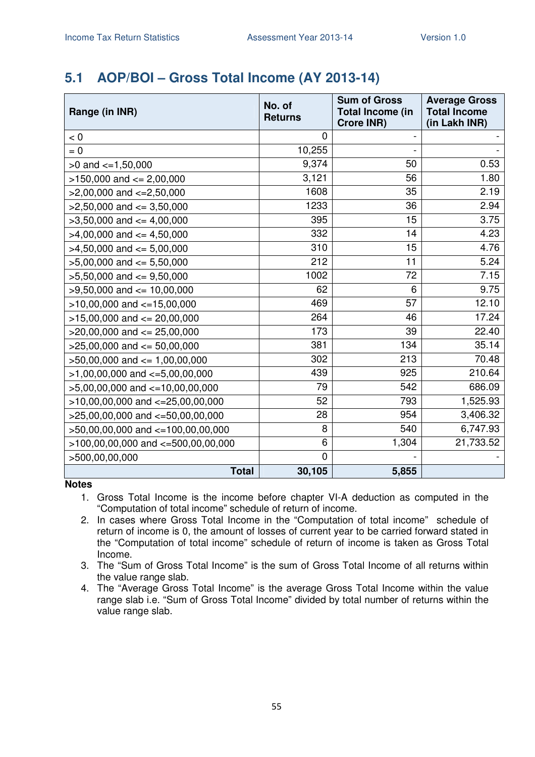## 5.1 AOP/BOI – Gross Total Income (AY 2013-14)

| Range (in INR) | No. of Returns | Sum of Gross Total Income (in Crore INR) | Average Gross Total Income (in Lakh INR) |
|---|---|---|---|
| < 0 | 0 | - | - |
| = 0 | 10,255 | - | - |
| >0 and <=1,50,000 | 9,374 | 50 | 0.53 |
| >150,000 and <= 2,00,000 | 3,121 | 56 | 1.80 |
| >2,00,000 and <=2,50,000 | 1608 | 35 | 2.19 |
| >2,50,000 and <= 3,50,000 | 1233 | 36 | 2.94 |
| >3,50,000 and <= 4,00,000 | 395 | 15 | 3.75 |
| >4,00,000 and <= 4,50,000 | 332 | 14 | 4.23 |
| >4,50,000 and <= 5,00,000 | 310 | 15 | 4.76 |
| >5,00,000 and <= 5,50,000 | 212 | 11 | 5.24 |
| >5,50,000 and <= 9,50,000 | 1002 | 72 | 7.15 |
| >9,50,000 and <= 10,00,000 | 62 | 6 | 9.75 |
| >10,00,000 and <=15,00,000 | 469 | 57 | 12.10 |
| >15,00,000 and <= 20,00,000 | 264 | 46 | 17.24 |
| >20,00,000 and <= 25,00,000 | 173 | 39 | 22.40 |
| >25,00,000 and <= 50,00,000 | 381 | 134 | 35.14 |
| >50,00,000 and <= 1,00,00,000 | 302 | 213 | 70.48 |
| >1,00,00,000 and <=5,00,00,000 | 439 | 925 | 210.64 |
| >5,00,00,000 and <=10,00,00,000 | 79 | 542 | 686.09 |
| >10,00,00,000 and <=25,00,00,000 | 52 | 793 | 1,525.93 |
| >25,00,00,000 and <=50,00,00,000 | 28 | 954 | 3,406.32 |
| >50,00,00,000 and <=100,00,00,000 | 8 | 540 | 6,747.93 |
| >100,00,00,000 and <=500,00,00,000 | 6 | 1,304 | 21,733.52 |
| >500,00,00,000 | 0 | - | - |
| **Total** | **30,105** | **5,855** | |

**Notes**

1. Gross Total Income is the income before chapter VI-A deduction as computed in the "Computation of total income" schedule of return of income.
2. In cases where Gross Total Income in the "Computation of total income" schedule of return of income is 0, the amount of losses of current year to be carried forward stated in the "Computation of total income" schedule of return of income is taken as Gross Total Income.
3. The "Sum of Gross Total Income" is the sum of Gross Total Income of all returns within the value range slab.
4. The "Average Gross Total Income" is the average Gross Total Income within the value range slab i.e. "Sum of Gross Total Income" divided by total number of returns within the value range slab.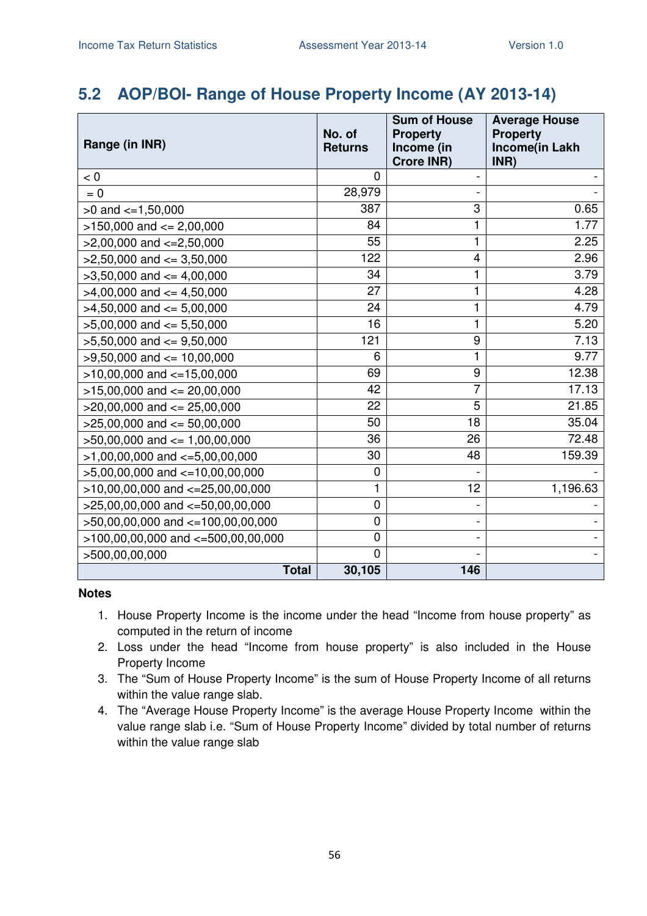## 5.2 AOP/BOI- Range of House Property Income (AY 2013-14)

| Range (in INR) | No. of Returns | Sum of House Property Income (in Crore INR) | Average House Property Income(in Lakh INR) |
|---|---|---|---|
| < 0 | 0 | - | - |
| = 0 | 28,979 | - | - |
| >0 and <=1,50,000 | 387 | 3 | 0.65 |
| >150,000 and <= 2,00,000 | 84 | 1 | 1.77 |
| >2,00,000 and <=2,50,000 | 55 | 1 | 2.25 |
| >2,50,000 and <= 3,50,000 | 122 | 4 | 2.96 |
| >3,50,000 and <= 4,00,000 | 34 | 1 | 3.79 |
| >4,00,000 and <= 4,50,000 | 27 | 1 | 4.28 |
| >4,50,000 and <= 5,00,000 | 24 | 1 | 4.79 |
| >5,00,000 and <= 5,50,000 | 16 | 1 | 5.20 |
| >5,50,000 and <= 9,50,000 | 121 | 9 | 7.13 |
| >9,50,000 and <= 10,00,000 | 6 | 1 | 9.77 |
| >10,00,000 and <=15,00,000 | 69 | 9 | 12.38 |
| >15,00,000 and <= 20,00,000 | 42 | 7 | 17.13 |
| >20,00,000 and <= 25,00,000 | 22 | 5 | 21.85 |
| >25,00,000 and <= 50,00,000 | 50 | 18 | 35.04 |
| >50,00,000 and <= 1,00,00,000 | 36 | 26 | 72.48 |
| >1,00,00,000 and <=5,00,00,000 | 30 | 48 | 159.39 |
| >5,00,00,000 and <=10,00,00,000 | 0 | - | - |
| >10,00,00,000 and <=25,00,00,000 | 1 | 12 | 1,196.63 |
| >25,00,00,000 and <=50,00,00,000 | 0 | - | - |
| >50,00,00,000 and <=100,00,00,000 | 0 | - | - |
| >100,00,00,000 and <=500,00,00,000 | 0 | - | - |
| >500,00,00,000 | 0 | - | - |
| **Total** | **30,105** | **146** | |

**Notes**

1. House Property Income is the income under the head "Income from house property" as computed in the return of income
2. Loss under the head "Income from house property" is also included in the House Property Income
3. The "Sum of House Property Income" is the sum of House Property Income of all returns within the value range slab.
4. The "Average House Property Income" is the average House Property Income within the value range slab i.e. "Sum of House Property Income" divided by total number of returns within the value range slab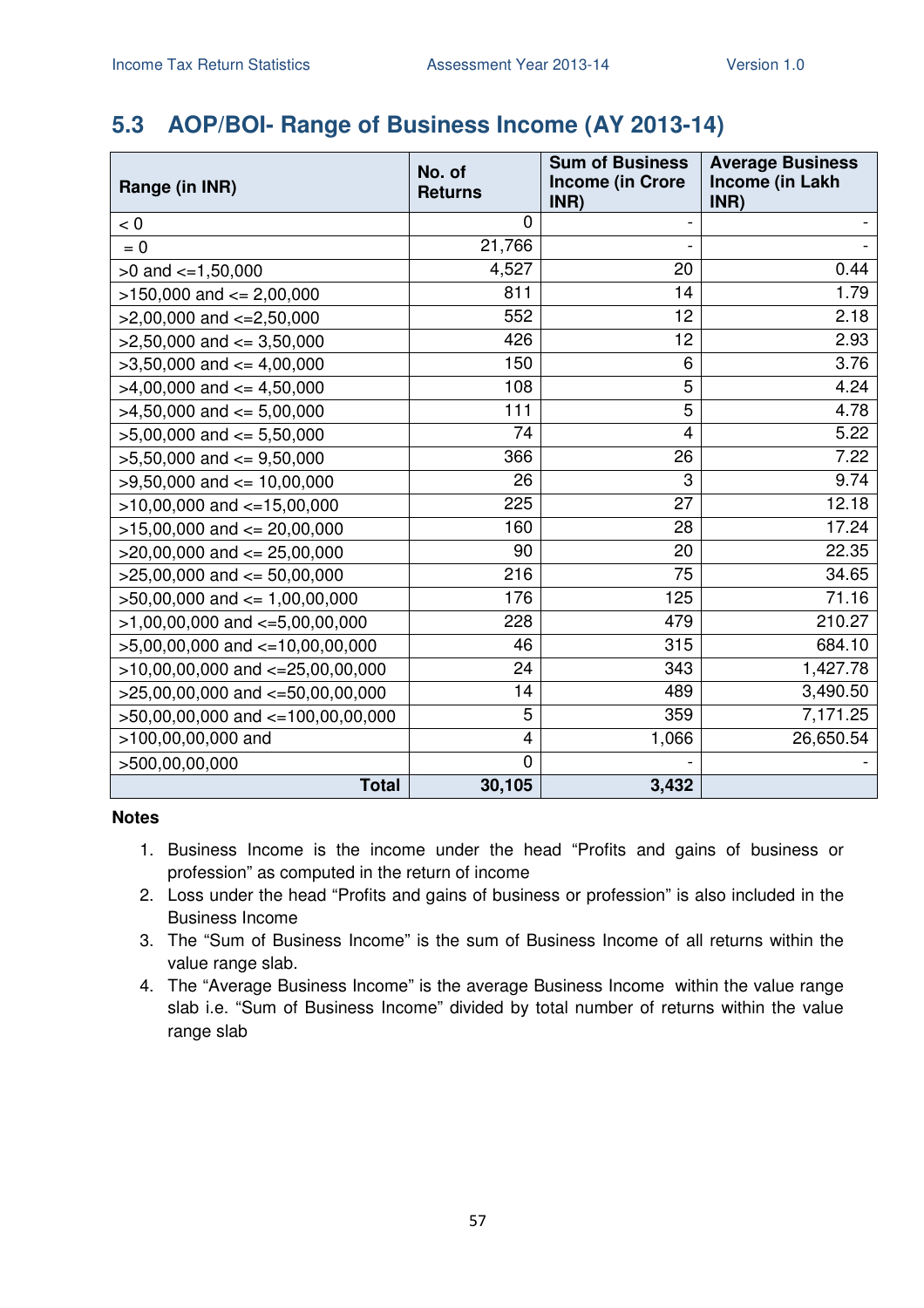## 5.3 AOP/BOI- Range of Business Income (AY 2013-14)

| Range (in INR) | No. of Returns | Sum of Business Income (in Crore INR) | Average Business Income (in Lakh INR) |
|---|---|---|---|
| < 0 | 0 | - | - |
| = 0 | 21,766 | - | - |
| >0 and <=1,50,000 | 4,527 | 20 | 0.44 |
| >150,000 and <= 2,00,000 | 811 | 14 | 1.79 |
| >2,00,000 and <=2,50,000 | 552 | 12 | 2.18 |
| >2,50,000 and <= 3,50,000 | 426 | 12 | 2.93 |
| >3,50,000 and <= 4,00,000 | 150 | 6 | 3.76 |
| >4,00,000 and <= 4,50,000 | 108 | 5 | 4.24 |
| >4,50,000 and <= 5,00,000 | 111 | 5 | 4.78 |
| >5,00,000 and <= 5,50,000 | 74 | 4 | 5.22 |
| >5,50,000 and <= 9,50,000 | 366 | 26 | 7.22 |
| >9,50,000 and <= 10,00,000 | 26 | 3 | 9.74 |
| >10,00,000 and <=15,00,000 | 225 | 27 | 12.18 |
| >15,00,000 and <= 20,00,000 | 160 | 28 | 17.24 |
| >20,00,000 and <= 25,00,000 | 90 | 20 | 22.35 |
| >25,00,000 and <= 50,00,000 | 216 | 75 | 34.65 |
| >50,00,000 and <= 1,00,00,000 | 176 | 125 | 71.16 |
| >1,00,00,000 and <=5,00,00,000 | 228 | 479 | 210.27 |
| >5,00,00,000 and <=10,00,00,000 | 46 | 315 | 684.10 |
| >10,00,00,000 and <=25,00,00,000 | 24 | 343 | 1,427.78 |
| >25,00,00,000 and <=50,00,00,000 | 14 | 489 | 3,490.50 |
| >50,00,00,000 and <=100,00,00,000 | 5 | 359 | 7,171.25 |
| >100,00,00,000 and | 4 | 1,066 | 26,650.54 |
| >500,00,00,000 | 0 | - | - |
| **Total** | **30,105** | **3,432** | |

**Notes**

1. Business Income is the income under the head "Profits and gains of business or profession" as computed in the return of income
2. Loss under the head "Profits and gains of business or profession" is also included in the Business Income
3. The "Sum of Business Income" is the sum of Business Income of all returns within the value range slab.
4. The "Average Business Income" is the average Business Income within the value range slab i.e. "Sum of Business Income" divided by total number of returns within the value range slab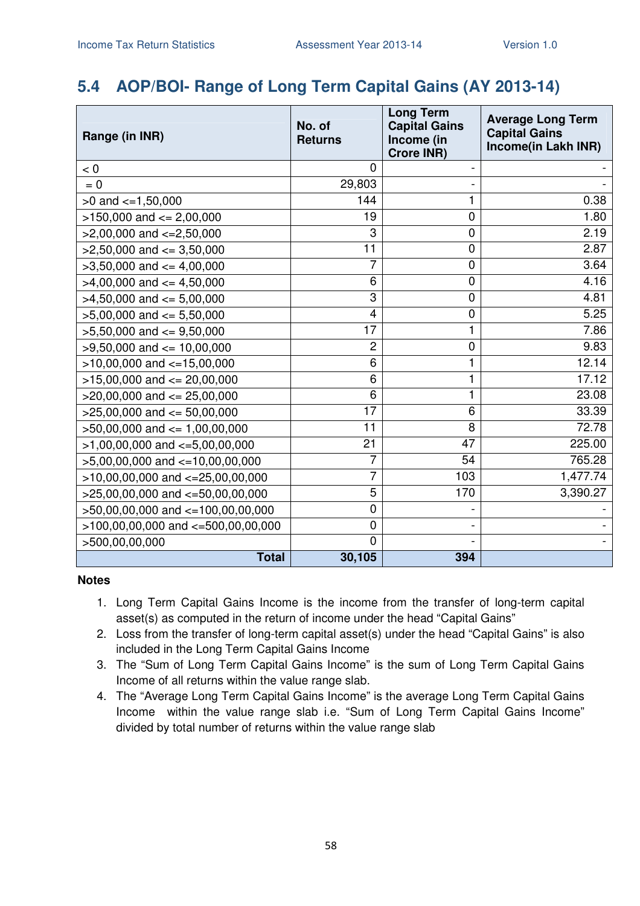## 5.4 AOP/BOI- Range of Long Term Capital Gains (AY 2013-14)

| Range (in INR) | No. of Returns | Long Term Capital Gains Income (in Crore INR) | Average Long Term Capital Gains Income(in Lakh INR) |
|---|---|---|---|
| < 0 | 0 | - | - |
| = 0 | 29,803 | - | - |
| >0 and <=1,50,000 | 144 | 1 | 0.38 |
| >150,000 and <= 2,00,000 | 19 | 0 | 1.80 |
| >2,00,000 and <=2,50,000 | 3 | 0 | 2.19 |
| >2,50,000 and <= 3,50,000 | 11 | 0 | 2.87 |
| >3,50,000 and <= 4,00,000 | 7 | 0 | 3.64 |
| >4,00,000 and <= 4,50,000 | 6 | 0 | 4.16 |
| >4,50,000 and <= 5,00,000 | 3 | 0 | 4.81 |
| >5,00,000 and <= 5,50,000 | 4 | 0 | 5.25 |
| >5,50,000 and <= 9,50,000 | 17 | 1 | 7.86 |
| >9,50,000 and <= 10,00,000 | 2 | 0 | 9.83 |
| >10,00,000 and <=15,00,000 | 6 | 1 | 12.14 |
| >15,00,000 and <= 20,00,000 | 6 | 1 | 17.12 |
| >20,00,000 and <= 25,00,000 | 6 | 1 | 23.08 |
| >25,00,000 and <= 50,00,000 | 17 | 6 | 33.39 |
| >50,00,000 and <= 1,00,00,000 | 11 | 8 | 72.78 |
| >1,00,00,000 and <=5,00,00,000 | 21 | 47 | 225.00 |
| >5,00,00,000 and <=10,00,00,000 | 7 | 54 | 765.28 |
| >10,00,00,000 and <=25,00,00,000 | 7 | 103 | 1,477.74 |
| >25,00,00,000 and <=50,00,00,000 | 5 | 170 | 3,390.27 |
| >50,00,00,000 and <=100,00,00,000 | 0 | - | - |
| >100,00,00,000 and <=500,00,00,000 | 0 | - | - |
| >500,00,00,000 | 0 | - | - |
| **Total** | **30,105** | **394** | |

**Notes**

1. Long Term Capital Gains Income is the income from the transfer of long-term capital asset(s) as computed in the return of income under the head "Capital Gains"
2. Loss from the transfer of long-term capital asset(s) under the head "Capital Gains" is also included in the Long Term Capital Gains Income
3. The "Sum of Long Term Capital Gains Income" is the sum of Long Term Capital Gains Income of all returns within the value range slab.
4. The "Average Long Term Capital Gains Income" is the average Long Term Capital Gains Income within the value range slab i.e. "Sum of Long Term Capital Gains Income" divided by total number of returns within the value range slab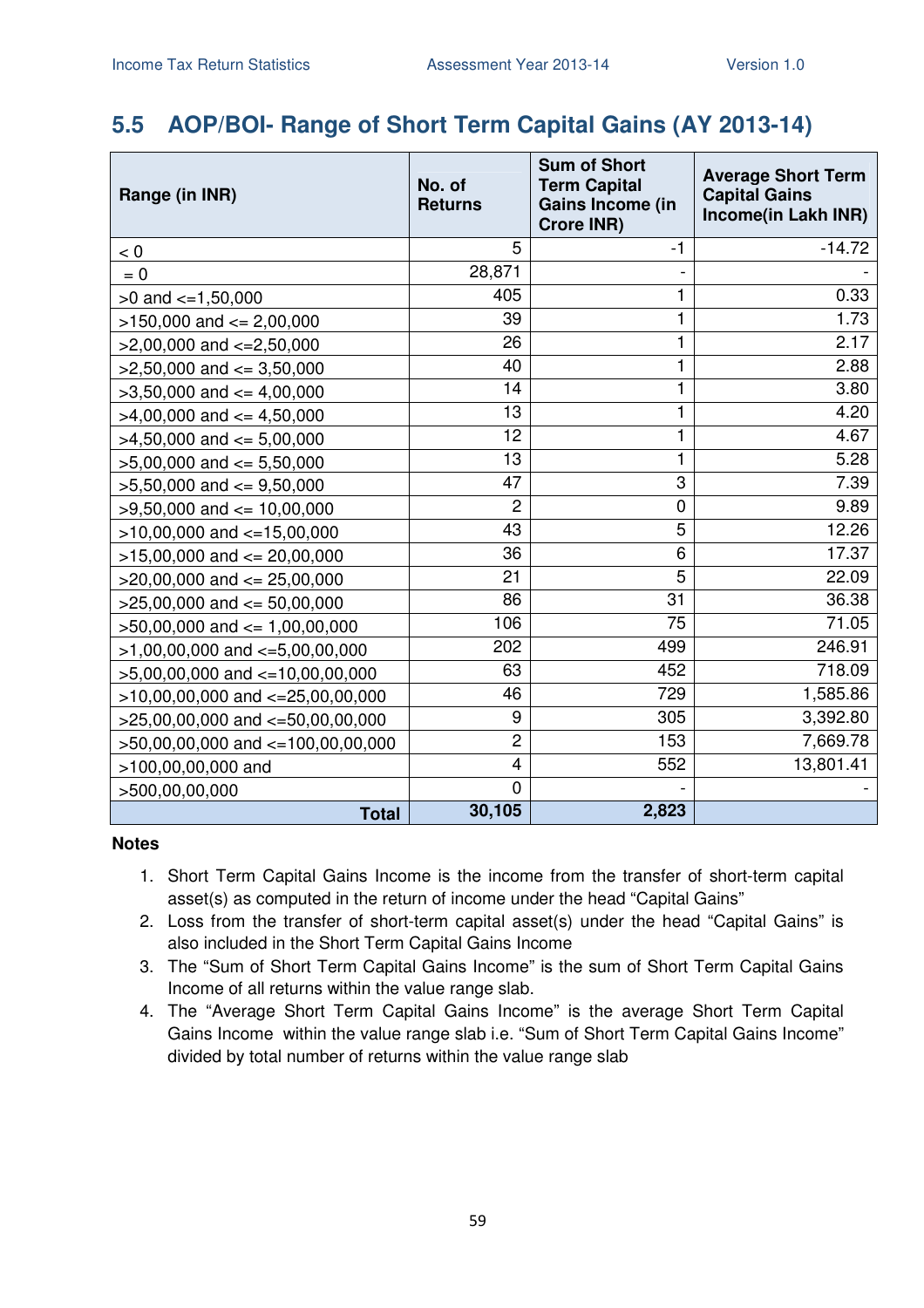## 5.5 AOP/BOI- Range of Short Term Capital Gains (AY 2013-14)

| Range (in INR) | No. of Returns | Sum of Short Term Capital Gains Income (in Crore INR) | Average Short Term Capital Gains Income(in Lakh INR) |
|---|---|---|---|
| < 0 | 5 | -1 | -14.72 |
| = 0 | 28,871 | - | - |
| >0 and <=1,50,000 | 405 | 1 | 0.33 |
| >150,000 and <= 2,00,000 | 39 | 1 | 1.73 |
| >2,00,000 and <=2,50,000 | 26 | 1 | 2.17 |
| >2,50,000 and <= 3,50,000 | 40 | 1 | 2.88 |
| >3,50,000 and <= 4,00,000 | 14 | 1 | 3.80 |
| >4,00,000 and <= 4,50,000 | 13 | 1 | 4.20 |
| >4,50,000 and <= 5,00,000 | 12 | 1 | 4.67 |
| >5,00,000 and <= 5,50,000 | 13 | 1 | 5.28 |
| >5,50,000 and <= 9,50,000 | 47 | 3 | 7.39 |
| >9,50,000 and <= 10,00,000 | 2 | 0 | 9.89 |
| >10,00,000 and <=15,00,000 | 43 | 5 | 12.26 |
| >15,00,000 and <= 20,00,000 | 36 | 6 | 17.37 |
| >20,00,000 and <= 25,00,000 | 21 | 5 | 22.09 |
| >25,00,000 and <= 50,00,000 | 86 | 31 | 36.38 |
| >50,00,000 and <= 1,00,00,000 | 106 | 75 | 71.05 |
| >1,00,00,000 and <=5,00,00,000 | 202 | 499 | 246.91 |
| >5,00,00,000 and <=10,00,00,000 | 63 | 452 | 718.09 |
| >10,00,00,000 and <=25,00,00,000 | 46 | 729 | 1,585.86 |
| >25,00,00,000 and <=50,00,00,000 | 9 | 305 | 3,392.80 |
| >50,00,00,000 and <=100,00,00,000 | 2 | 153 | 7,669.78 |
| >100,00,00,000 and | 4 | 552 | 13,801.41 |
| >500,00,00,000 | 0 | - | - |
| **Total** | **30,105** | **2,823** | |

**Notes**

1. Short Term Capital Gains Income is the income from the transfer of short-term capital asset(s) as computed in the return of income under the head "Capital Gains"
2. Loss from the transfer of short-term capital asset(s) under the head "Capital Gains" is also included in the Short Term Capital Gains Income
3. The "Sum of Short Term Capital Gains Income" is the sum of Short Term Capital Gains Income of all returns within the value range slab.
4. The "Average Short Term Capital Gains Income" is the average Short Term Capital Gains Income within the value range slab i.e. "Sum of Short Term Capital Gains Income" divided by total number of returns within the value range slab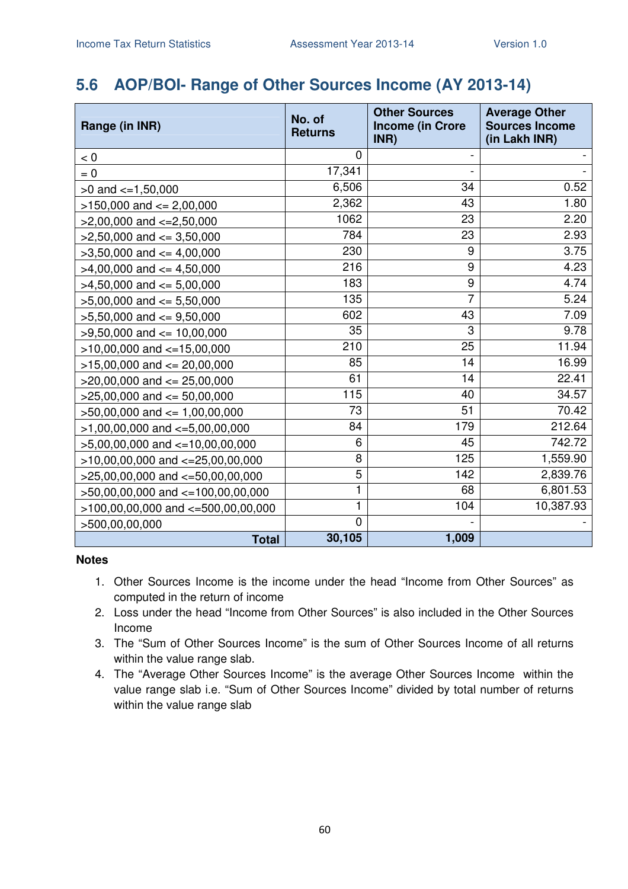## 5.6 AOP/BOI- Range of Other Sources Income (AY 2013-14)

| Range (in INR) | No. of Returns | Other Sources Income (in Crore INR) | Average Other Sources Income (in Lakh INR) |
|---|---|---|---|
| < 0 | 0 | - | - |
| = 0 | 17,341 | - | - |
| >0 and <=1,50,000 | 6,506 | 34 | 0.52 |
| >150,000 and <= 2,00,000 | 2,362 | 43 | 1.80 |
| >2,00,000 and <=2,50,000 | 1062 | 23 | 2.20 |
| >2,50,000 and <= 3,50,000 | 784 | 23 | 2.93 |
| >3,50,000 and <= 4,00,000 | 230 | 9 | 3.75 |
| >4,00,000 and <= 4,50,000 | 216 | 9 | 4.23 |
| >4,50,000 and <= 5,00,000 | 183 | 9 | 4.74 |
| >5,00,000 and <= 5,50,000 | 135 | 7 | 5.24 |
| >5,50,000 and <= 9,50,000 | 602 | 43 | 7.09 |
| >9,50,000 and <= 10,00,000 | 35 | 3 | 9.78 |
| >10,00,000 and <=15,00,000 | 210 | 25 | 11.94 |
| >15,00,000 and <= 20,00,000 | 85 | 14 | 16.99 |
| >20,00,000 and <= 25,00,000 | 61 | 14 | 22.41 |
| >25,00,000 and <= 50,00,000 | 115 | 40 | 34.57 |
| >50,00,000 and <= 1,00,00,000 | 73 | 51 | 70.42 |
| >1,00,00,000 and <=5,00,00,000 | 84 | 179 | 212.64 |
| >5,00,00,000 and <=10,00,00,000 | 6 | 45 | 742.72 |
| >10,00,00,000 and <=25,00,00,000 | 8 | 125 | 1,559.90 |
| >25,00,00,000 and <=50,00,00,000 | 5 | 142 | 2,839.76 |
| >50,00,00,000 and <=100,00,00,000 | 1 | 68 | 6,801.53 |
| >100,00,00,000 and <=500,00,00,000 | 1 | 104 | 10,387.93 |
| >500,00,00,000 | 0 | - | - |
| **Total** | **30,105** | **1,009** | |

**Notes**

1. Other Sources Income is the income under the head "Income from Other Sources" as computed in the return of income
2. Loss under the head "Income from Other Sources" is also included in the Other Sources Income
3. The "Sum of Other Sources Income" is the sum of Other Sources Income of all returns within the value range slab.
4. The "Average Other Sources Income" is the average Other Sources Income within the value range slab i.e. "Sum of Other Sources Income" divided by total number of returns within the value range slab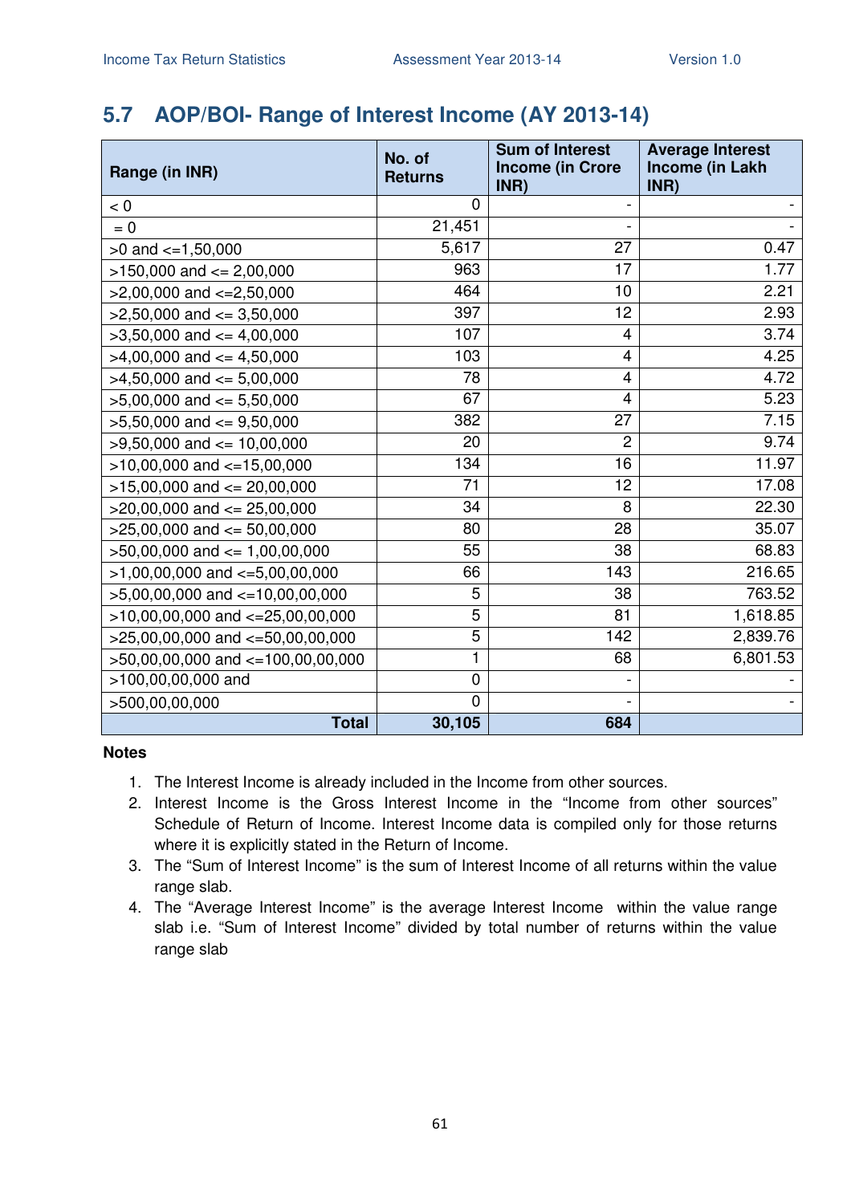## 5.7 AOP/BOI- Range of Interest Income (AY 2013-14)

| Range (in INR) | No. of Returns | Sum of Interest Income (in Crore INR) | Average Interest Income (in Lakh INR) |
|---|---|---|---|
| < 0 | 0 | - | - |
| = 0 | 21,451 | - | - |
| >0 and <=1,50,000 | 5,617 | 27 | 0.47 |
| >150,000 and <= 2,00,000 | 963 | 17 | 1.77 |
| >2,00,000 and <=2,50,000 | 464 | 10 | 2.21 |
| >2,50,000 and <= 3,50,000 | 397 | 12 | 2.93 |
| >3,50,000 and <= 4,00,000 | 107 | 4 | 3.74 |
| >4,00,000 and <= 4,50,000 | 103 | 4 | 4.25 |
| >4,50,000 and <= 5,00,000 | 78 | 4 | 4.72 |
| >5,00,000 and <= 5,50,000 | 67 | 4 | 5.23 |
| >5,50,000 and <= 9,50,000 | 382 | 27 | 7.15 |
| >9,50,000 and <= 10,00,000 | 20 | 2 | 9.74 |
| >10,00,000 and <=15,00,000 | 134 | 16 | 11.97 |
| >15,00,000 and <= 20,00,000 | 71 | 12 | 17.08 |
| >20,00,000 and <= 25,00,000 | 34 | 8 | 22.30 |
| >25,00,000 and <= 50,00,000 | 80 | 28 | 35.07 |
| >50,00,000 and <= 1,00,00,000 | 55 | 38 | 68.83 |
| >1,00,00,000 and <=5,00,00,000 | 66 | 143 | 216.65 |
| >5,00,00,000 and <=10,00,00,000 | 5 | 38 | 763.52 |
| >10,00,00,000 and <=25,00,00,000 | 5 | 81 | 1,618.85 |
| >25,00,00,000 and <=50,00,00,000 | 5 | 142 | 2,839.76 |
| >50,00,00,000 and <=100,00,00,000 | 1 | 68 | 6,801.53 |
| >100,00,00,000 and | 0 | - | - |
| >500,00,00,000 | 0 | - | - |
| **Total** | **30,105** | **684** | |

**Notes**

1. The Interest Income is already included in the Income from other sources.
2. Interest Income is the Gross Interest Income in the "Income from other sources" Schedule of Return of Income. Interest Income data is compiled only for those returns where it is explicitly stated in the Return of Income.
3. The "Sum of Interest Income" is the sum of Interest Income of all returns within the value range slab.
4. The "Average Interest Income" is the average Interest Income within the value range slab i.e. "Sum of Interest Income" divided by total number of returns within the value range slab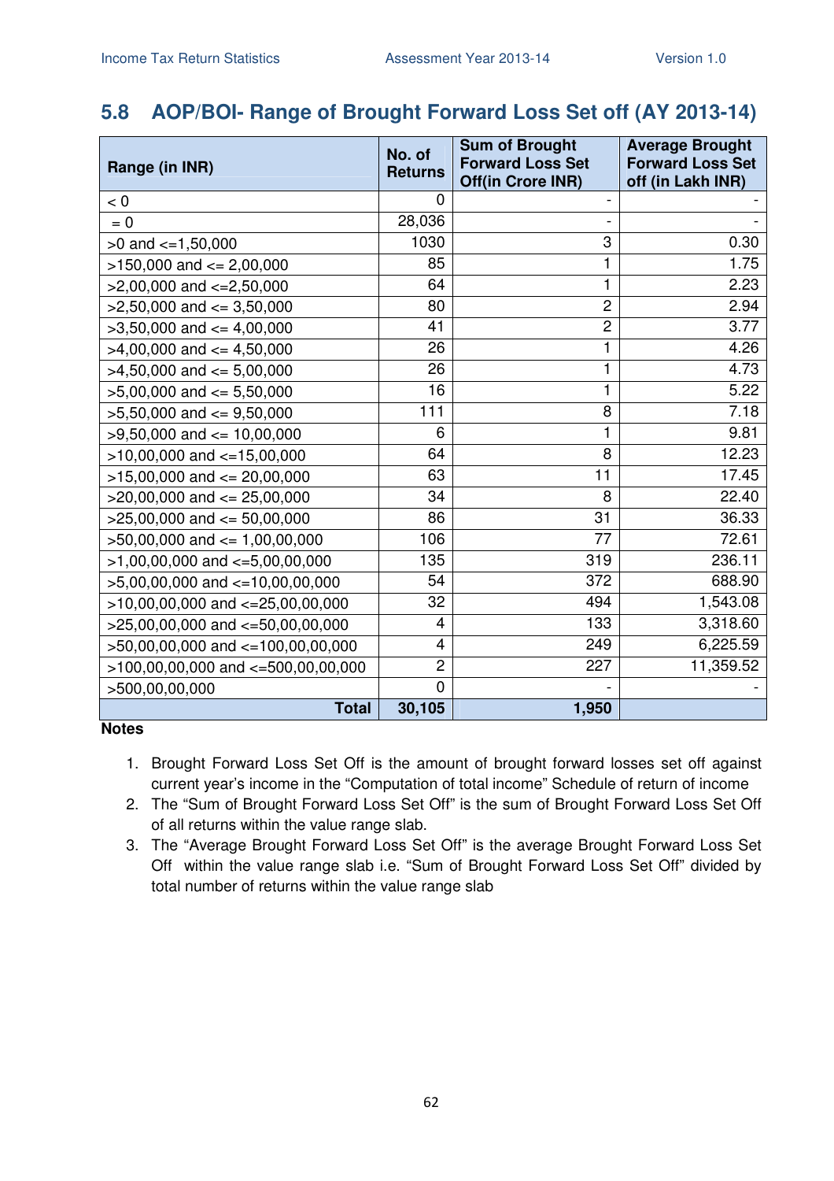## 5.8 AOP/BOI- Range of Brought Forward Loss Set off (AY 2013-14)

| Range (in INR) | No. of Returns | Sum of Brought Forward Loss Set Off(in Crore INR) | Average Brought Forward Loss Set off (in Lakh INR) |
|---|---|---|---|
| < 0 | 0 | - | - |
| = 0 | 28,036 | - | - |
| >0 and <=1,50,000 | 1030 | 3 | 0.30 |
| >150,000 and <= 2,00,000 | 85 | 1 | 1.75 |
| >2,00,000 and <=2,50,000 | 64 | 1 | 2.23 |
| >2,50,000 and <= 3,50,000 | 80 | 2 | 2.94 |
| >3,50,000 and <= 4,00,000 | 41 | 2 | 3.77 |
| >4,00,000 and <= 4,50,000 | 26 | 1 | 4.26 |
| >4,50,000 and <= 5,00,000 | 26 | 1 | 4.73 |
| >5,00,000 and <= 5,50,000 | 16 | 1 | 5.22 |
| >5,50,000 and <= 9,50,000 | 111 | 8 | 7.18 |
| >9,50,000 and <= 10,00,000 | 6 | 1 | 9.81 |
| >10,00,000 and <=15,00,000 | 64 | 8 | 12.23 |
| >15,00,000 and <= 20,00,000 | 63 | 11 | 17.45 |
| >20,00,000 and <= 25,00,000 | 34 | 8 | 22.40 |
| >25,00,000 and <= 50,00,000 | 86 | 31 | 36.33 |
| >50,00,000 and <= 1,00,00,000 | 106 | 77 | 72.61 |
| >1,00,00,000 and <=5,00,00,000 | 135 | 319 | 236.11 |
| >5,00,00,000 and <=10,00,00,000 | 54 | 372 | 688.90 |
| >10,00,00,000 and <=25,00,00,000 | 32 | 494 | 1,543.08 |
| >25,00,00,000 and <=50,00,00,000 | 4 | 133 | 3,318.60 |
| >50,00,00,000 and <=100,00,00,000 | 4 | 249 | 6,225.59 |
| >100,00,00,000 and <=500,00,00,000 | 2 | 227 | 11,359.52 |
| >500,00,00,000 | 0 | - | - |
| **Total** | **30,105** | **1,950** | |

**Notes**

1. Brought Forward Loss Set Off is the amount of brought forward losses set off against current year's income in the "Computation of total income" Schedule of return of income
2. The "Sum of Brought Forward Loss Set Off" is the sum of Brought Forward Loss Set Off of all returns within the value range slab.
3. The "Average Brought Forward Loss Set Off" is the average Brought Forward Loss Set Off within the value range slab i.e. "Sum of Brought Forward Loss Set Off" divided by total number of returns within the value range slab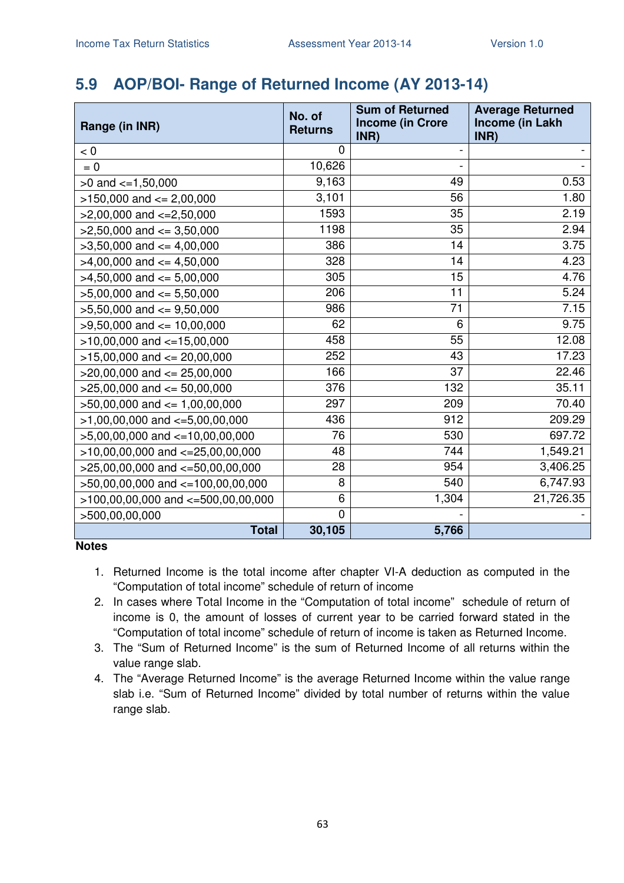## 5.9 AOP/BOI- Range of Returned Income (AY 2013-14)

| Range (in INR) | No. of Returns | Sum of Returned Income (in Crore INR) | Average Returned Income (in Lakh INR) |
|---|---|---|---|
| < 0 | 0 | - | - |
| = 0 | 10,626 | - | - |
| >0 and <=1,50,000 | 9,163 | 49 | 0.53 |
| >150,000 and <= 2,00,000 | 3,101 | 56 | 1.80 |
| >2,00,000 and <=2,50,000 | 1593 | 35 | 2.19 |
| >2,50,000 and <= 3,50,000 | 1198 | 35 | 2.94 |
| >3,50,000 and <= 4,00,000 | 386 | 14 | 3.75 |
| >4,00,000 and <= 4,50,000 | 328 | 14 | 4.23 |
| >4,50,000 and <= 5,00,000 | 305 | 15 | 4.76 |
| >5,00,000 and <= 5,50,000 | 206 | 11 | 5.24 |
| >5,50,000 and <= 9,50,000 | 986 | 71 | 7.15 |
| >9,50,000 and <= 10,00,000 | 62 | 6 | 9.75 |
| >10,00,000 and <=15,00,000 | 458 | 55 | 12.08 |
| >15,00,000 and <= 20,00,000 | 252 | 43 | 17.23 |
| >20,00,000 and <= 25,00,000 | 166 | 37 | 22.46 |
| >25,00,000 and <= 50,00,000 | 376 | 132 | 35.11 |
| >50,00,000 and <= 1,00,00,000 | 297 | 209 | 70.40 |
| >1,00,00,000 and <=5,00,00,000 | 436 | 912 | 209.29 |
| >5,00,00,000 and <=10,00,00,000 | 76 | 530 | 697.72 |
| >10,00,00,000 and <=25,00,00,000 | 48 | 744 | 1,549.21 |
| >25,00,00,000 and <=50,00,00,000 | 28 | 954 | 3,406.25 |
| >50,00,00,000 and <=100,00,00,000 | 8 | 540 | 6,747.93 |
| >100,00,00,000 and <=500,00,00,000 | 6 | 1,304 | 21,726.35 |
| >500,00,00,000 | 0 | - | - |
| **Total** | **30,105** | **5,766** | |

**Notes**

1. Returned Income is the total income after chapter VI-A deduction as computed in the "Computation of total income" schedule of return of income
2. In cases where Total Income in the "Computation of total income" schedule of return of income is 0, the amount of losses of current year to be carried forward stated in the "Computation of total income" schedule of return of income is taken as Returned Income.
3. The "Sum of Returned Income" is the sum of Returned Income of all returns within the value range slab.
4. The "Average Returned Income" is the average Returned Income within the value range slab i.e. "Sum of Returned Income" divided by total number of returns within the value range slab.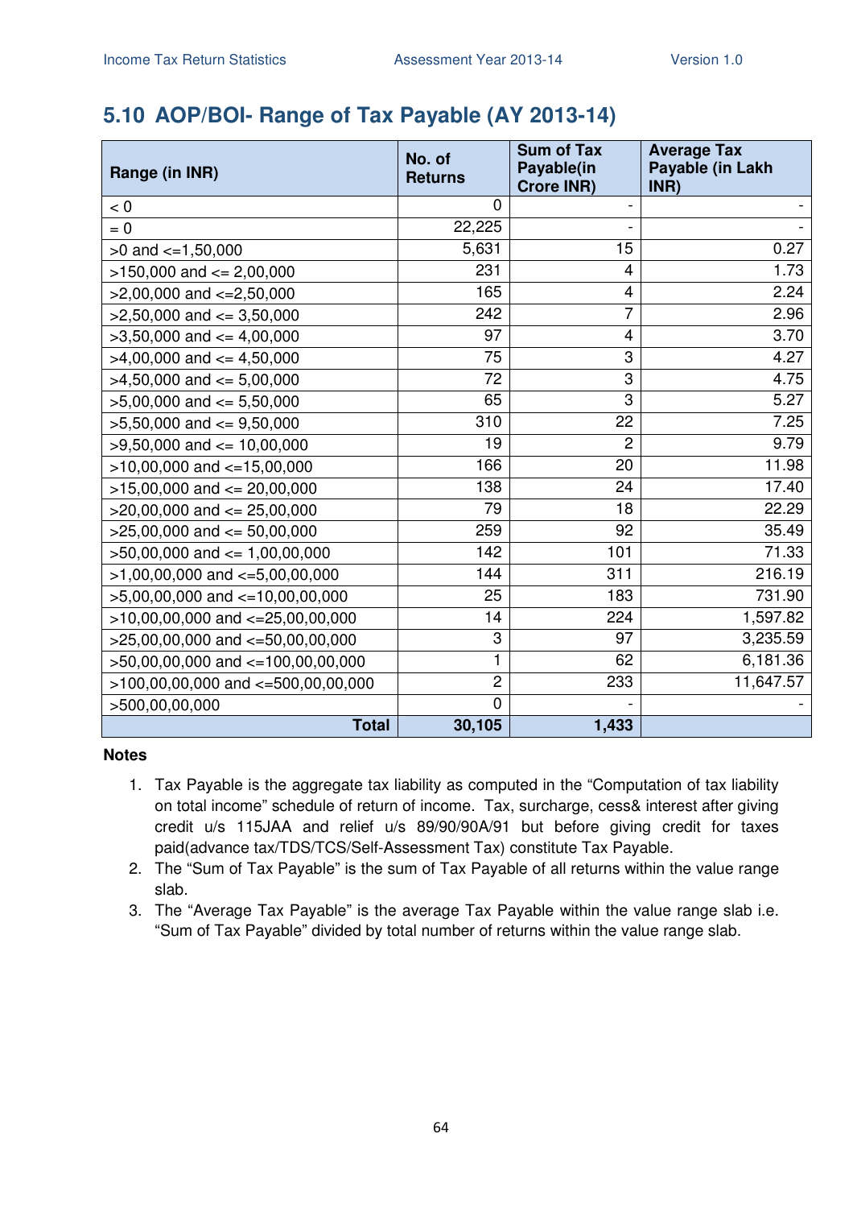## 5.10 AOP/BOI- Range of Tax Payable (AY 2013-14)

| Range (in INR) | No. of Returns | Sum of Tax Payable(in Crore INR) | Average Tax Payable (in Lakh INR) |
|---|---|---|---|
| < 0 | 0 | - | - |
| = 0 | 22,225 | - | - |
| >0 and <=1,50,000 | 5,631 | 15 | 0.27 |
| >150,000 and <= 2,00,000 | 231 | 4 | 1.73 |
| >2,00,000 and <=2,50,000 | 165 | 4 | 2.24 |
| >2,50,000 and <= 3,50,000 | 242 | 7 | 2.96 |
| >3,50,000 and <= 4,00,000 | 97 | 4 | 3.70 |
| >4,00,000 and <= 4,50,000 | 75 | 3 | 4.27 |
| >4,50,000 and <= 5,00,000 | 72 | 3 | 4.75 |
| >5,00,000 and <= 5,50,000 | 65 | 3 | 5.27 |
| >5,50,000 and <= 9,50,000 | 310 | 22 | 7.25 |
| >9,50,000 and <= 10,00,000 | 19 | 2 | 9.79 |
| >10,00,000 and <=15,00,000 | 166 | 20 | 11.98 |
| >15,00,000 and <= 20,00,000 | 138 | 24 | 17.40 |
| >20,00,000 and <= 25,00,000 | 79 | 18 | 22.29 |
| >25,00,000 and <= 50,00,000 | 259 | 92 | 35.49 |
| >50,00,000 and <= 1,00,00,000 | 142 | 101 | 71.33 |
| >1,00,00,000 and <=5,00,00,000 | 144 | 311 | 216.19 |
| >5,00,00,000 and <=10,00,00,000 | 25 | 183 | 731.90 |
| >10,00,00,000 and <=25,00,00,000 | 14 | 224 | 1,597.82 |
| >25,00,00,000 and <=50,00,00,000 | 3 | 97 | 3,235.59 |
| >50,00,00,000 and <=100,00,00,000 | 1 | 62 | 6,181.36 |
| >100,00,00,000 and <=500,00,00,000 | 2 | 233 | 11,647.57 |
| >500,00,00,000 | 0 | - | - |
| **Total** | **30,105** | **1,433** | |

**Notes**

1. Tax Payable is the aggregate tax liability as computed in the "Computation of tax liability on total income" schedule of return of income. Tax, surcharge, cess& interest after giving credit u/s 115JAA and relief u/s 89/90/90A/91 but before giving credit for taxes paid(advance tax/TDS/TCS/Self-Assessment Tax) constitute Tax Payable.
2. The "Sum of Tax Payable" is the sum of Tax Payable of all returns within the value range slab.
3. The "Average Tax Payable" is the average Tax Payable within the value range slab i.e. "Sum of Tax Payable" divided by total number of returns within the value range slab.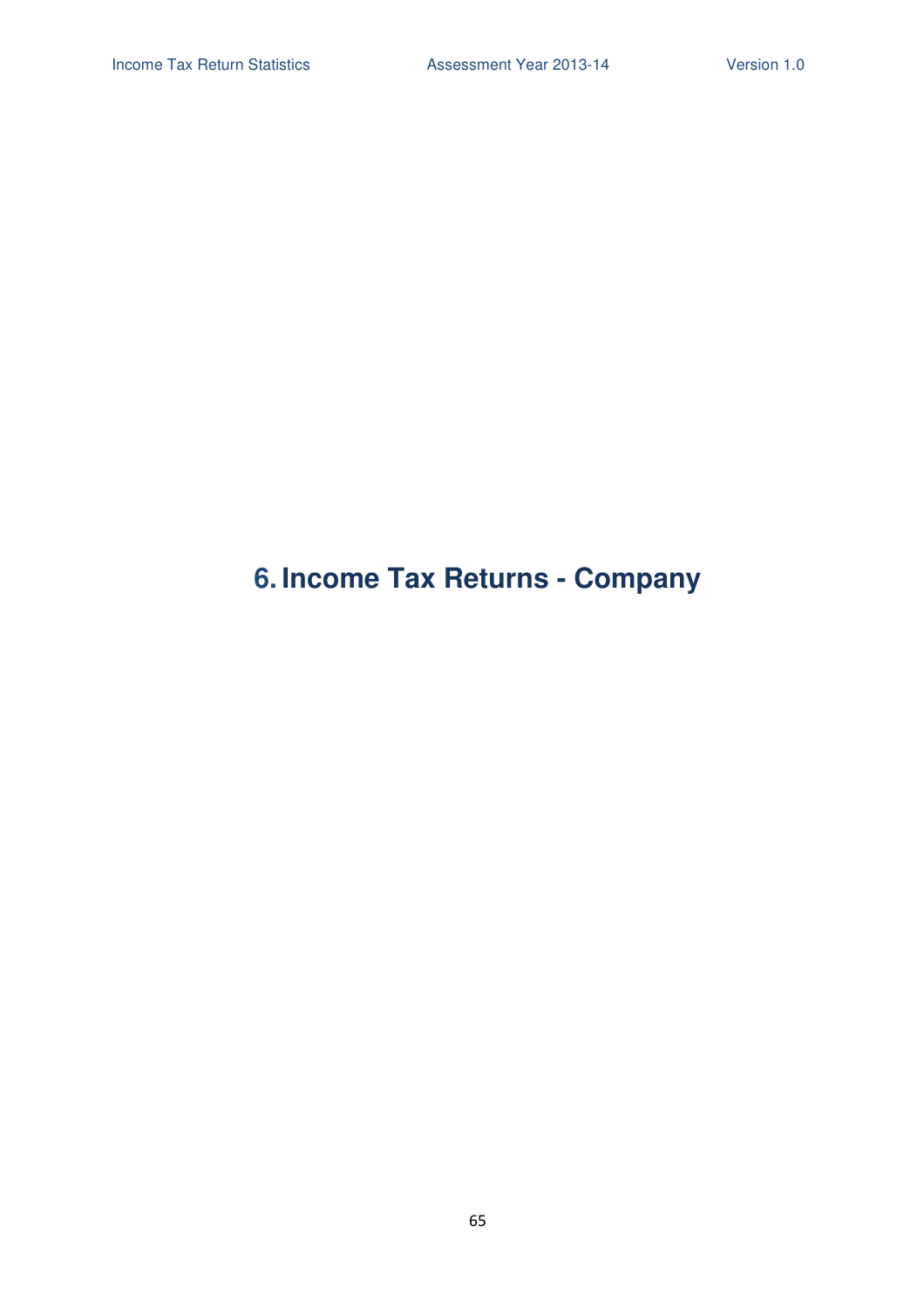# 6. Income Tax Returns - Company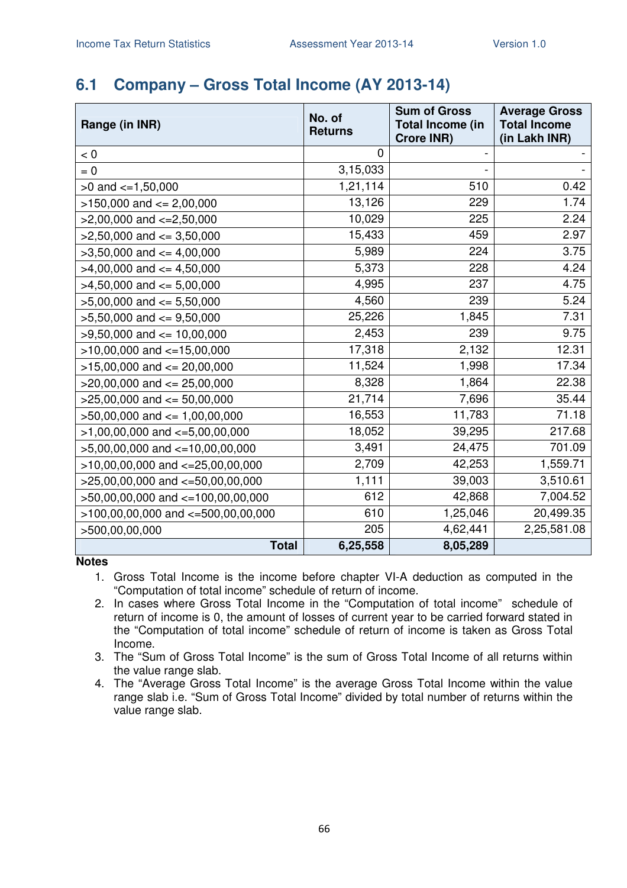## 6.1 Company – Gross Total Income (AY 2013-14)

| Range (in INR) | No. of Returns | Sum of Gross Total Income (in Crore INR) | Average Gross Total Income (in Lakh INR) |
|---|---|---|---|
| < 0 | 0 | - | - |
| = 0 | 3,15,033 | - | - |
| >0 and <=1,50,000 | 1,21,114 | 510 | 0.42 |
| >150,000 and <= 2,00,000 | 13,126 | 229 | 1.74 |
| >2,00,000 and <=2,50,000 | 10,029 | 225 | 2.24 |
| >2,50,000 and <= 3,50,000 | 15,433 | 459 | 2.97 |
| >3,50,000 and <= 4,00,000 | 5,989 | 224 | 3.75 |
| >4,00,000 and <= 4,50,000 | 5,373 | 228 | 4.24 |
| >4,50,000 and <= 5,00,000 | 4,995 | 237 | 4.75 |
| >5,00,000 and <= 5,50,000 | 4,560 | 239 | 5.24 |
| >5,50,000 and <= 9,50,000 | 25,226 | 1,845 | 7.31 |
| >9,50,000 and <= 10,00,000 | 2,453 | 239 | 9.75 |
| >10,00,000 and <=15,00,000 | 17,318 | 2,132 | 12.31 |
| >15,00,000 and <= 20,00,000 | 11,524 | 1,998 | 17.34 |
| >20,00,000 and <= 25,00,000 | 8,328 | 1,864 | 22.38 |
| >25,00,000 and <= 50,00,000 | 21,714 | 7,696 | 35.44 |
| >50,00,000 and <= 1,00,00,000 | 16,553 | 11,783 | 71.18 |
| >1,00,00,000 and <=5,00,00,000 | 18,052 | 39,295 | 217.68 |
| >5,00,00,000 and <=10,00,00,000 | 3,491 | 24,475 | 701.09 |
| >10,00,00,000 and <=25,00,00,000 | 2,709 | 42,253 | 1,559.71 |
| >25,00,00,000 and <=50,00,00,000 | 1,111 | 39,003 | 3,510.61 |
| >50,00,00,000 and <=100,00,00,000 | 612 | 42,868 | 7,004.52 |
| >100,00,00,000 and <=500,00,00,000 | 610 | 1,25,046 | 20,499.35 |
| >500,00,00,000 | 205 | 4,62,441 | 2,25,581.08 |
| **Total** | **6,25,558** | **8,05,289** | |

**Notes**

1. Gross Total Income is the income before chapter VI-A deduction as computed in the "Computation of total income" schedule of return of income.
2. In cases where Gross Total Income in the "Computation of total income" schedule of return of income is 0, the amount of losses of current year to be carried forward stated in the "Computation of total income" schedule of return of income is taken as Gross Total Income.
3. The "Sum of Gross Total Income" is the sum of Gross Total Income of all returns within the value range slab.
4. The "Average Gross Total Income" is the average Gross Total Income within the value range slab i.e. "Sum of Gross Total Income" divided by total number of returns within the value range slab.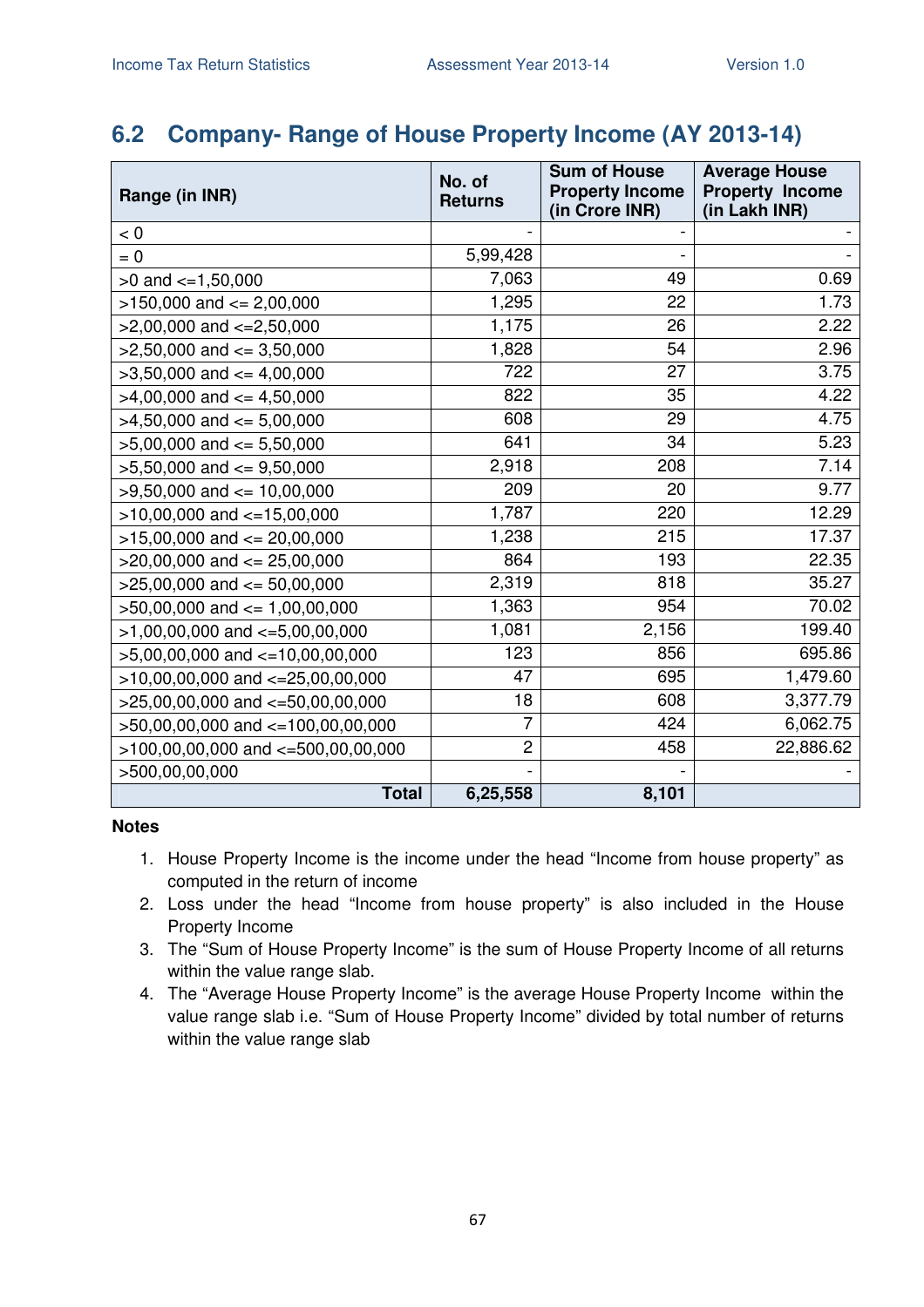## 6.2 Company- Range of House Property Income (AY 2013-14)

| Range (in INR) | No. of Returns | Sum of House Property Income (in Crore INR) | Average House Property Income (in Lakh INR) |
|---|---|---|---|
| < 0 | - | - | - |
| = 0 | 5,99,428 | - | - |
| >0 and <=1,50,000 | 7,063 | 49 | 0.69 |
| >150,000 and <= 2,00,000 | 1,295 | 22 | 1.73 |
| >2,00,000 and <=2,50,000 | 1,175 | 26 | 2.22 |
| >2,50,000 and <= 3,50,000 | 1,828 | 54 | 2.96 |
| >3,50,000 and <= 4,00,000 | 722 | 27 | 3.75 |
| >4,00,000 and <= 4,50,000 | 822 | 35 | 4.22 |
| >4,50,000 and <= 5,00,000 | 608 | 29 | 4.75 |
| >5,00,000 and <= 5,50,000 | 641 | 34 | 5.23 |
| >5,50,000 and <= 9,50,000 | 2,918 | 208 | 7.14 |
| >9,50,000 and <= 10,00,000 | 209 | 20 | 9.77 |
| >10,00,000 and <=15,00,000 | 1,787 | 220 | 12.29 |
| >15,00,000 and <= 20,00,000 | 1,238 | 215 | 17.37 |
| >20,00,000 and <= 25,00,000 | 864 | 193 | 22.35 |
| >25,00,000 and <= 50,00,000 | 2,319 | 818 | 35.27 |
| >50,00,000 and <= 1,00,00,000 | 1,363 | 954 | 70.02 |
| >1,00,00,000 and <=5,00,00,000 | 1,081 | 2,156 | 199.40 |
| >5,00,00,000 and <=10,00,00,000 | 123 | 856 | 695.86 |
| >10,00,00,000 and <=25,00,00,000 | 47 | 695 | 1,479.60 |
| >25,00,00,000 and <=50,00,00,000 | 18 | 608 | 3,377.79 |
| >50,00,00,000 and <=100,00,00,000 | 7 | 424 | 6,062.75 |
| >100,00,00,000 and <=500,00,00,000 | 2 | 458 | 22,886.62 |
| >500,00,00,000 | - | - | - |
| **Total** | **6,25,558** | **8,101** | |

**Notes**

1. House Property Income is the income under the head "Income from house property" as computed in the return of income
2. Loss under the head "Income from house property" is also included in the House Property Income
3. The "Sum of House Property Income" is the sum of House Property Income of all returns within the value range slab.
4. The "Average House Property Income" is the average House Property Income within the value range slab i.e. "Sum of House Property Income" divided by total number of returns within the value range slab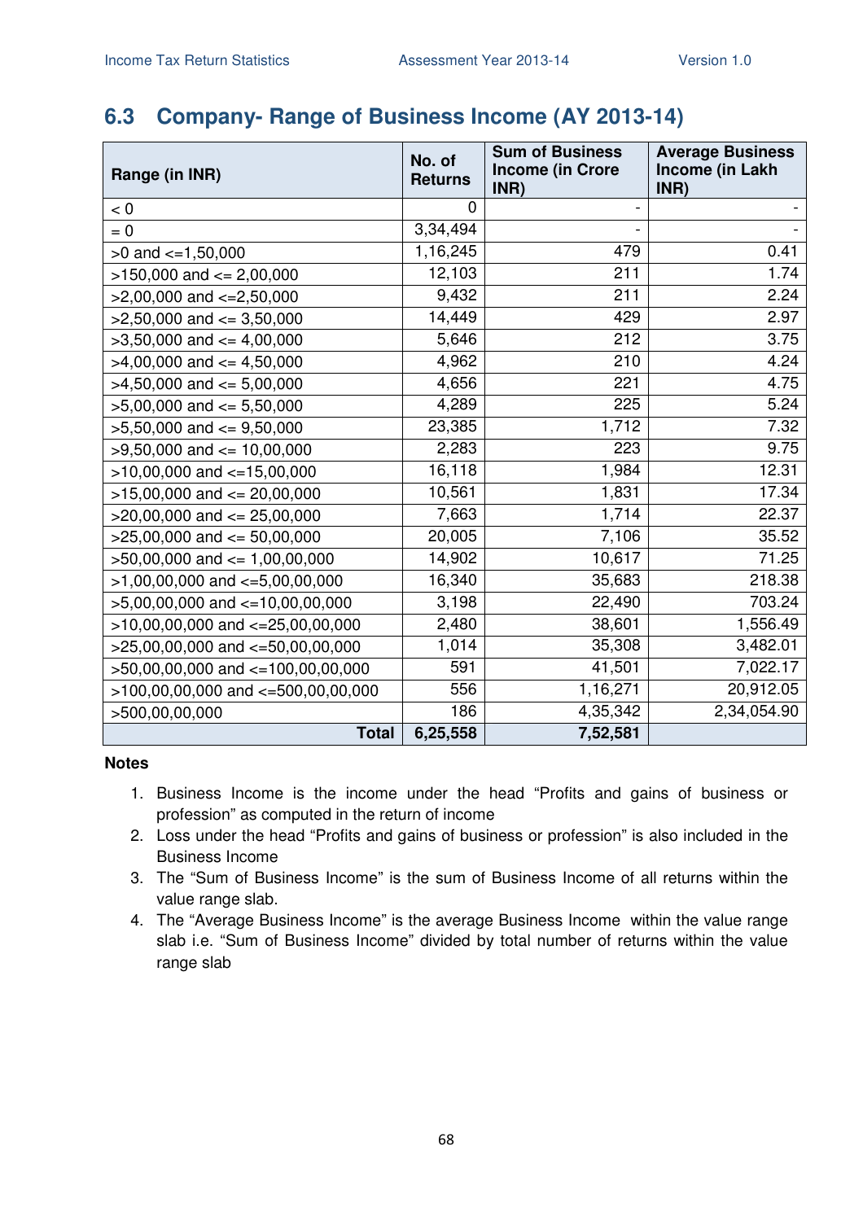## 6.3 Company- Range of Business Income (AY 2013-14)

| Range (in INR) | No. of Returns | Sum of Business Income (in Crore INR) | Average Business Income (in Lakh INR) |
|---|---|---|---|
| < 0 | 0 | - | - |
| = 0 | 3,34,494 | - | - |
| >0 and <=1,50,000 | 1,16,245 | 479 | 0.41 |
| >150,000 and <= 2,00,000 | 12,103 | 211 | 1.74 |
| >2,00,000 and <=2,50,000 | 9,432 | 211 | 2.24 |
| >2,50,000 and <= 3,50,000 | 14,449 | 429 | 2.97 |
| >3,50,000 and <= 4,00,000 | 5,646 | 212 | 3.75 |
| >4,00,000 and <= 4,50,000 | 4,962 | 210 | 4.24 |
| >4,50,000 and <= 5,00,000 | 4,656 | 221 | 4.75 |
| >5,00,000 and <= 5,50,000 | 4,289 | 225 | 5.24 |
| >5,50,000 and <= 9,50,000 | 23,385 | 1,712 | 7.32 |
| >9,50,000 and <= 10,00,000 | 2,283 | 223 | 9.75 |
| >10,00,000 and <=15,00,000 | 16,118 | 1,984 | 12.31 |
| >15,00,000 and <= 20,00,000 | 10,561 | 1,831 | 17.34 |
| >20,00,000 and <= 25,00,000 | 7,663 | 1,714 | 22.37 |
| >25,00,000 and <= 50,00,000 | 20,005 | 7,106 | 35.52 |
| >50,00,000 and <= 1,00,00,000 | 14,902 | 10,617 | 71.25 |
| >1,00,00,000 and <=5,00,00,000 | 16,340 | 35,683 | 218.38 |
| >5,00,00,000 and <=10,00,00,000 | 3,198 | 22,490 | 703.24 |
| >10,00,00,000 and <=25,00,00,000 | 2,480 | 38,601 | 1,556.49 |
| >25,00,00,000 and <=50,00,00,000 | 1,014 | 35,308 | 3,482.01 |
| >50,00,00,000 and <=100,00,00,000 | 591 | 41,501 | 7,022.17 |
| >100,00,00,000 and <=500,00,00,000 | 556 | 1,16,271 | 20,912.05 |
| >500,00,00,000 | 186 | 4,35,342 | 2,34,054.90 |
| **Total** | **6,25,558** | **7,52,581** | |

**Notes**

1. Business Income is the income under the head "Profits and gains of business or profession" as computed in the return of income
2. Loss under the head "Profits and gains of business or profession" is also included in the Business Income
3. The "Sum of Business Income" is the sum of Business Income of all returns within the value range slab.
4. The "Average Business Income" is the average Business Income within the value range slab i.e. "Sum of Business Income" divided by total number of returns within the value range slab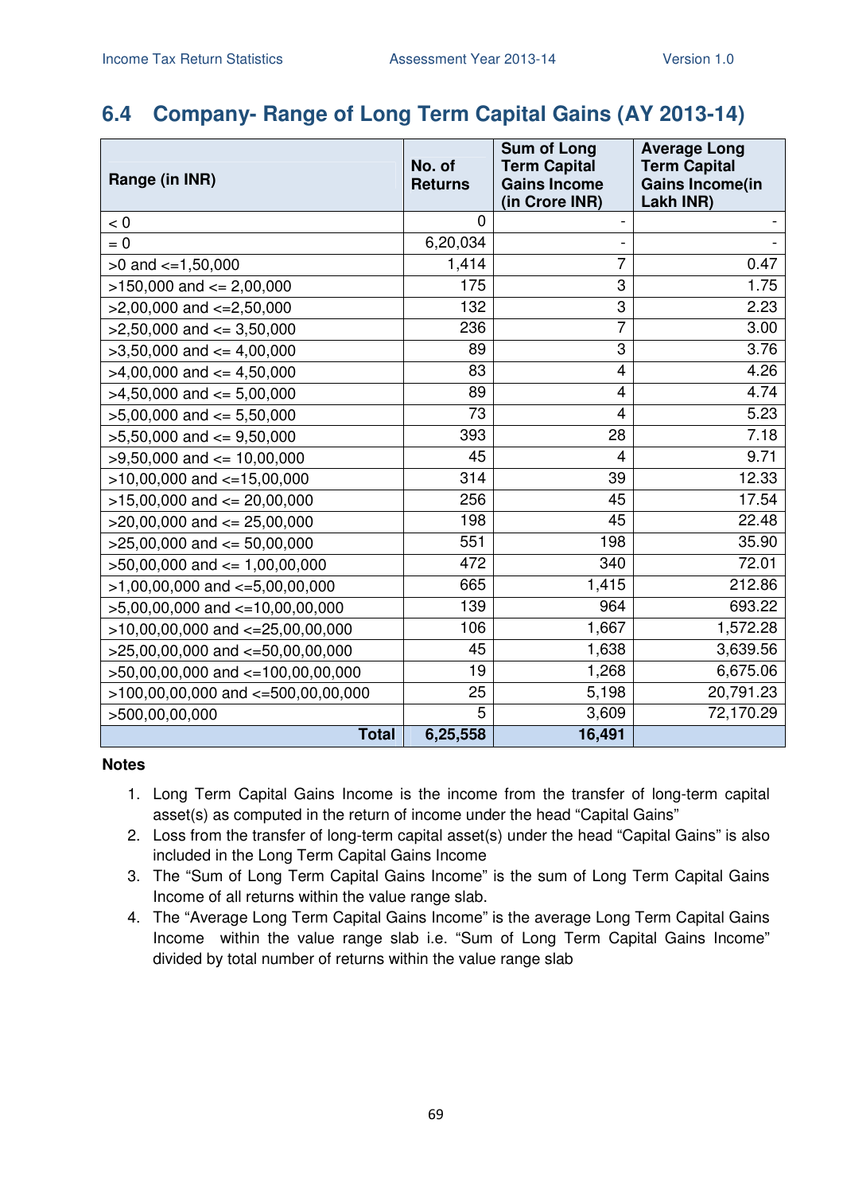## 6.4 Company- Range of Long Term Capital Gains (AY 2013-14)

| Range (in INR) | No. of Returns | Sum of Long Term Capital Gains Income (in Crore INR) | Average Long Term Capital Gains Income(in Lakh INR) |
|---|---|---|---|
| < 0 | 0 | - | - |
| = 0 | 6,20,034 | - | - |
| >0 and <=1,50,000 | 1,414 | 7 | 0.47 |
| >150,000 and <= 2,00,000 | 175 | 3 | 1.75 |
| >2,00,000 and <=2,50,000 | 132 | 3 | 2.23 |
| >2,50,000 and <= 3,50,000 | 236 | 7 | 3.00 |
| >3,50,000 and <= 4,00,000 | 89 | 3 | 3.76 |
| >4,00,000 and <= 4,50,000 | 83 | 4 | 4.26 |
| >4,50,000 and <= 5,00,000 | 89 | 4 | 4.74 |
| >5,00,000 and <= 5,50,000 | 73 | 4 | 5.23 |
| >5,50,000 and <= 9,50,000 | 393 | 28 | 7.18 |
| >9,50,000 and <= 10,00,000 | 45 | 4 | 9.71 |
| >10,00,000 and <=15,00,000 | 314 | 39 | 12.33 |
| >15,00,000 and <= 20,00,000 | 256 | 45 | 17.54 |
| >20,00,000 and <= 25,00,000 | 198 | 45 | 22.48 |
| >25,00,000 and <= 50,00,000 | 551 | 198 | 35.90 |
| >50,00,000 and <= 1,00,00,000 | 472 | 340 | 72.01 |
| >1,00,00,000 and <=5,00,00,000 | 665 | 1,415 | 212.86 |
| >5,00,00,000 and <=10,00,00,000 | 139 | 964 | 693.22 |
| >10,00,00,000 and <=25,00,00,000 | 106 | 1,667 | 1,572.28 |
| >25,00,00,000 and <=50,00,00,000 | 45 | 1,638 | 3,639.56 |
| >50,00,00,000 and <=100,00,00,000 | 19 | 1,268 | 6,675.06 |
| >100,00,00,000 and <=500,00,00,000 | 25 | 5,198 | 20,791.23 |
| >500,00,00,000 | 5 | 3,609 | 72,170.29 |
| **Total** | **6,25,558** | **16,491** | |

**Notes**

1. Long Term Capital Gains Income is the income from the transfer of long-term capital asset(s) as computed in the return of income under the head "Capital Gains"
2. Loss from the transfer of long-term capital asset(s) under the head "Capital Gains" is also included in the Long Term Capital Gains Income
3. The "Sum of Long Term Capital Gains Income" is the sum of Long Term Capital Gains Income of all returns within the value range slab.
4. The "Average Long Term Capital Gains Income" is the average Long Term Capital Gains Income within the value range slab i.e. "Sum of Long Term Capital Gains Income" divided by total number of returns within the value range slab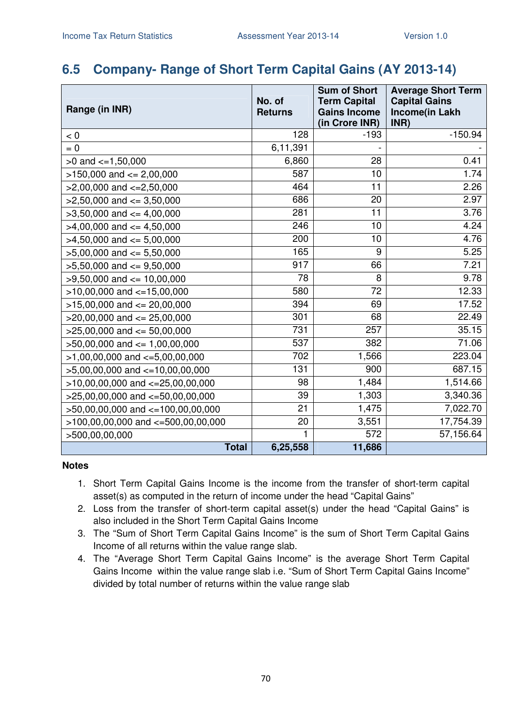## 6.5 Company- Range of Short Term Capital Gains (AY 2013-14)

| Range (in INR) | No. of Returns | Sum of Short Term Capital Gains Income (in Crore INR) | Average Short Term Capital Gains Income(in Lakh INR) |
|---|---|---|---|
| < 0 | 128 | -193 | -150.94 |
| = 0 | 6,11,391 | - | - |
| >0 and <=1,50,000 | 6,860 | 28 | 0.41 |
| >150,000 and <= 2,00,000 | 587 | 10 | 1.74 |
| >2,00,000 and <=2,50,000 | 464 | 11 | 2.26 |
| >2,50,000 and <= 3,50,000 | 686 | 20 | 2.97 |
| >3,50,000 and <= 4,00,000 | 281 | 11 | 3.76 |
| >4,00,000 and <= 4,50,000 | 246 | 10 | 4.24 |
| >4,50,000 and <= 5,00,000 | 200 | 10 | 4.76 |
| >5,00,000 and <= 5,50,000 | 165 | 9 | 5.25 |
| >5,50,000 and <= 9,50,000 | 917 | 66 | 7.21 |
| >9,50,000 and <= 10,00,000 | 78 | 8 | 9.78 |
| >10,00,000 and <=15,00,000 | 580 | 72 | 12.33 |
| >15,00,000 and <= 20,00,000 | 394 | 69 | 17.52 |
| >20,00,000 and <= 25,00,000 | 301 | 68 | 22.49 |
| >25,00,000 and <= 50,00,000 | 731 | 257 | 35.15 |
| >50,00,000 and <= 1,00,00,000 | 537 | 382 | 71.06 |
| >1,00,00,000 and <=5,00,00,000 | 702 | 1,566 | 223.04 |
| >5,00,00,000 and <=10,00,00,000 | 131 | 900 | 687.15 |
| >10,00,00,000 and <=25,00,00,000 | 98 | 1,484 | 1,514.66 |
| >25,00,00,000 and <=50,00,00,000 | 39 | 1,303 | 3,340.36 |
| >50,00,00,000 and <=100,00,00,000 | 21 | 1,475 | 7,022.70 |
| >100,00,00,000 and <=500,00,00,000 | 20 | 3,551 | 17,754.39 |
| >500,00,00,000 | 1 | 572 | 57,156.64 |
| **Total** | **6,25,558** | **11,686** | |

**Notes**

1. Short Term Capital Gains Income is the income from the transfer of short-term capital asset(s) as computed in the return of income under the head "Capital Gains"
2. Loss from the transfer of short-term capital asset(s) under the head "Capital Gains" is also included in the Short Term Capital Gains Income
3. The "Sum of Short Term Capital Gains Income" is the sum of Short Term Capital Gains Income of all returns within the value range slab.
4. The "Average Short Term Capital Gains Income" is the average Short Term Capital Gains Income within the value range slab i.e. "Sum of Short Term Capital Gains Income" divided by total number of returns within the value range slab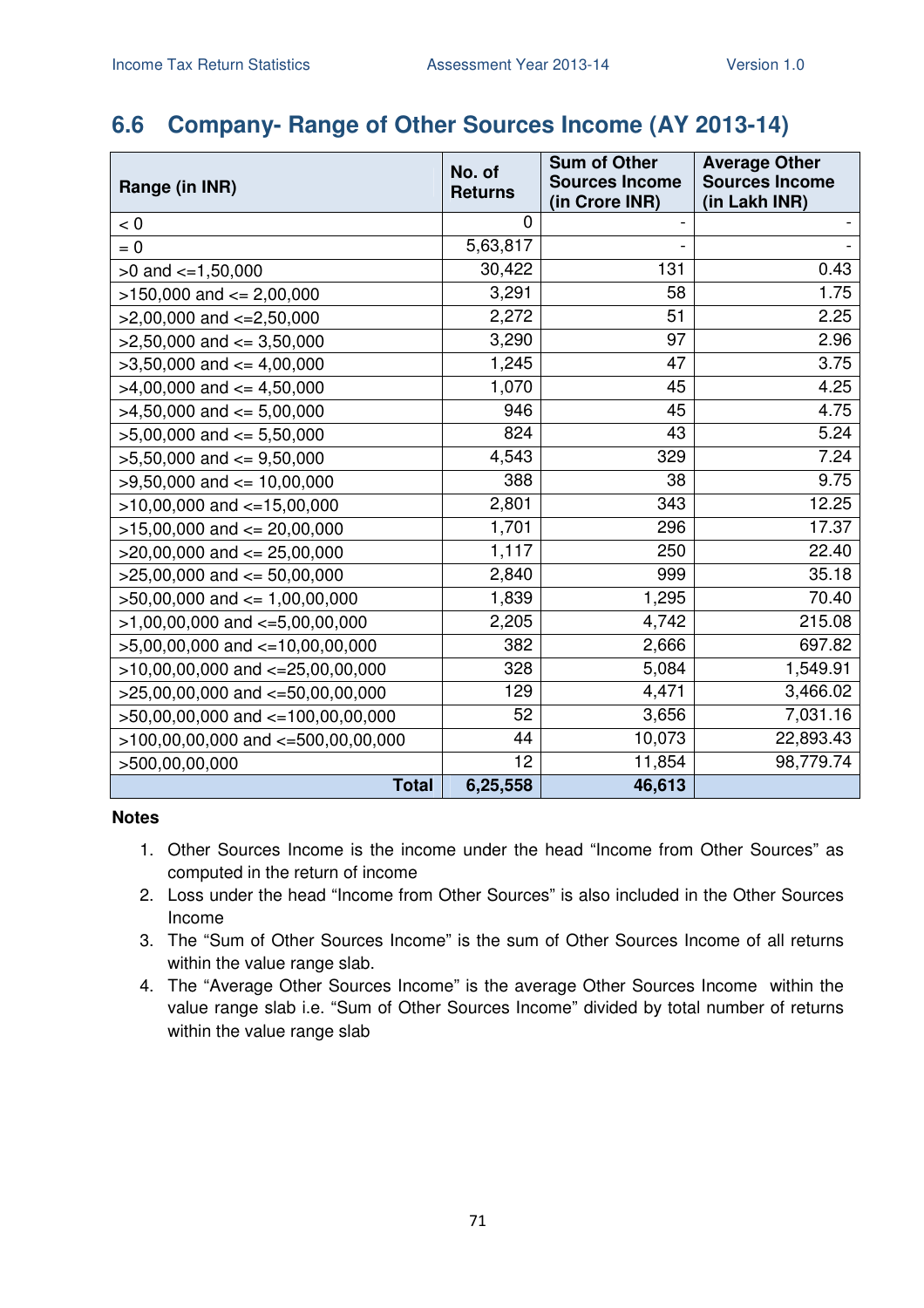## 6.6 Company- Range of Other Sources Income (AY 2013-14)

| Range (in INR) | No. of Returns | Sum of Other Sources Income (in Crore INR) | Average Other Sources Income (in Lakh INR) |
|---|---|---|---|
| < 0 | 0 | - | - |
| = 0 | 5,63,817 | - | - |
| >0 and <=1,50,000 | 30,422 | 131 | 0.43 |
| >150,000 and <= 2,00,000 | 3,291 | 58 | 1.75 |
| >2,00,000 and <=2,50,000 | 2,272 | 51 | 2.25 |
| >2,50,000 and <= 3,50,000 | 3,290 | 97 | 2.96 |
| >3,50,000 and <= 4,00,000 | 1,245 | 47 | 3.75 |
| >4,00,000 and <= 4,50,000 | 1,070 | 45 | 4.25 |
| >4,50,000 and <= 5,00,000 | 946 | 45 | 4.75 |
| >5,00,000 and <= 5,50,000 | 824 | 43 | 5.24 |
| >5,50,000 and <= 9,50,000 | 4,543 | 329 | 7.24 |
| >9,50,000 and <= 10,00,000 | 388 | 38 | 9.75 |
| >10,00,000 and <=15,00,000 | 2,801 | 343 | 12.25 |
| >15,00,000 and <= 20,00,000 | 1,701 | 296 | 17.37 |
| >20,00,000 and <= 25,00,000 | 1,117 | 250 | 22.40 |
| >25,00,000 and <= 50,00,000 | 2,840 | 999 | 35.18 |
| >50,00,000 and <= 1,00,00,000 | 1,839 | 1,295 | 70.40 |
| >1,00,00,000 and <=5,00,00,000 | 2,205 | 4,742 | 215.08 |
| >5,00,00,000 and <=10,00,00,000 | 382 | 2,666 | 697.82 |
| >10,00,00,000 and <=25,00,00,000 | 328 | 5,084 | 1,549.91 |
| >25,00,00,000 and <=50,00,00,000 | 129 | 4,471 | 3,466.02 |
| >50,00,00,000 and <=100,00,00,000 | 52 | 3,656 | 7,031.16 |
| >100,00,00,000 and <=500,00,00,000 | 44 | 10,073 | 22,893.43 |
| >500,00,00,000 | 12 | 11,854 | 98,779.74 |
| **Total** | **6,25,558** | **46,613** | |

**Notes**

1. Other Sources Income is the income under the head "Income from Other Sources" as computed in the return of income
2. Loss under the head "Income from Other Sources" is also included in the Other Sources Income
3. The "Sum of Other Sources Income" is the sum of Other Sources Income of all returns within the value range slab.
4. The "Average Other Sources Income" is the average Other Sources Income within the value range slab i.e. "Sum of Other Sources Income" divided by total number of returns within the value range slab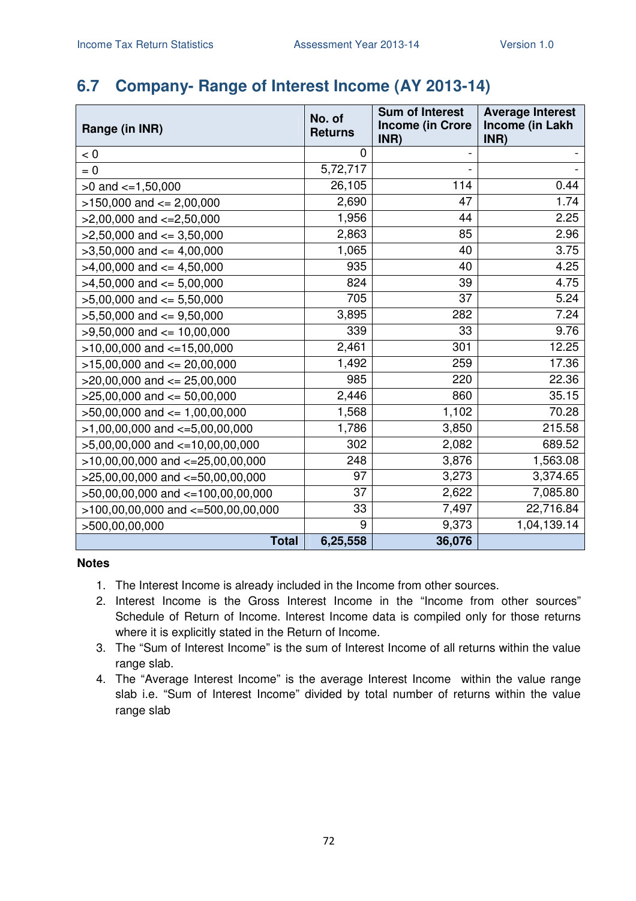## 6.7 Company- Range of Interest Income (AY 2013-14)

| Range (in INR) | No. of Returns | Sum of Interest Income (in Crore INR) | Average Interest Income (in Lakh INR) |
|---|---|---|---|
| < 0 | 0 | - | - |
| = 0 | 5,72,717 | - | - |
| >0 and <=1,50,000 | 26,105 | 114 | 0.44 |
| >150,000 and <= 2,00,000 | 2,690 | 47 | 1.74 |
| >2,00,000 and <=2,50,000 | 1,956 | 44 | 2.25 |
| >2,50,000 and <= 3,50,000 | 2,863 | 85 | 2.96 |
| >3,50,000 and <= 4,00,000 | 1,065 | 40 | 3.75 |
| >4,00,000 and <= 4,50,000 | 935 | 40 | 4.25 |
| >4,50,000 and <= 5,00,000 | 824 | 39 | 4.75 |
| >5,00,000 and <= 5,50,000 | 705 | 37 | 5.24 |
| >5,50,000 and <= 9,50,000 | 3,895 | 282 | 7.24 |
| >9,50,000 and <= 10,00,000 | 339 | 33 | 9.76 |
| >10,00,000 and <=15,00,000 | 2,461 | 301 | 12.25 |
| >15,00,000 and <= 20,00,000 | 1,492 | 259 | 17.36 |
| >20,00,000 and <= 25,00,000 | 985 | 220 | 22.36 |
| >25,00,000 and <= 50,00,000 | 2,446 | 860 | 35.15 |
| >50,00,000 and <= 1,00,00,000 | 1,568 | 1,102 | 70.28 |
| >1,00,00,000 and <=5,00,00,000 | 1,786 | 3,850 | 215.58 |
| >5,00,00,000 and <=10,00,00,000 | 302 | 2,082 | 689.52 |
| >10,00,00,000 and <=25,00,00,000 | 248 | 3,876 | 1,563.08 |
| >25,00,00,000 and <=50,00,00,000 | 97 | 3,273 | 3,374.65 |
| >50,00,00,000 and <=100,00,00,000 | 37 | 2,622 | 7,085.80 |
| >100,00,00,000 and <=500,00,00,000 | 33 | 7,497 | 22,716.84 |
| >500,00,00,000 | 9 | 9,373 | 1,04,139.14 |
| **Total** | **6,25,558** | **36,076** | |

**Notes**

1. The Interest Income is already included in the Income from other sources.
2. Interest Income is the Gross Interest Income in the "Income from other sources" Schedule of Return of Income. Interest Income data is compiled only for those returns where it is explicitly stated in the Return of Income.
3. The "Sum of Interest Income" is the sum of Interest Income of all returns within the value range slab.
4. The "Average Interest Income" is the average Interest Income within the value range slab i.e. "Sum of Interest Income" divided by total number of returns within the value range slab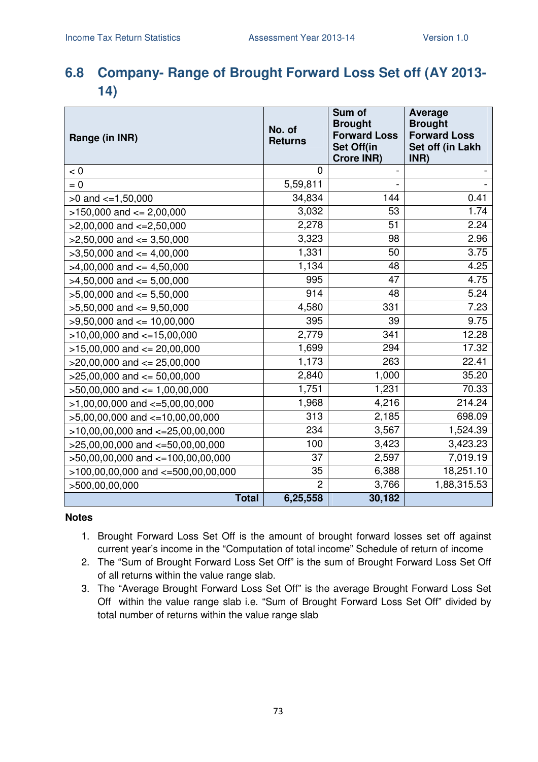## 6.8 Company- Range of Brought Forward Loss Set off (AY 2013-14)

| Range (in INR) | No. of Returns | Sum of Brought Forward Loss Set Off(in Crore INR) | Average Brought Forward Loss Set off (in Lakh INR) |
|---|---|---|---|
| < 0 | 0 | - | - |
| = 0 | 5,59,811 | - | - |
| >0 and <=1,50,000 | 34,834 | 144 | 0.41 |
| >150,000 and <= 2,00,000 | 3,032 | 53 | 1.74 |
| >2,00,000 and <=2,50,000 | 2,278 | 51 | 2.24 |
| >2,50,000 and <= 3,50,000 | 3,323 | 98 | 2.96 |
| >3,50,000 and <= 4,00,000 | 1,331 | 50 | 3.75 |
| >4,00,000 and <= 4,50,000 | 1,134 | 48 | 4.25 |
| >4,50,000 and <= 5,00,000 | 995 | 47 | 4.75 |
| >5,00,000 and <= 5,50,000 | 914 | 48 | 5.24 |
| >5,50,000 and <= 9,50,000 | 4,580 | 331 | 7.23 |
| >9,50,000 and <= 10,00,000 | 395 | 39 | 9.75 |
| >10,00,000 and <=15,00,000 | 2,779 | 341 | 12.28 |
| >15,00,000 and <= 20,00,000 | 1,699 | 294 | 17.32 |
| >20,00,000 and <= 25,00,000 | 1,173 | 263 | 22.41 |
| >25,00,000 and <= 50,00,000 | 2,840 | 1,000 | 35.20 |
| >50,00,000 and <= 1,00,00,000 | 1,751 | 1,231 | 70.33 |
| >1,00,00,000 and <=5,00,00,000 | 1,968 | 4,216 | 214.24 |
| >5,00,00,000 and <=10,00,00,000 | 313 | 2,185 | 698.09 |
| >10,00,00,000 and <=25,00,00,000 | 234 | 3,567 | 1,524.39 |
| >25,00,00,000 and <=50,00,00,000 | 100 | 3,423 | 3,423.23 |
| >50,00,00,000 and <=100,00,00,000 | 37 | 2,597 | 7,019.19 |
| >100,00,00,000 and <=500,00,00,000 | 35 | 6,388 | 18,251.10 |
| >500,00,00,000 | 2 | 3,766 | 1,88,315.53 |
| **Total** | **6,25,558** | **30,182** | |

**Notes**

1. Brought Forward Loss Set Off is the amount of brought forward losses set off against current year's income in the "Computation of total income" Schedule of return of income
2. The "Sum of Brought Forward Loss Set Off" is the sum of Brought Forward Loss Set Off of all returns within the value range slab.
3. The "Average Brought Forward Loss Set Off" is the average Brought Forward Loss Set Off within the value range slab i.e. "Sum of Brought Forward Loss Set Off" divided by total number of returns within the value range slab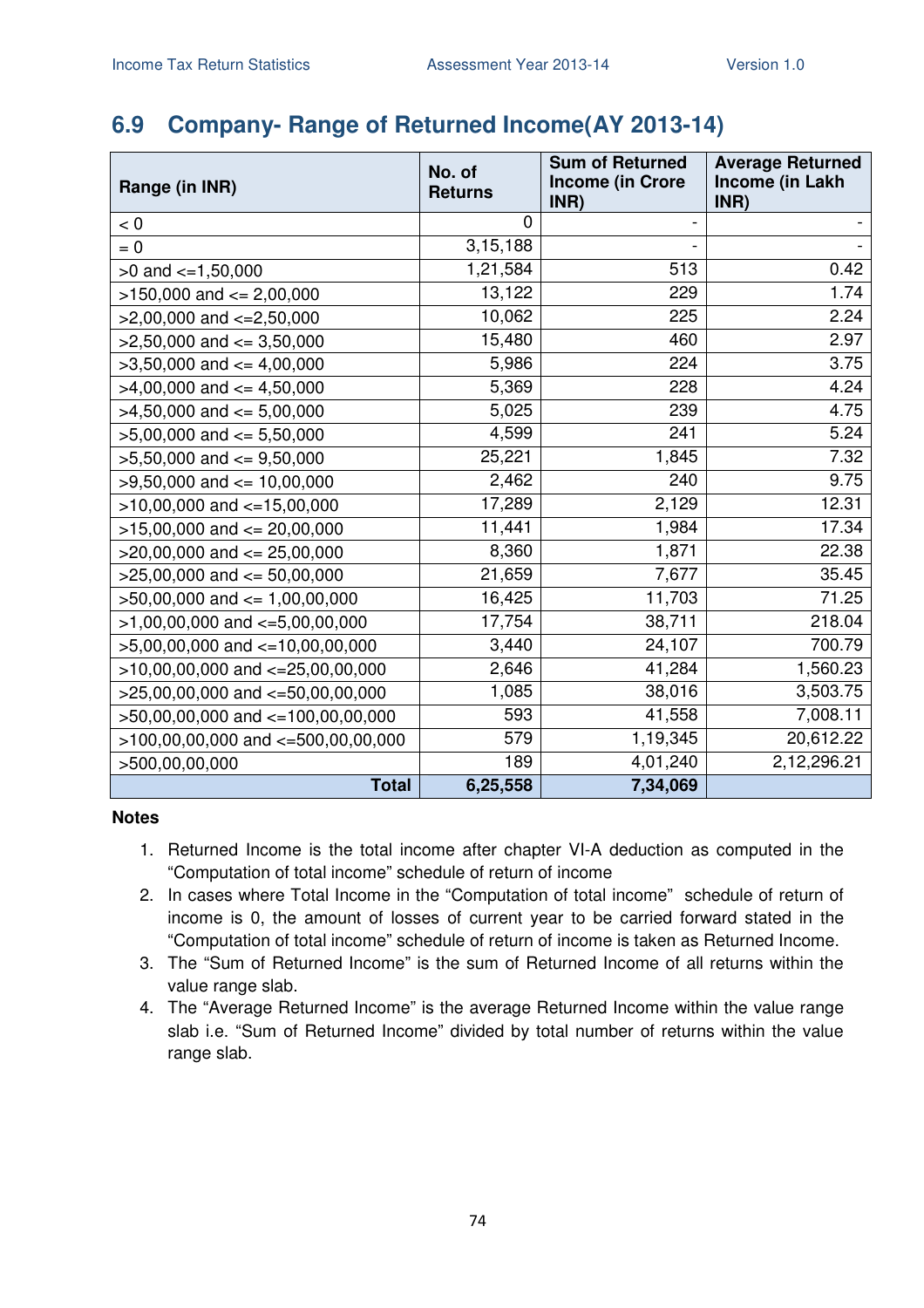## 6.9 Company- Range of Returned Income(AY 2013-14)

| Range (in INR) | No. of Returns | Sum of Returned Income (in Crore INR) | Average Returned Income (in Lakh INR) |
|---|---|---|---|
| < 0 | 0 | - | - |
| = 0 | 3,15,188 | - | - |
| >0 and <=1,50,000 | 1,21,584 | 513 | 0.42 |
| >150,000 and <= 2,00,000 | 13,122 | 229 | 1.74 |
| >2,00,000 and <=2,50,000 | 10,062 | 225 | 2.24 |
| >2,50,000 and <= 3,50,000 | 15,480 | 460 | 2.97 |
| >3,50,000 and <= 4,00,000 | 5,986 | 224 | 3.75 |
| >4,00,000 and <= 4,50,000 | 5,369 | 228 | 4.24 |
| >4,50,000 and <= 5,00,000 | 5,025 | 239 | 4.75 |
| >5,00,000 and <= 5,50,000 | 4,599 | 241 | 5.24 |
| >5,50,000 and <= 9,50,000 | 25,221 | 1,845 | 7.32 |
| >9,50,000 and <= 10,00,000 | 2,462 | 240 | 9.75 |
| >10,00,000 and <=15,00,000 | 17,289 | 2,129 | 12.31 |
| >15,00,000 and <= 20,00,000 | 11,441 | 1,984 | 17.34 |
| >20,00,000 and <= 25,00,000 | 8,360 | 1,871 | 22.38 |
| >25,00,000 and <= 50,00,000 | 21,659 | 7,677 | 35.45 |
| >50,00,000 and <= 1,00,00,000 | 16,425 | 11,703 | 71.25 |
| >1,00,00,000 and <=5,00,00,000 | 17,754 | 38,711 | 218.04 |
| >5,00,00,000 and <=10,00,00,000 | 3,440 | 24,107 | 700.79 |
| >10,00,00,000 and <=25,00,00,000 | 2,646 | 41,284 | 1,560.23 |
| >25,00,00,000 and <=50,00,00,000 | 1,085 | 38,016 | 3,503.75 |
| >50,00,00,000 and <=100,00,00,000 | 593 | 41,558 | 7,008.11 |
| >100,00,00,000 and <=500,00,00,000 | 579 | 1,19,345 | 20,612.22 |
| >500,00,00,000 | 189 | 4,01,240 | 2,12,296.21 |
| **Total** | **6,25,558** | **7,34,069** | |

**Notes**

1. Returned Income is the total income after chapter VI-A deduction as computed in the "Computation of total income" schedule of return of income
2. In cases where Total Income in the "Computation of total income" schedule of return of income is 0, the amount of losses of current year to be carried forward stated in the "Computation of total income" schedule of return of income is taken as Returned Income.
3. The "Sum of Returned Income" is the sum of Returned Income of all returns within the value range slab.
4. The "Average Returned Income" is the average Returned Income within the value range slab i.e. "Sum of Returned Income" divided by total number of returns within the value range slab.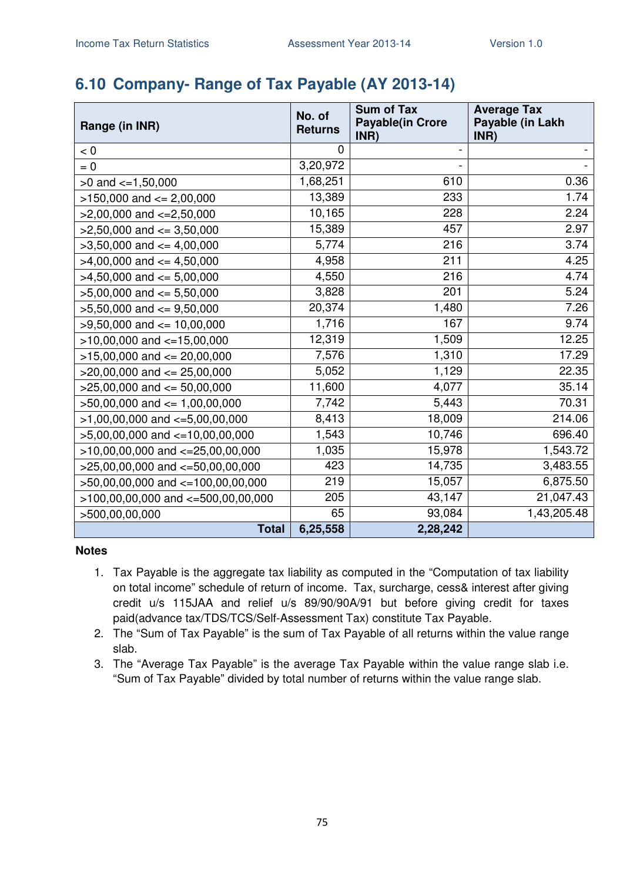## 6.10 Company- Range of Tax Payable (AY 2013-14)

| Range (in INR) | No. of Returns | Sum of Tax Payable(in Crore INR) | Average Tax Payable (in Lakh INR) |
|---|---|---|---|
| < 0 | 0 | - | - |
| = 0 | 3,20,972 | - | - |
| >0 and <=1,50,000 | 1,68,251 | 610 | 0.36 |
| >150,000 and <= 2,00,000 | 13,389 | 233 | 1.74 |
| >2,00,000 and <=2,50,000 | 10,165 | 228 | 2.24 |
| >2,50,000 and <= 3,50,000 | 15,389 | 457 | 2.97 |
| >3,50,000 and <= 4,00,000 | 5,774 | 216 | 3.74 |
| >4,00,000 and <= 4,50,000 | 4,958 | 211 | 4.25 |
| >4,50,000 and <= 5,00,000 | 4,550 | 216 | 4.74 |
| >5,00,000 and <= 5,50,000 | 3,828 | 201 | 5.24 |
| >5,50,000 and <= 9,50,000 | 20,374 | 1,480 | 7.26 |
| >9,50,000 and <= 10,00,000 | 1,716 | 167 | 9.74 |
| >10,00,000 and <=15,00,000 | 12,319 | 1,509 | 12.25 |
| >15,00,000 and <= 20,00,000 | 7,576 | 1,310 | 17.29 |
| >20,00,000 and <= 25,00,000 | 5,052 | 1,129 | 22.35 |
| >25,00,000 and <= 50,00,000 | 11,600 | 4,077 | 35.14 |
| >50,00,000 and <= 1,00,00,000 | 7,742 | 5,443 | 70.31 |
| >1,00,00,000 and <=5,00,00,000 | 8,413 | 18,009 | 214.06 |
| >5,00,00,000 and <=10,00,00,000 | 1,543 | 10,746 | 696.40 |
| >10,00,00,000 and <=25,00,00,000 | 1,035 | 15,978 | 1,543.72 |
| >25,00,00,000 and <=50,00,00,000 | 423 | 14,735 | 3,483.55 |
| >50,00,00,000 and <=100,00,00,000 | 219 | 15,057 | 6,875.50 |
| >100,00,00,000 and <=500,00,00,000 | 205 | 43,147 | 21,047.43 |
| >500,00,00,000 | 65 | 93,084 | 1,43,205.48 |
| **Total** | **6,25,558** | **2,28,242** | |

**Notes**

1. Tax Payable is the aggregate tax liability as computed in the "Computation of tax liability on total income" schedule of return of income. Tax, surcharge, cess& interest after giving credit u/s 115JAA and relief u/s 89/90/90A/91 but before giving credit for taxes paid(advance tax/TDS/TCS/Self-Assessment Tax) constitute Tax Payable.
2. The "Sum of Tax Payable" is the sum of Tax Payable of all returns within the value range slab.
3. The "Average Tax Payable" is the average Tax Payable within the value range slab i.e. "Sum of Tax Payable" divided by total number of returns within the value range slab.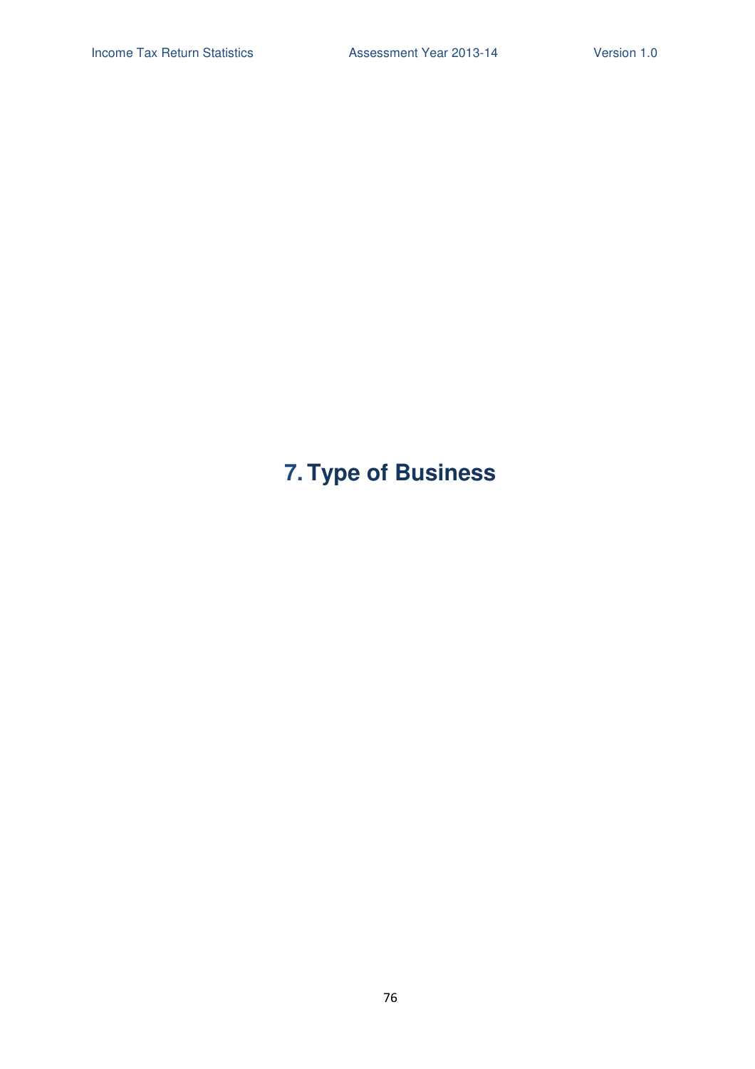# 7. Type of Business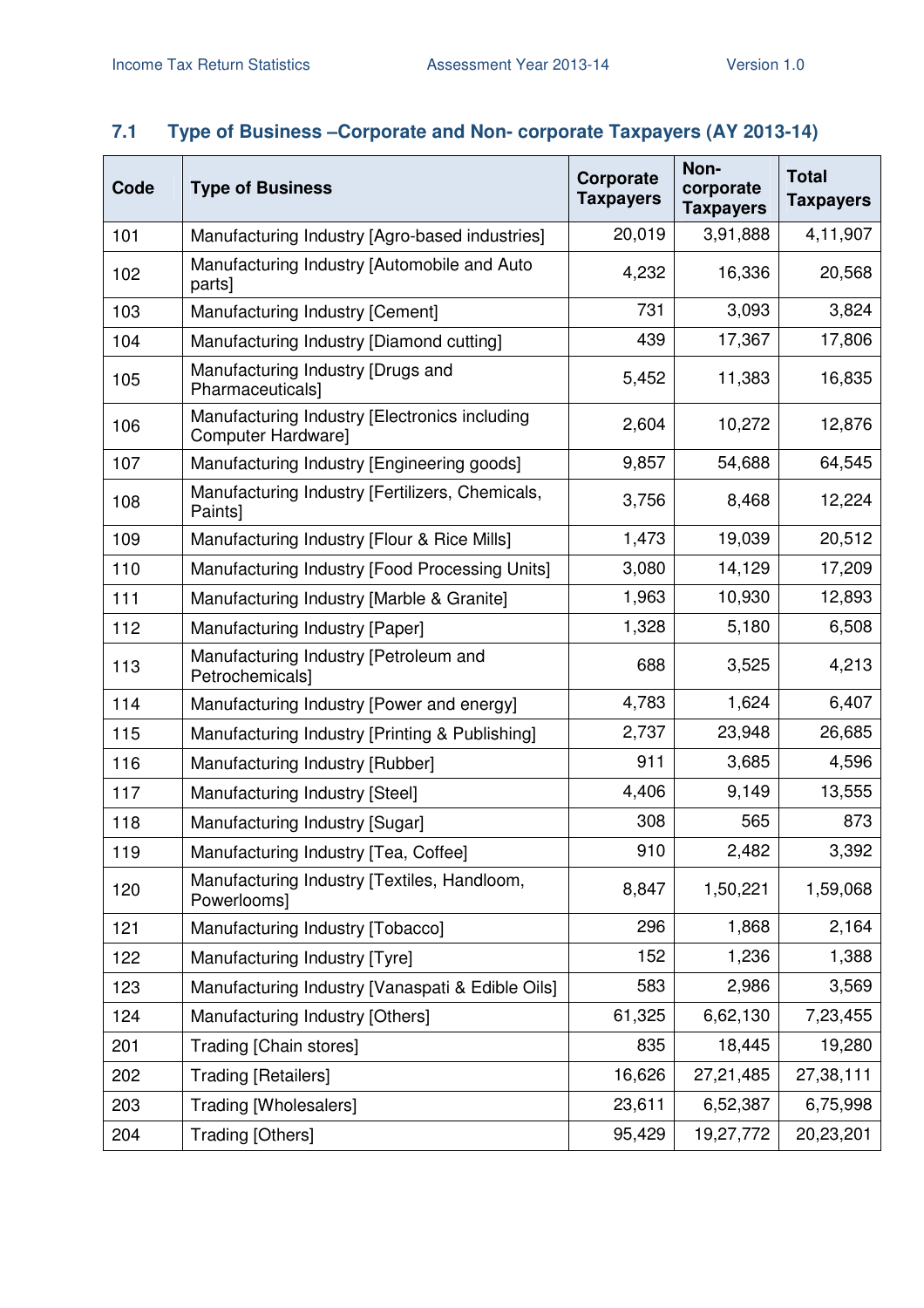## 7.1 Type of Business –Corporate and Non- corporate Taxpayers (AY 2013-14)

| Code | Type of Business | Corporate Taxpayers | Non-corporate Taxpayers | Total Taxpayers |
|---|---|---|---|---|
| 101 | Manufacturing Industry [Agro-based industries] | 20,019 | 3,91,888 | 4,11,907 |
| 102 | Manufacturing Industry [Automobile and Auto parts] | 4,232 | 16,336 | 20,568 |
| 103 | Manufacturing Industry [Cement] | 731 | 3,093 | 3,824 |
| 104 | Manufacturing Industry [Diamond cutting] | 439 | 17,367 | 17,806 |
| 105 | Manufacturing Industry [Drugs and Pharmaceuticals] | 5,452 | 11,383 | 16,835 |
| 106 | Manufacturing Industry [Electronics including Computer Hardware] | 2,604 | 10,272 | 12,876 |
| 107 | Manufacturing Industry [Engineering goods] | 9,857 | 54,688 | 64,545 |
| 108 | Manufacturing Industry [Fertilizers, Chemicals, Paints] | 3,756 | 8,468 | 12,224 |
| 109 | Manufacturing Industry [Flour & Rice Mills] | 1,473 | 19,039 | 20,512 |
| 110 | Manufacturing Industry [Food Processing Units] | 3,080 | 14,129 | 17,209 |
| 111 | Manufacturing Industry [Marble & Granite] | 1,963 | 10,930 | 12,893 |
| 112 | Manufacturing Industry [Paper] | 1,328 | 5,180 | 6,508 |
| 113 | Manufacturing Industry [Petroleum and Petrochemicals] | 688 | 3,525 | 4,213 |
| 114 | Manufacturing Industry [Power and energy] | 4,783 | 1,624 | 6,407 |
| 115 | Manufacturing Industry [Printing & Publishing] | 2,737 | 23,948 | 26,685 |
| 116 | Manufacturing Industry [Rubber] | 911 | 3,685 | 4,596 |
| 117 | Manufacturing Industry [Steel] | 4,406 | 9,149 | 13,555 |
| 118 | Manufacturing Industry [Sugar] | 308 | 565 | 873 |
| 119 | Manufacturing Industry [Tea, Coffee] | 910 | 2,482 | 3,392 |
| 120 | Manufacturing Industry [Textiles, Handloom, Powerlooms] | 8,847 | 1,50,221 | 1,59,068 |
| 121 | Manufacturing Industry [Tobacco] | 296 | 1,868 | 2,164 |
| 122 | Manufacturing Industry [Tyre] | 152 | 1,236 | 1,388 |
| 123 | Manufacturing Industry [Vanaspati & Edible Oils] | 583 | 2,986 | 3,569 |
| 124 | Manufacturing Industry [Others] | 61,325 | 6,62,130 | 7,23,455 |
| 201 | Trading [Chain stores] | 835 | 18,445 | 19,280 |
| 202 | Trading [Retailers] | 16,626 | 27,21,485 | 27,38,111 |
| 203 | Trading [Wholesalers] | 23,611 | 6,52,387 | 6,75,998 |
| 204 | Trading [Others] | 95,429 | 19,27,772 | 20,23,201 |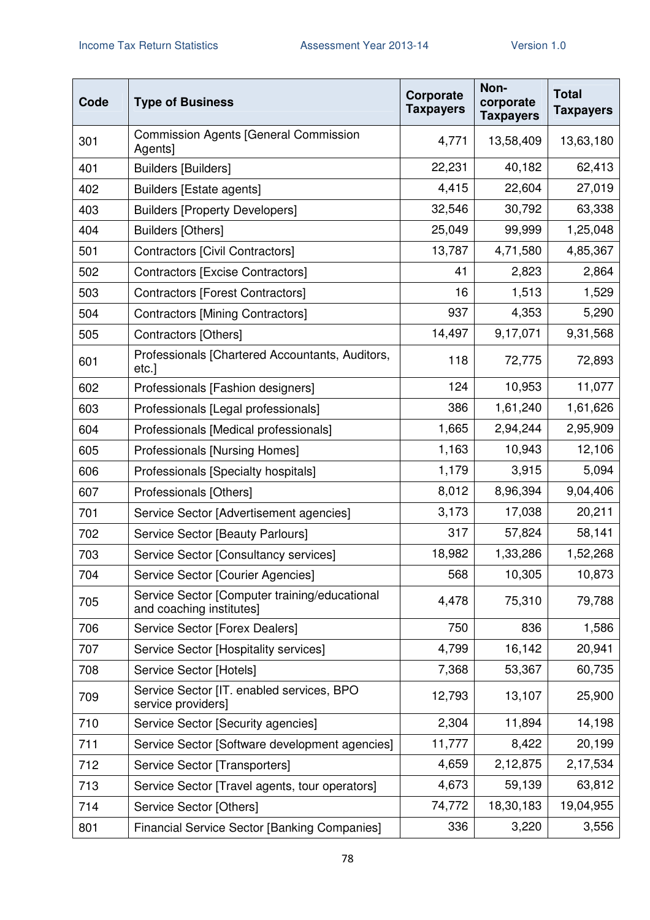| Code | Type of Business | Corporate Taxpayers | Non-corporate Taxpayers | Total Taxpayers |
|---|---|---|---|---|
| 301 | Commission Agents [General Commission Agents] | 4,771 | 13,58,409 | 13,63,180 |
| 401 | Builders [Builders] | 22,231 | 40,182 | 62,413 |
| 402 | Builders [Estate agents] | 4,415 | 22,604 | 27,019 |
| 403 | Builders [Property Developers] | 32,546 | 30,792 | 63,338 |
| 404 | Builders [Others] | 25,049 | 99,999 | 1,25,048 |
| 501 | Contractors [Civil Contractors] | 13,787 | 4,71,580 | 4,85,367 |
| 502 | Contractors [Excise Contractors] | 41 | 2,823 | 2,864 |
| 503 | Contractors [Forest Contractors] | 16 | 1,513 | 1,529 |
| 504 | Contractors [Mining Contractors] | 937 | 4,353 | 5,290 |
| 505 | Contractors [Others] | 14,497 | 9,17,071 | 9,31,568 |
| 601 | Professionals [Chartered Accountants, Auditors, etc.] | 118 | 72,775 | 72,893 |
| 602 | Professionals [Fashion designers] | 124 | 10,953 | 11,077 |
| 603 | Professionals [Legal professionals] | 386 | 1,61,240 | 1,61,626 |
| 604 | Professionals [Medical professionals] | 1,665 | 2,94,244 | 2,95,909 |
| 605 | Professionals [Nursing Homes] | 1,163 | 10,943 | 12,106 |
| 606 | Professionals [Specialty hospitals] | 1,179 | 3,915 | 5,094 |
| 607 | Professionals [Others] | 8,012 | 8,96,394 | 9,04,406 |
| 701 | Service Sector [Advertisement agencies] | 3,173 | 17,038 | 20,211 |
| 702 | Service Sector [Beauty Parlours] | 317 | 57,824 | 58,141 |
| 703 | Service Sector [Consultancy services] | 18,982 | 1,33,286 | 1,52,268 |
| 704 | Service Sector [Courier Agencies] | 568 | 10,305 | 10,873 |
| 705 | Service Sector [Computer training/educational and coaching institutes] | 4,478 | 75,310 | 79,788 |
| 706 | Service Sector [Forex Dealers] | 750 | 836 | 1,586 |
| 707 | Service Sector [Hospitality services] | 4,799 | 16,142 | 20,941 |
| 708 | Service Sector [Hotels] | 7,368 | 53,367 | 60,735 |
| 709 | Service Sector [IT. enabled services, BPO service providers] | 12,793 | 13,107 | 25,900 |
| 710 | Service Sector [Security agencies] | 2,304 | 11,894 | 14,198 |
| 711 | Service Sector [Software development agencies] | 11,777 | 8,422 | 20,199 |
| 712 | Service Sector [Transporters] | 4,659 | 2,12,875 | 2,17,534 |
| 713 | Service Sector [Travel agents, tour operators] | 4,673 | 59,139 | 63,812 |
| 714 | Service Sector [Others] | 74,772 | 18,30,183 | 19,04,955 |
| 801 | Financial Service Sector [Banking Companies] | 336 | 3,220 | 3,556 |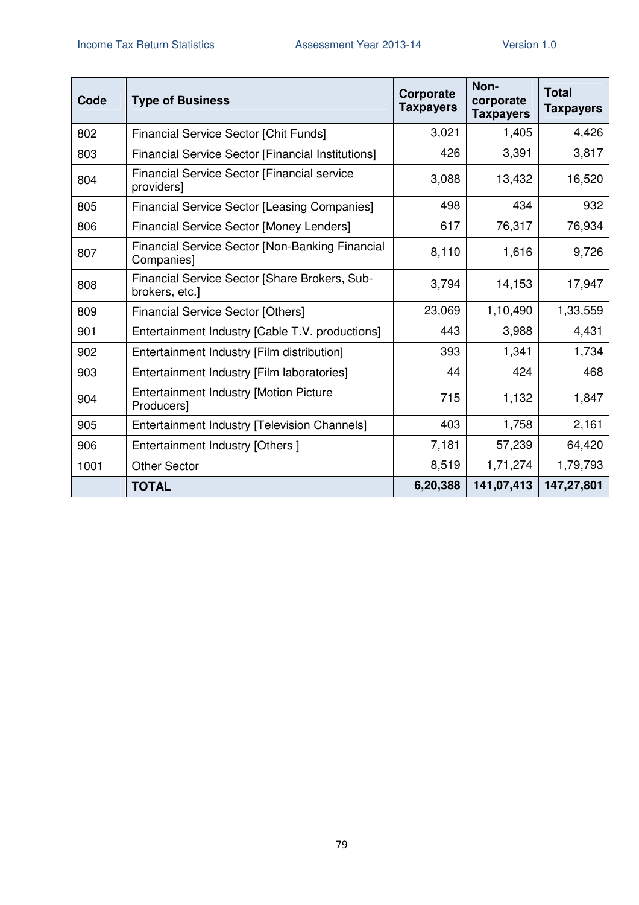| Code | Type of Business | Corporate Taxpayers | Non-corporate Taxpayers | Total Taxpayers |
|---|---|---|---|---|
| 802 | Financial Service Sector [Chit Funds] | 3,021 | 1,405 | 4,426 |
| 803 | Financial Service Sector [Financial Institutions] | 426 | 3,391 | 3,817 |
| 804 | Financial Service Sector [Financial service providers] | 3,088 | 13,432 | 16,520 |
| 805 | Financial Service Sector [Leasing Companies] | 498 | 434 | 932 |
| 806 | Financial Service Sector [Money Lenders] | 617 | 76,317 | 76,934 |
| 807 | Financial Service Sector [Non-Banking Financial Companies] | 8,110 | 1,616 | 9,726 |
| 808 | Financial Service Sector [Share Brokers, Sub-brokers, etc.] | 3,794 | 14,153 | 17,947 |
| 809 | Financial Service Sector [Others] | 23,069 | 1,10,490 | 1,33,559 |
| 901 | Entertainment Industry [Cable T.V. productions] | 443 | 3,988 | 4,431 |
| 902 | Entertainment Industry [Film distribution] | 393 | 1,341 | 1,734 |
| 903 | Entertainment Industry [Film laboratories] | 44 | 424 | 468 |
| 904 | Entertainment Industry [Motion Picture Producers] | 715 | 1,132 | 1,847 |
| 905 | Entertainment Industry [Television Channels] | 403 | 1,758 | 2,161 |
| 906 | Entertainment Industry [Others ] | 7,181 | 57,239 | 64,420 |
| 1001 | Other Sector | 8,519 | 1,71,274 | 1,79,793 |
| | **TOTAL** | **6,20,388** | **141,07,413** | **147,27,801** |